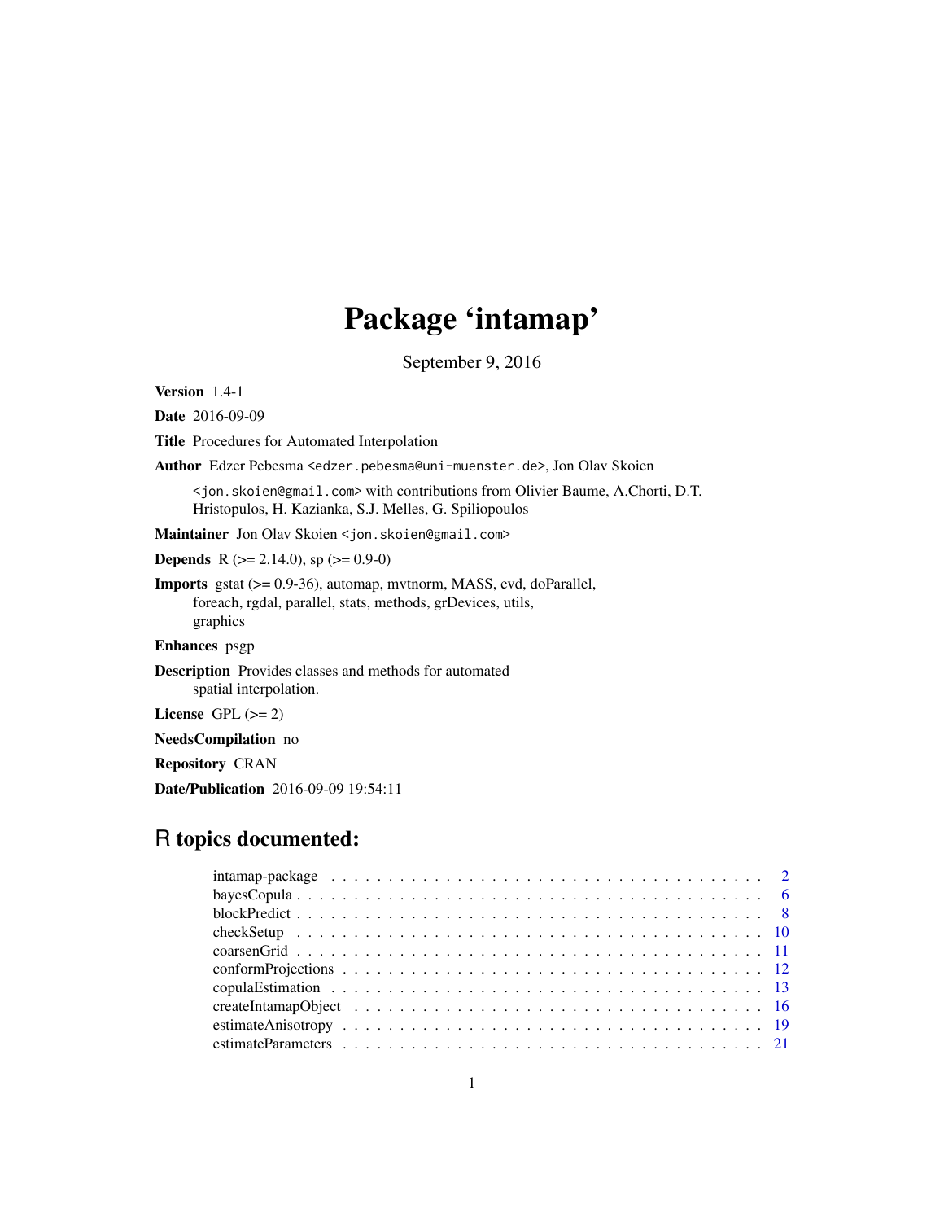# Package 'intamap'

September 9, 2016

**Version** 1.4-1

**Date** 2016-09-09

**Title** Procedures for Automated Interpolation

**Author** Edzer Pebesma <edzer.pebesma@uni-muenster.de>, Jon Olav Skoien <jon.skoien@gmail.com> with contributions from Olivier Baume, A.Chorti, D.T. Hristopulos, H. Kazianka, S.J. Melles, G. Spiliopoulos

**Maintainer** Jon Olav Skoien <jon.skoien@gmail.com>

**Depends** R (>= 2.14.0), sp (>= 0.9-0)

**Imports** gstat (>= 0.9-36), automap, mvtnorm, MASS, evd, doParallel, foreach, rgdal, parallel, stats, methods, grDevices, utils, graphics

**Enhances** psgp

**Description** Provides classes and methods for automated spatial interpolation.

**License** GPL (>= 2)

**NeedsCompilation** no

**Repository** CRAN

**Date/Publication** 2016-09-09 19:54:11

## R topics documented:

| | |
|---|---|
| intamap-package | 2 |
| bayesCopula | 6 |
| blockPredict | 8 |
| checkSetup | 10 |
| coarsenGrid | 11 |
| conformProjections | 12 |
| copulaEstimation | 13 |
| createIntamapObject | 16 |
| estimateAnisotropy | 19 |
| estimateParameters | 21 |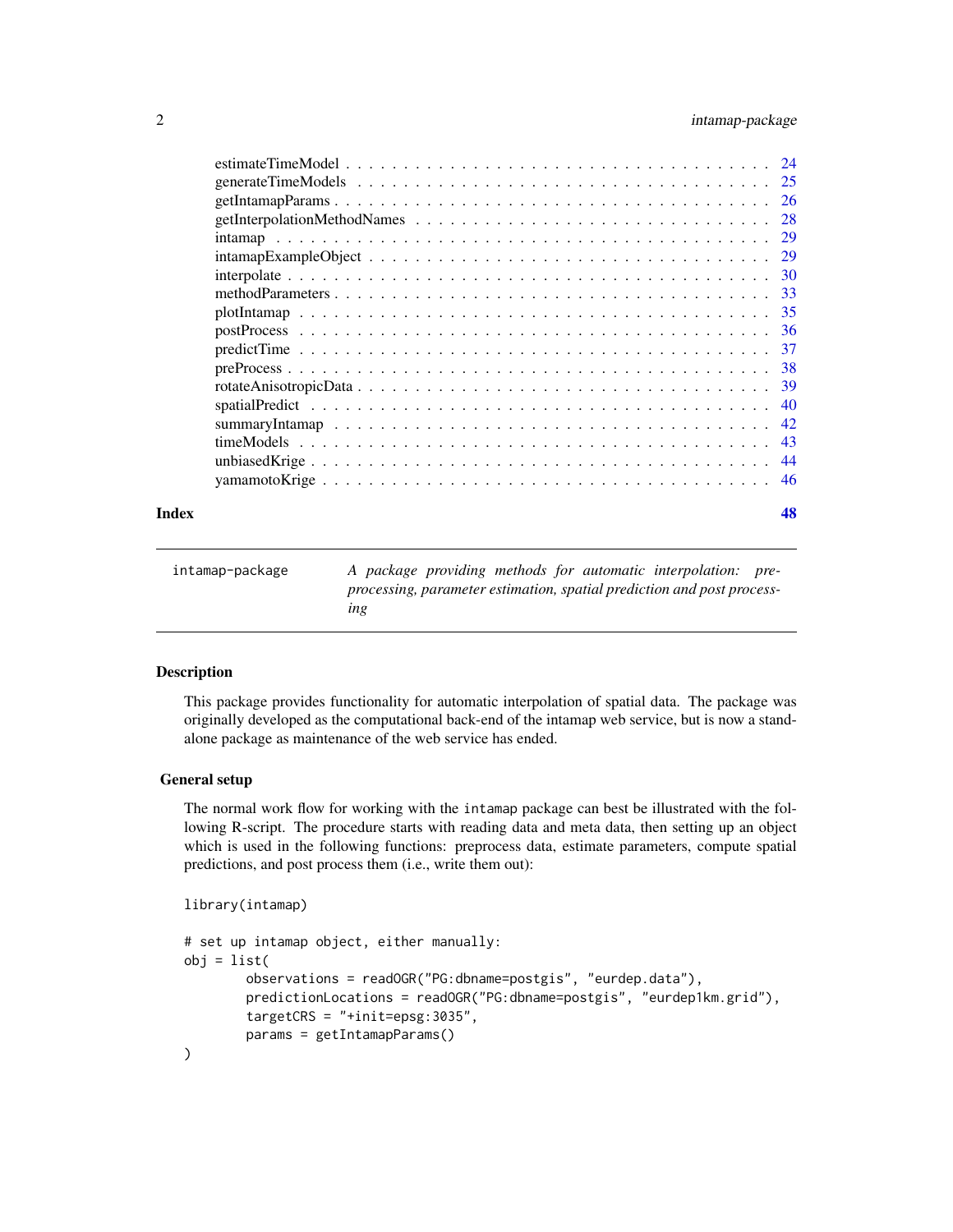| | |
|---|---|
| estimateTimeModel | 24 |
| generateTimeModels | 25 |
| getIntamapParams | 26 |
| getInterpolationMethodNames | 28 |
| intamap | 29 |
| intamapExampleObject | 29 |
| interpolate | 30 |
| methodParameters | 33 |
| plotIntamap | 35 |
| postProcess | 36 |
| predictTime | 37 |
| preProcess | 38 |
| rotateAnisotropicData | 39 |
| spatialPredict | 40 |
| summaryIntamap | 42 |
| timeModels | 43 |
| unbiasedKrige | 44 |
| yamamotoKrige | 46 |

**Index** 48

---

`intamap-package` *A package providing methods for automatic interpolation: pre-processing, parameter estimation, spatial prediction and post processing*

---

## Description

This package provides functionality for automatic interpolation of spatial data. The package was originally developed as the computational back-end of the intamap web service, but is now a stand-alone package as maintenance of the web service has ended.

## General setup

The normal work flow for working with the `intamap` package can best be illustrated with the following R-script. The procedure starts with reading data and meta data, then setting up an object which is used in the following functions: preprocess data, estimate parameters, compute spatial predictions, and post process them (i.e., write them out):

```
library(intamap)

# set up intamap object, either manually:
obj = list(
        observations = readOGR("PG:dbname=postgis", "eurdep.data"),
        predictionLocations = readOGR("PG:dbname=postgis", "eurdep1km.grid"),
        targetCRS = "+init=epsg:3035",
        params = getIntamapParams()
)
```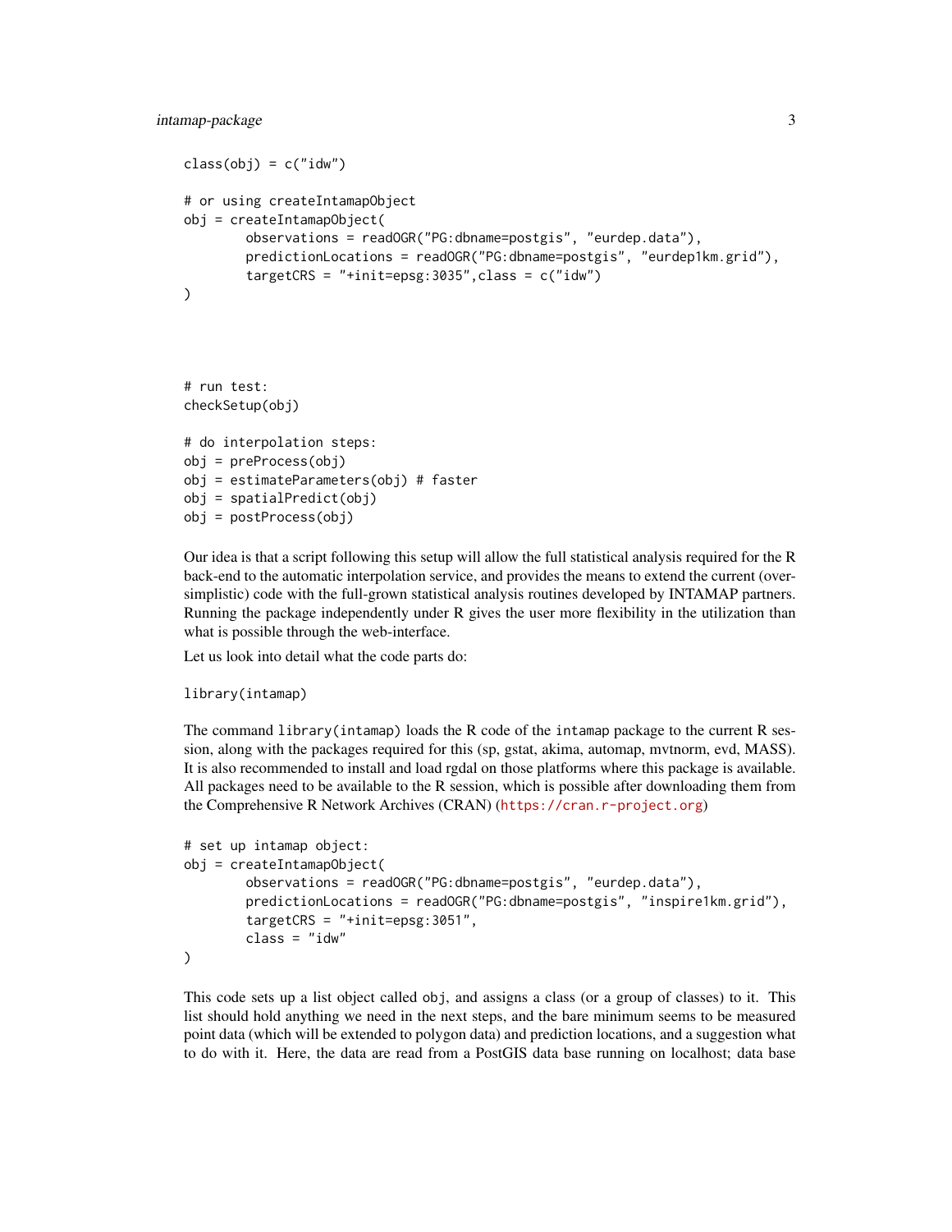```
class(obj) = c("idw")

# or using createIntamapObject
obj = createIntamapObject(
        observations = readOGR("PG:dbname=postgis", "eurdep.data"),
        predictionLocations = readOGR("PG:dbname=postgis", "eurdep1km.grid"),
        targetCRS = "+init=epsg:3035",class = c("idw")
)




# run test:
checkSetup(obj)

# do interpolation steps:
obj = preProcess(obj)
obj = estimateParameters(obj) # faster
obj = spatialPredict(obj)
obj = postProcess(obj)
```

Our idea is that a script following this setup will allow the full statistical analysis required for the R back-end to the automatic interpolation service, and provides the means to extend the current (over-simplistic) code with the full-grown statistical analysis routines developed by INTAMAP partners. Running the package independently under R gives the user more flexibility in the utilization than what is possible through the web-interface.

Let us look into detail what the code parts do:

```
library(intamap)
```

The command `library(intamap)` loads the R code of the `intamap` package to the current R session, along with the packages required for this (sp, gstat, akima, automap, mvtnorm, evd, MASS). It is also recommended to install and load rgdal on those platforms where this package is available. All packages need to be available to the R session, which is possible after downloading them from the Comprehensive R Network Archives (CRAN) (https://cran.r-project.org)

```
# set up intamap object:
obj = createIntamapObject(
        observations = readOGR("PG:dbname=postgis", "eurdep.data"),
        predictionLocations = readOGR("PG:dbname=postgis", "inspire1km.grid"),
        targetCRS = "+init=epsg:3051",
        class = "idw"
)
```

This code sets up a list object called `obj`, and assigns a class (or a group of classes) to it. This list should hold anything we need in the next steps, and the bare minimum seems to be measured point data (which will be extended to polygon data) and prediction locations, and a suggestion what to do with it. Here, the data are read from a PostGIS data base running on localhost; data base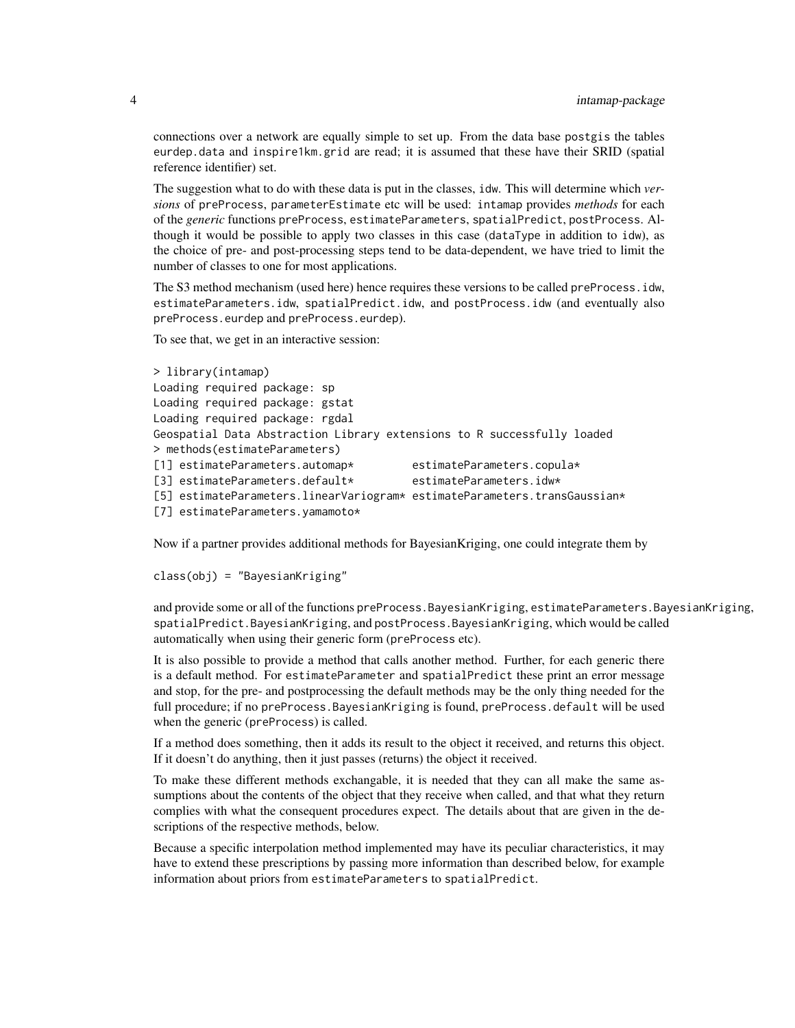connections over a network are equally simple to set up. From the data base postgis the tables eurdep.data and inspire1km.grid are read; it is assumed that these have their SRID (spatial reference identifier) set.

The suggestion what to do with these data is put in the classes, idw. This will determine which *versions* of preProcess, parameterEstimate etc will be used: intamap provides *methods* for each of the *generic* functions preProcess, estimateParameters, spatialPredict, postProcess. Although it would be possible to apply two classes in this case (dataType in addition to idw), as the choice of pre- and post-processing steps tend to be data-dependent, we have tried to limit the number of classes to one for most applications.

The S3 method mechanism (used here) hence requires these versions to be called preProcess.idw, estimateParameters.idw, spatialPredict.idw, and postProcess.idw (and eventually also preProcess.eurdep and preProcess.eurdep).

To see that, we get in an interactive session:

```
> library(intamap)
Loading required package: sp
Loading required package: gstat
Loading required package: rgdal
Geospatial Data Abstraction Library extensions to R successfully loaded
> methods(estimateParameters)
[1] estimateParameters.automap*         estimateParameters.copula*
[3] estimateParameters.default*         estimateParameters.idw*
[5] estimateParameters.linearVariogram* estimateParameters.transGaussian*
[7] estimateParameters.yamamoto*
```

Now if a partner provides additional methods for BayesianKriging, one could integrate them by

```
class(obj) = "BayesianKriging"
```

and provide some or all of the functions preProcess.BayesianKriging, estimateParameters.BayesianKriging, spatialPredict.BayesianKriging, and postProcess.BayesianKriging, which would be called automatically when using their generic form (preProcess etc).

It is also possible to provide a method that calls another method. Further, for each generic there is a default method. For estimateParameter and spatialPredict these print an error message and stop, for the pre- and postprocessing the default methods may be the only thing needed for the full procedure; if no preProcess.BayesianKriging is found, preProcess.default will be used when the generic (preProcess) is called.

If a method does something, then it adds its result to the object it received, and returns this object. If it doesn't do anything, then it just passes (returns) the object it received.

To make these different methods exchangable, it is needed that they can all make the same assumptions about the contents of the object that they receive when called, and that what they return complies with what the consequent procedures expect. The details about that are given in the descriptions of the respective methods, below.

Because a specific interpolation method implemented may have its peculiar characteristics, it may have to extend these prescriptions by passing more information than described below, for example information about priors from estimateParameters to spatialPredict.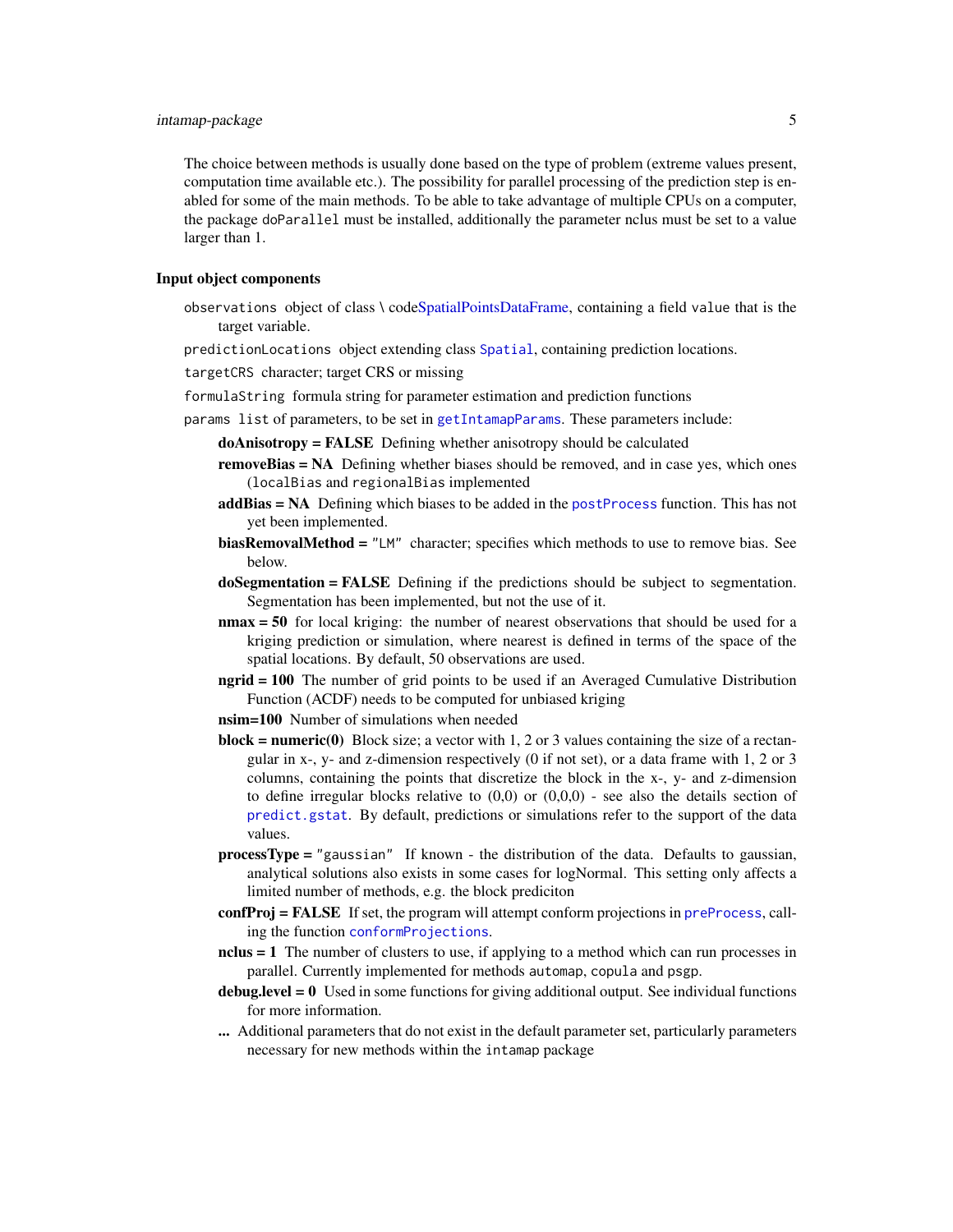The choice between methods is usually done based on the type of problem (extreme values present, computation time available etc.). The possibility for parallel processing of the prediction step is enabled for some of the main methods. To be able to take advantage of multiple CPUs on a computer, the package `doParallel` must be installed, additionally the parameter nclus must be set to a value larger than 1.

### Input object components

`observations` object of class \ codeSpatialPointsDataFrame, containing a field `value` that is the target variable.

`predictionLocations` object extending class `Spatial`, containing prediction locations.

`targetCRS` character; target CRS or missing

`formulaString` formula string for parameter estimation and prediction functions

`params` `list` of parameters, to be set in `getIntamapParams`. These parameters include:

- **doAnisotropy = FALSE** Defining whether anisotropy should be calculated
- **removeBias = NA** Defining whether biases should be removed, and in case yes, which ones (`localBias` and `regionalBias` implemented
- **addBias = NA** Defining which biases to be added in the `postProcess` function. This has not yet been implemented.
- **biasRemovalMethod =** `"LM"` character; specifies which methods to use to remove bias. See below.
- **doSegmentation = FALSE** Defining if the predictions should be subject to segmentation. Segmentation has been implemented, but not the use of it.
- **nmax = 50** for local kriging: the number of nearest observations that should be used for a kriging prediction or simulation, where nearest is defined in terms of the space of the spatial locations. By default, 50 observations are used.
- **ngrid = 100** The number of grid points to be used if an Averaged Cumulative Distribution Function (ACDF) needs to be computed for unbiased kriging
- **nsim=100** Number of simulations when needed
- **block = numeric(0)** Block size; a vector with 1, 2 or 3 values containing the size of a rectangular in x-, y- and z-dimension respectively (0 if not set), or a data frame with 1, 2 or 3 columns, containing the points that discretize the block in the x-, y- and z-dimension to define irregular blocks relative to (0,0) or (0,0,0) - see also the details section of `predict.gstat`. By default, predictions or simulations refer to the support of the data values.
- **processType =** `"gaussian"` If known - the distribution of the data. Defaults to gaussian, analytical solutions also exists in some cases for logNormal. This setting only affects a limited number of methods, e.g. the block prediciton
- **confProj = FALSE** If set, the program will attempt conform projections in `preProcess`, calling the function `conformProjections`.
- **nclus = 1** The number of clusters to use, if applying to a method which can run processes in parallel. Currently implemented for methods `automap`, `copula` and `psgp`.
- **debug.level = 0** Used in some functions for giving additional output. See individual functions for more information.
- **...** Additional parameters that do not exist in the default parameter set, particularly parameters necessary for new methods within the `intamap` package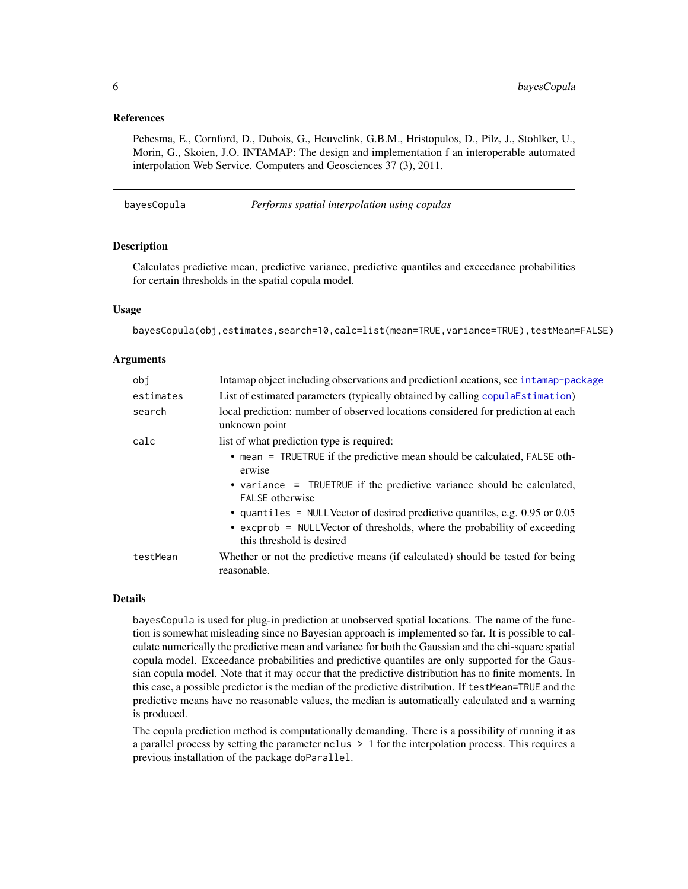### References

Pebesma, E., Cornford, D., Dubois, G., Heuvelink, G.B.M., Hristopulos, D., Pilz, J., Stohlker, U., Morin, G., Skoien, J.O. INTAMAP: The design and implementation f an interoperable automated interpolation Web Service. Computers and Geosciences 37 (3), 2011.

---

## bayesCopula — *Performs spatial interpolation using copulas*

### Description

Calculates predictive mean, predictive variance, predictive quantiles and exceedance probabilities for certain thresholds in the spatial copula model.

### Usage

```
bayesCopula(obj,estimates,search=10,calc=list(mean=TRUE,variance=TRUE),testMean=FALSE)
```

### Arguments

| | |
|---|---|
| `obj` | Intamap object including observations and predictionLocations, see `intamap-package` |
| `estimates` | List of estimated parameters (typically obtained by calling `copulaEstimation`) |
| `search` | local prediction: number of observed locations considered for prediction at each unknown point |
| `calc` | list of what prediction type is required:<br>• `mean = TRUE`TRUE if the predictive mean should be calculated, `FALSE` otherwise<br>• `variance = TRUE`TRUE if the predictive variance should be calculated, `FALSE` otherwise<br>• `quantiles = NULL`Vector of desired predictive quantiles, e.g. 0.95 or 0.05<br>• `excprob = NULL`Vector of thresholds, where the probability of exceeding this threshold is desired |
| `testMean` | Whether or not the predictive means (if calculated) should be tested for being reasonable. |

### Details

`bayesCopula` is used for plug-in prediction at unobserved spatial locations. The name of the function is somewhat misleading since no Bayesian approach is implemented so far. It is possible to calculate numerically the predictive mean and variance for both the Gaussian and the chi-square spatial copula model. Exceedance probabilities and predictive quantiles are only supported for the Gaussian copula model. Note that it may occur that the predictive distribution has no finite moments. In this case, a possible predictor is the median of the predictive distribution. If `testMean=TRUE` and the predictive means have no reasonable values, the median is automatically calculated and a warning is produced.

The copula prediction method is computationally demanding. There is a possibility of running it as a parallel process by setting the parameter `nclus > 1` for the interpolation process. This requires a previous installation of the package `doParallel`.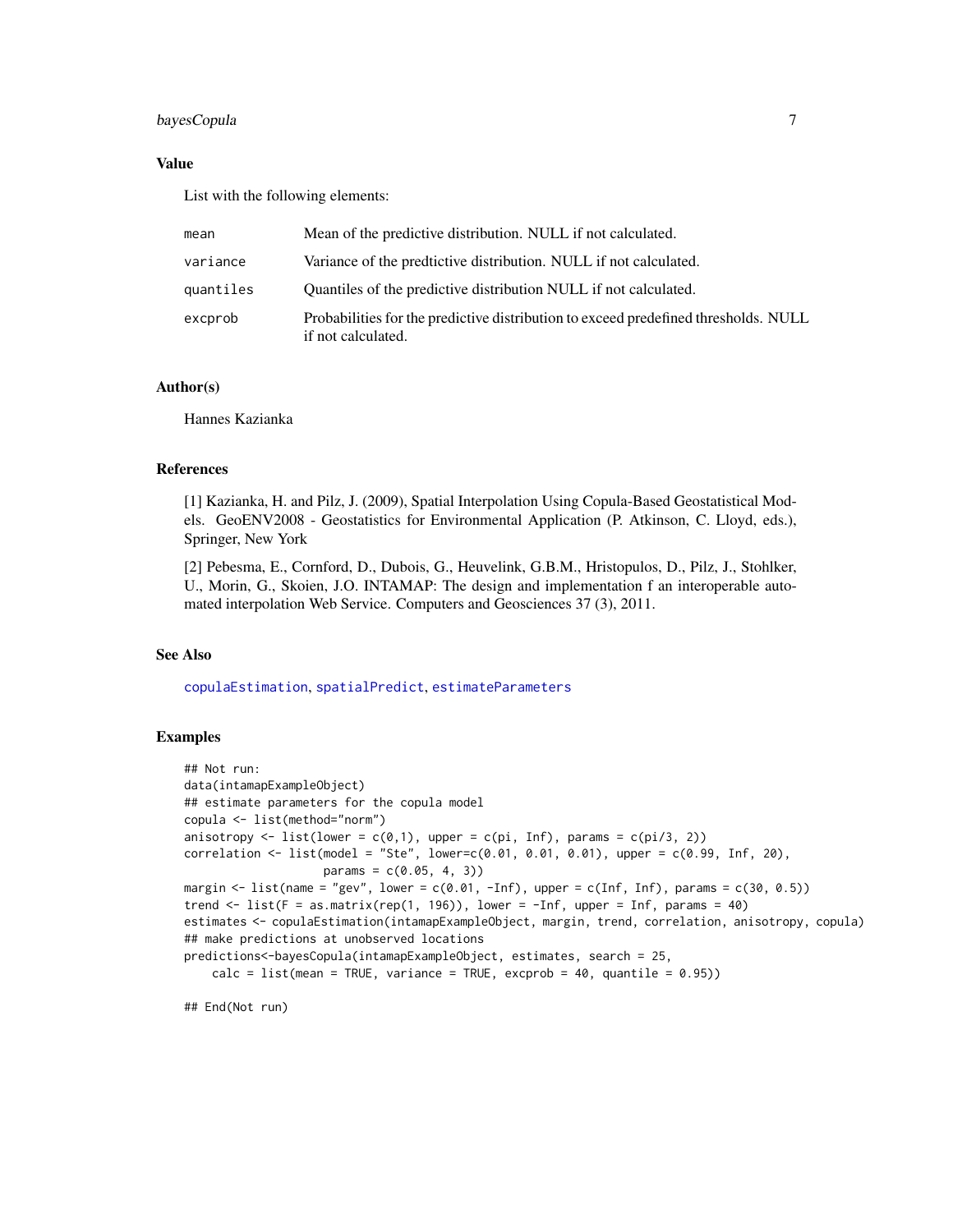### Value

List with the following elements:

| | |
|---|---|
| `mean` | Mean of the predictive distribution. NULL if not calculated. |
| `variance` | Variance of the predtictive distribution. NULL if not calculated. |
| `quantiles` | Quantiles of the predictive distribution NULL if not calculated. |
| `excprob` | Probabilities for the predictive distribution to exceed predefined thresholds. NULL if not calculated. |

### Author(s)

Hannes Kazianka

### References

[1] Kazianka, H. and Pilz, J. (2009), Spatial Interpolation Using Copula-Based Geostatistical Models. GeoENV2008 - Geostatistics for Environmental Application (P. Atkinson, C. Lloyd, eds.), Springer, New York

[2] Pebesma, E., Cornford, D., Dubois, G., Heuvelink, G.B.M., Hristopulos, D., Pilz, J., Stohlker, U., Morin, G., Skoien, J.O. INTAMAP: The design and implementation f an interoperable automated interpolation Web Service. Computers and Geosciences 37 (3), 2011.

### See Also

copulaEstimation, spatialPredict, estimateParameters

### Examples

```
## Not run:
data(intamapExampleObject)
## estimate parameters for the copula model
copula <- list(method="norm")
anisotropy <- list(lower = c(0,1), upper = c(pi, Inf), params = c(pi/3, 2))
correlation <- list(model = "Ste", lower=c(0.01, 0.01, 0.01), upper = c(0.99, Inf, 20),
                    params = c(0.05, 4, 3))
margin <- list(name = "gev", lower = c(0.01, -Inf), upper = c(Inf, Inf), params = c(30, 0.5))
trend <- list(F = as.matrix(rep(1, 196)), lower = -Inf, upper = Inf, params = 40)
estimates <- copulaEstimation(intamapExampleObject, margin, trend, correlation, anisotropy, copula)
## make predictions at unobserved locations
predictions<-bayesCopula(intamapExampleObject, estimates, search = 25,
    calc = list(mean = TRUE, variance = TRUE, excprob = 40, quantile = 0.95))

## End(Not run)
```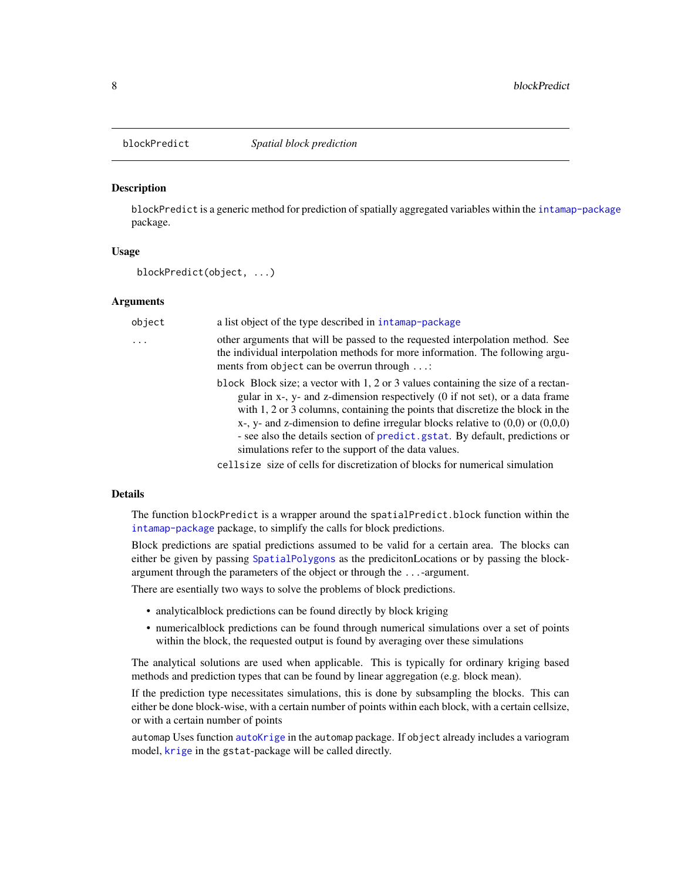## blockPredict — *Spatial block prediction*

### Description

`blockPredict` is a generic method for prediction of spatially aggregated variables within the `intamap-package` package.

### Usage

```
blockPredict(object, ...)
```

### Arguments

| | |
|---|---|
| `object` | a list object of the type described in `intamap-package` |
| `...` | other arguments that will be passed to the requested interpolation method. See the individual interpolation methods for more information. The following arguments from `object` can be overrun through `...`: |

- `block` Block size; a vector with 1, 2 or 3 values containing the size of a rectangular in x-, y- and z-dimension respectively (0 if not set), or a data frame with 1, 2 or 3 columns, containing the points that discretize the block in the x-, y- and z-dimension to define irregular blocks relative to (0,0) or (0,0,0) - see also the details section of `predict.gstat`. By default, predictions or simulations refer to the support of the data values.
- `cellsize` size of cells for discretization of blocks for numerical simulation

### Details

The function `blockPredict` is a wrapper around the `spatialPredict.block` function within the `intamap-package` package, to simplify the calls for block predictions.

Block predictions are spatial predictions assumed to be valid for a certain area. The blocks can either be given by passing `SpatialPolygons` as the predicitonLocations or by passing the block-argument through the parameters of the object or through the `...`-argument.

There are esentially two ways to solve the problems of block predictions.

- analyticalblock predictions can be found directly by block kriging
- numericalblock predictions can be found through numerical simulations over a set of points within the block, the requested output is found by averaging over these simulations

The analytical solutions are used when applicable. This is typically for ordinary kriging based methods and prediction types that can be found by linear aggregation (e.g. block mean).

If the prediction type necessitates simulations, this is done by subsampling the blocks. This can either be done block-wise, with a certain number of points within each block, with a certain cellsize, or with a certain number of points

`automap` Uses function `autoKrige` in the `automap` package. If `object` already includes a variogram model, `krige` in the `gstat`-package will be called directly.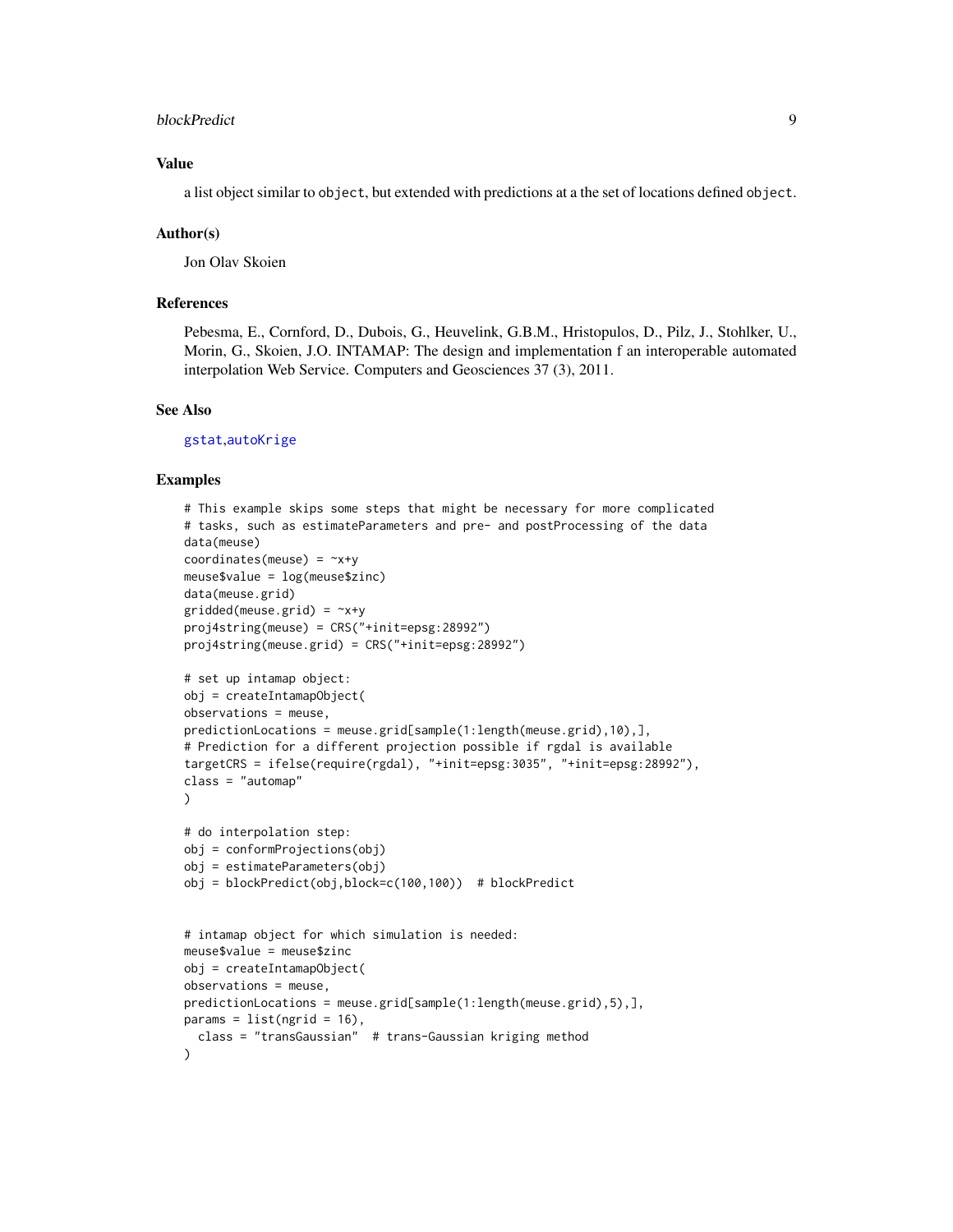## Value

a list object similar to `object`, but extended with predictions at a the set of locations defined `object`.

## Author(s)

Jon Olav Skoien

## References

Pebesma, E., Cornford, D., Dubois, G., Heuvelink, G.B.M., Hristopulos, D., Pilz, J., Stohlker, U., Morin, G., Skoien, J.O. INTAMAP: The design and implementation f an interoperable automated interpolation Web Service. Computers and Geosciences 37 (3), 2011.

## See Also

gstat,autoKrige

## Examples

```
# This example skips some steps that might be necessary for more complicated
# tasks, such as estimateParameters and pre- and postProcessing of the data
data(meuse)
coordinates(meuse) = ~x+y
meuse$value = log(meuse$zinc)
data(meuse.grid)
gridded(meuse.grid) = ~x+y
proj4string(meuse) = CRS("+init=epsg:28992")
proj4string(meuse.grid) = CRS("+init=epsg:28992")

# set up intamap object:
obj = createIntamapObject(
observations = meuse,
predictionLocations = meuse.grid[sample(1:length(meuse.grid),10),],
# Prediction for a different projection possible if rgdal is available
targetCRS = ifelse(require(rgdal), "+init=epsg:3035", "+init=epsg:28992"),
class = "automap"
)

# do interpolation step:
obj = conformProjections(obj)
obj = estimateParameters(obj)
obj = blockPredict(obj,block=c(100,100))  # blockPredict


# intamap object for which simulation is needed:
meuse$value = meuse$zinc
obj = createIntamapObject(
observations = meuse,
predictionLocations = meuse.grid[sample(1:length(meuse.grid),5),],
params = list(ngrid = 16),
  class = "transGaussian"  # trans-Gaussian kriging method
)
```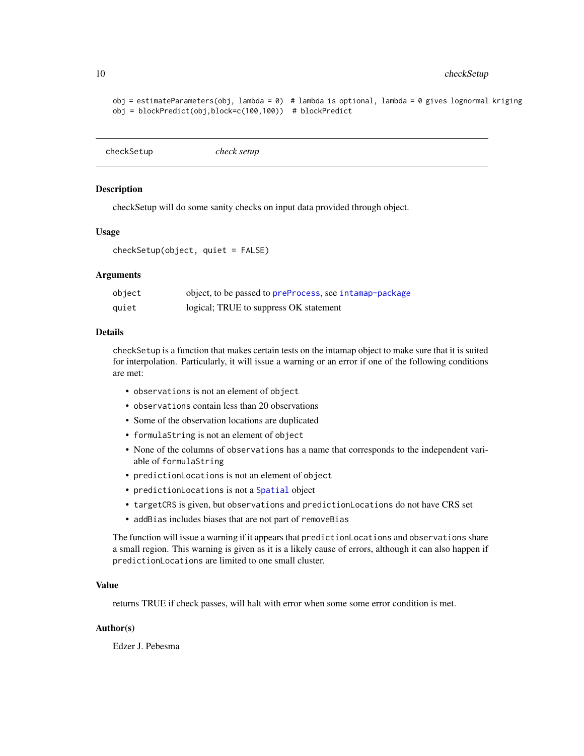```
obj = estimateParameters(obj, lambda = 0)  # lambda is optional, lambda = 0 gives lognormal kriging
obj = blockPredict(obj,block=c(100,100))  # blockPredict
```

---

## checkSetup  *check setup*

---

### Description

checkSetup will do some sanity checks on input data provided through object.

### Usage

```
checkSetup(object, quiet = FALSE)
```

### Arguments

| | |
|---|---|
| `object` | object, to be passed to `preProcess`, see `intamap-package` |
| `quiet` | logical; TRUE to suppress OK statement |

### Details

`checkSetup` is a function that makes certain tests on the intamap object to make sure that it is suited for interpolation. Particularly, it will issue a warning or an error if one of the following conditions are met:

- `observations` is not an element of `object`
- `observations` contain less than 20 observations
- Some of the observation locations are duplicated
- `formulaString` is not an element of `object`
- None of the columns of `observations` has a name that corresponds to the independent variable of `formulaString`
- `predictionLocations` is not an element of `object`
- `predictionLocations` is not a `Spatial` object
- `targetCRS` is given, but `observations` and `predictionLocations` do not have CRS set
- `addBias` includes biases that are not part of `removeBias`

The function will issue a warning if it appears that `predictionLocations` and `observations` share a small region. This warning is given as it is a likely cause of errors, although it can also happen if `predictionLocations` are limited to one small cluster.

### Value

returns TRUE if check passes, will halt with error when some some error condition is met.

### Author(s)

Edzer J. Pebesma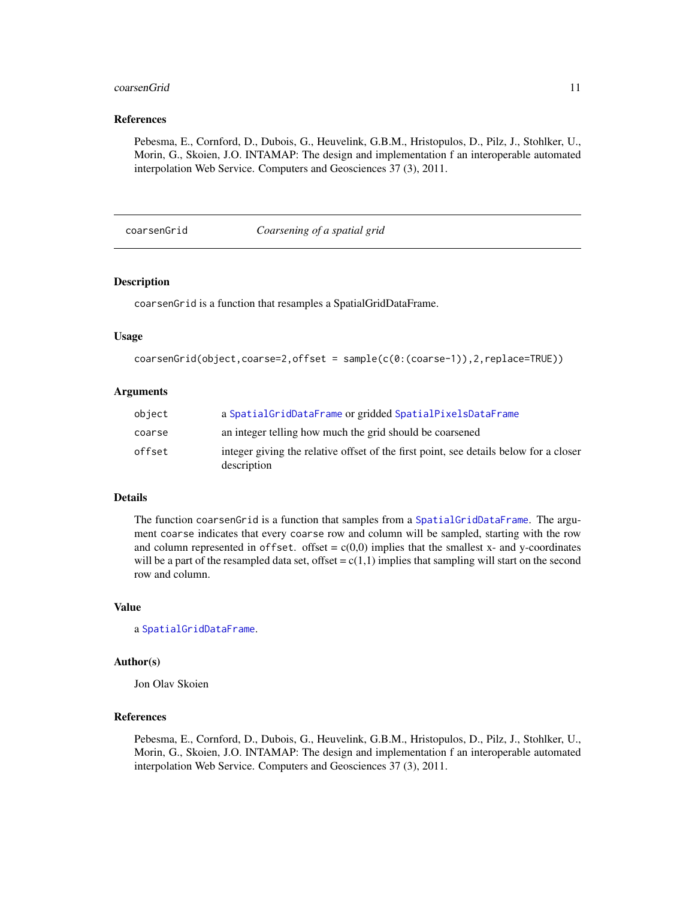### References

Pebesma, E., Cornford, D., Dubois, G., Heuvelink, G.B.M., Hristopulos, D., Pilz, J., Stohlker, U., Morin, G., Skoien, J.O. INTAMAP: The design and implementation f an interoperable automated interpolation Web Service. Computers and Geosciences 37 (3), 2011.

---

## coarsenGrid *Coarsening of a spatial grid*

---

### Description

coarsenGrid is a function that resamples a SpatialGridDataFrame.

### Usage

```
coarsenGrid(object,coarse=2,offset = sample(c(0:(coarse-1)),2,replace=TRUE))
```

### Arguments

| | |
|---|---|
| object | a SpatialGridDataFrame or gridded SpatialPixelsDataFrame |
| coarse | an integer telling how much the grid should be coarsened |
| offset | integer giving the relative offset of the first point, see details below for a closer description |

### Details

The function coarsenGrid is a function that samples from a SpatialGridDataFrame. The argument coarse indicates that every coarse row and column will be sampled, starting with the row and column represented in offset. offset = c(0,0) implies that the smallest x- and y-coordinates will be a part of the resampled data set, offset = c(1,1) implies that sampling will start on the second row and column.

### Value

a SpatialGridDataFrame.

### Author(s)

Jon Olav Skoien

### References

Pebesma, E., Cornford, D., Dubois, G., Heuvelink, G.B.M., Hristopulos, D., Pilz, J., Stohlker, U., Morin, G., Skoien, J.O. INTAMAP: The design and implementation f an interoperable automated interpolation Web Service. Computers and Geosciences 37 (3), 2011.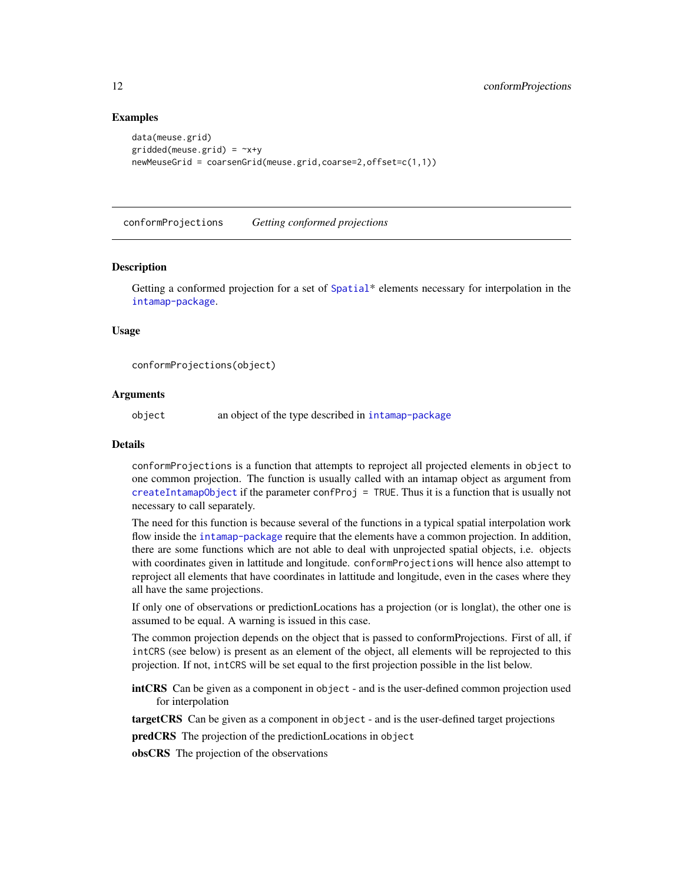## Examples

```
data(meuse.grid)
gridded(meuse.grid) = ~x+y
newMeuseGrid = coarsenGrid(meuse.grid,coarse=2,offset=c(1,1))
```

---

# conformProjections *Getting conformed projections*

---

## Description

Getting a conformed projection for a set of Spatial* elements necessary for interpolation in the intamap-package.

## Usage

```
conformProjections(object)
```

## Arguments

| | |
|---|---|
| object | an object of the type described in intamap-package |

## Details

`conformProjections` is a function that attempts to reproject all projected elements in `object` to one common projection. The function is usually called with an intamap object as argument from `createIntamapObject` if the parameter `confProj = TRUE`. Thus it is a function that is usually not necessary to call separately.

The need for this function is because several of the functions in a typical spatial interpolation work flow inside the intamap-package require that the elements have a common projection. In addition, there are some functions which are not able to deal with unprojected spatial objects, i.e. objects with coordinates given in lattitude and longitude. `conformProjections` will hence also attempt to reproject all elements that have coordinates in lattitude and longitude, even in the cases where they all have the same projections.

If only one of observations or predictionLocations has a projection (or is longlat), the other one is assumed to be equal. A warning is issued in this case.

The common projection depends on the object that is passed to conformProjections. First of all, if `intCRS` (see below) is present as an element of the object, all elements will be reprojected to this projection. If not, `intCRS` will be set equal to the first projection possible in the list below.

**intCRS** Can be given as a component in `object` - and is the user-defined common projection used for interpolation

**targetCRS** Can be given as a component in `object` - and is the user-defined target projections

**predCRS** The projection of the predictionLocations in `object`

**obsCRS** The projection of the observations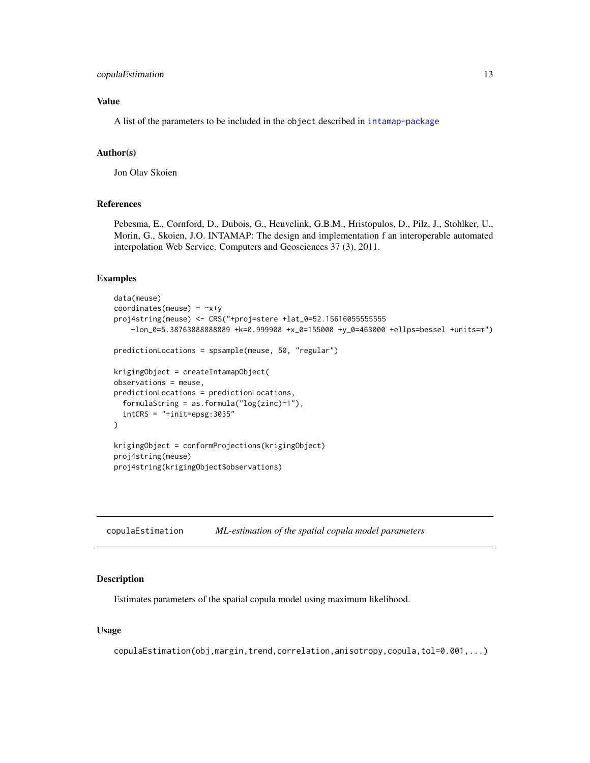## Value

A list of the parameters to be included in the `object` described in `intamap-package`

## Author(s)

Jon Olav Skoien

## References

Pebesma, E., Cornford, D., Dubois, G., Heuvelink, G.B.M., Hristopulos, D., Pilz, J., Stohlker, U., Morin, G., Skoien, J.O. INTAMAP: The design and implementation f an interoperable automated interpolation Web Service. Computers and Geosciences 37 (3), 2011.

## Examples

```
data(meuse)
coordinates(meuse) = ~x+y
proj4string(meuse) <- CRS("+proj=stere +lat_0=52.15616055555555
    +lon_0=5.38763888888889 +k=0.999908 +x_0=155000 +y_0=463000 +ellps=bessel +units=m")

predictionLocations = spsample(meuse, 50, "regular")

krigingObject = createIntamapObject(
observations = meuse,
predictionLocations = predictionLocations,
  formulaString = as.formula("log(zinc)~1"),
  intCRS = "+init=epsg:3035"
)

krigingObject = conformProjections(krigingObject)
proj4string(meuse)
proj4string(krigingObject$observations)
```

---

# copulaEstimation — *ML-estimation of the spatial copula model parameters*

## Description

Estimates parameters of the spatial copula model using maximum likelihood.

## Usage

```
copulaEstimation(obj,margin,trend,correlation,anisotropy,copula,tol=0.001,...)
```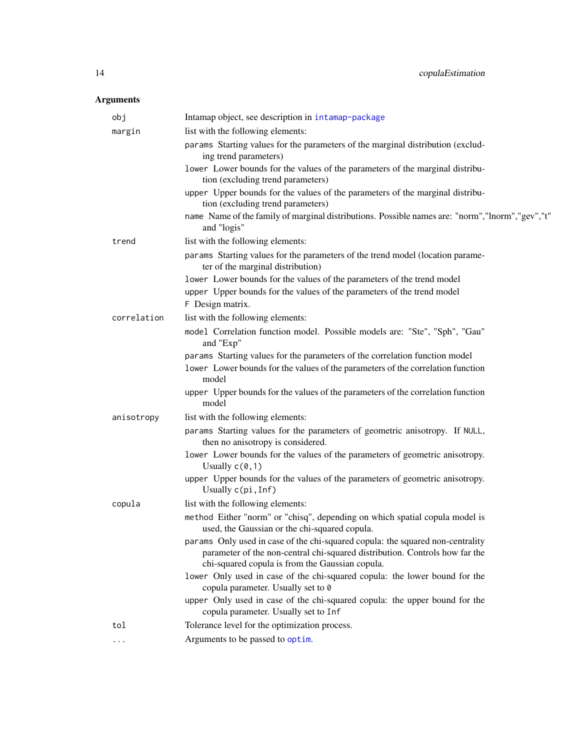## Arguments

| | |
|---|---|
| `obj` | Intamap object, see description in `intamap-package` |
| `margin` | list with the following elements: |
| | `params` Starting values for the parameters of the marginal distribution (excluding trend parameters) |
| | `lower` Lower bounds for the values of the parameters of the marginal distribution (excluding trend parameters) |
| | `upper` Upper bounds for the values of the parameters of the marginal distribution (excluding trend parameters) |
| | `name` Name of the family of marginal distributions. Possible names are: "norm","lnorm","gev","t" and "logis" |
| `trend` | list with the following elements: |
| | `params` Starting values for the parameters of the trend model (location parameter of the marginal distribution) |
| | `lower` Lower bounds for the values of the parameters of the trend model |
| | `upper` Upper bounds for the values of the parameters of the trend model |
| | `F` Design matrix. |
| `correlation` | list with the following elements: |
| | `model` Correlation function model. Possible models are: "Ste", "Sph", "Gau" and "Exp" |
| | `params` Starting values for the parameters of the correlation function model |
| | `lower` Lower bounds for the values of the parameters of the correlation function model |
| | `upper` Upper bounds for the values of the parameters of the correlation function model |
| `anisotropy` | list with the following elements: |
| | `params` Starting values for the parameters of geometric anisotropy. If `NULL`, then no anisotropy is considered. |
| | `lower` Lower bounds for the values of the parameters of geometric anisotropy. Usually `c(0,1)` |
| | `upper` Upper bounds for the values of the parameters of geometric anisotropy. Usually `c(pi,Inf)` |
| `copula` | list with the following elements: |
| | `method` Either "norm" or "chisq", depending on which spatial copula model is used, the Gaussian or the chi-squared copula. |
| | `params` Only used in case of the chi-squared copula: the squared non-centrality parameter of the non-central chi-squared distribution. Controls how far the chi-squared copula is from the Gaussian copula. |
| | `lower` Only used in case of the chi-squared copula: the lower bound for the copula parameter. Usually set to `0` |
| | `upper` Only used in case of the chi-squared copula: the upper bound for the copula parameter. Usually set to `Inf` |
| `tol` | Tolerance level for the optimization process. |
| `...` | Arguments to be passed to `optim`. |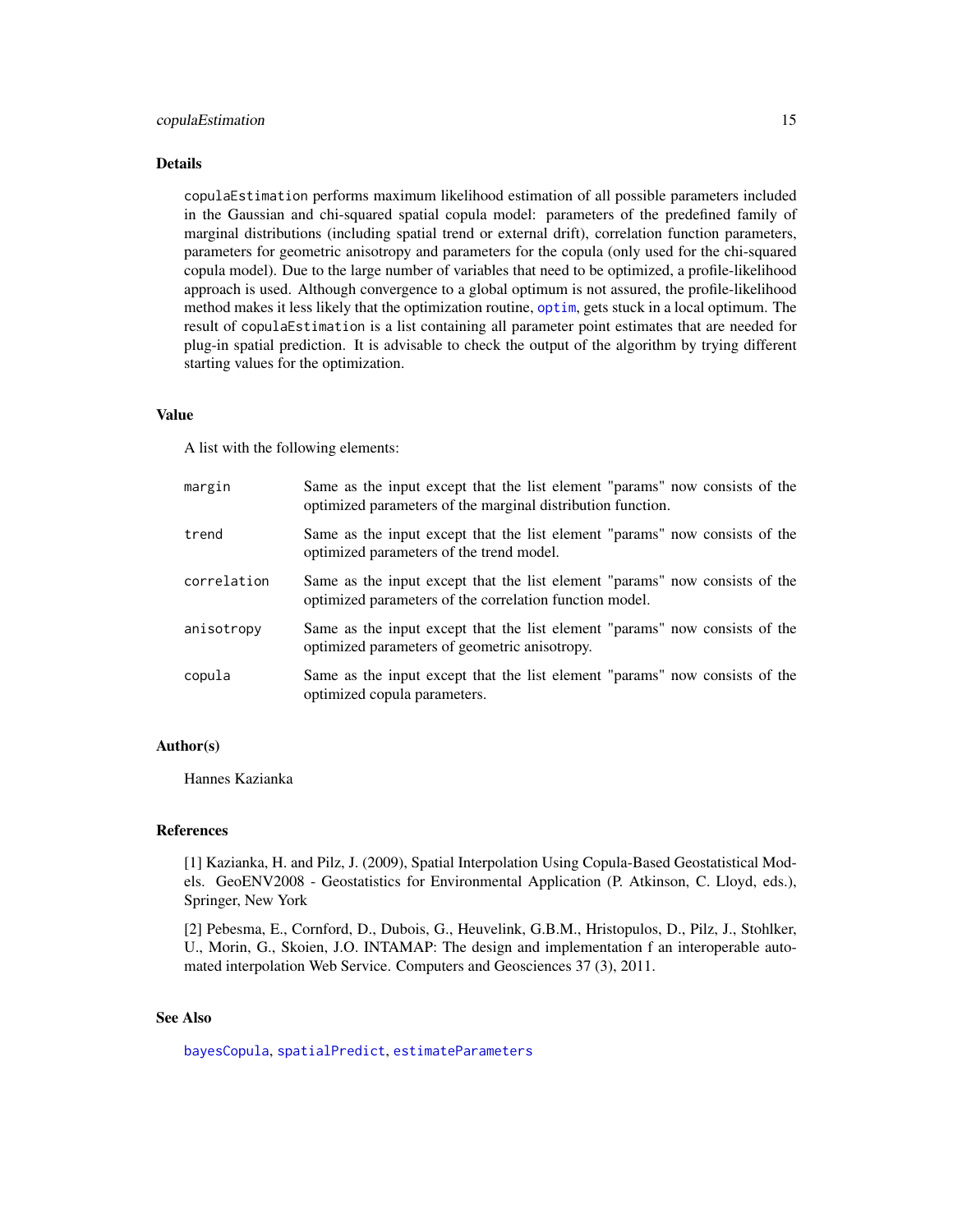### Details

`copulaEstimation` performs maximum likelihood estimation of all possible parameters included in the Gaussian and chi-squared spatial copula model: parameters of the predefined family of marginal distributions (including spatial trend or external drift), correlation function parameters, parameters for geometric anisotropy and parameters for the copula (only used for the chi-squared copula model). Due to the large number of variables that need to be optimized, a profile-likelihood approach is used. Although convergence to a global optimum is not assured, the profile-likelihood method makes it less likely that the optimization routine, `optim`, gets stuck in a local optimum. The result of `copulaEstimation` is a list containing all parameter point estimates that are needed for plug-in spatial prediction. It is advisable to check the output of the algorithm by trying different starting values for the optimization.

### Value

A list with the following elements:

| | |
|---|---|
| `margin` | Same as the input except that the list element "params" now consists of the optimized parameters of the marginal distribution function. |
| `trend` | Same as the input except that the list element "params" now consists of the optimized parameters of the trend model. |
| `correlation` | Same as the input except that the list element "params" now consists of the optimized parameters of the correlation function model. |
| `anisotropy` | Same as the input except that the list element "params" now consists of the optimized parameters of geometric anisotropy. |
| `copula` | Same as the input except that the list element "params" now consists of the optimized copula parameters. |

### Author(s)

Hannes Kazianka

### References

[1] Kazianka, H. and Pilz, J. (2009), Spatial Interpolation Using Copula-Based Geostatistical Models. GeoENV2008 - Geostatistics for Environmental Application (P. Atkinson, C. Lloyd, eds.), Springer, New York

[2] Pebesma, E., Cornford, D., Dubois, G., Heuvelink, G.B.M., Hristopulos, D., Pilz, J., Stohlker, U., Morin, G., Skoien, J.O. INTAMAP: The design and implementation f an interoperable automated interpolation Web Service. Computers and Geosciences 37 (3), 2011.

### See Also

`bayesCopula`, `spatialPredict`, `estimateParameters`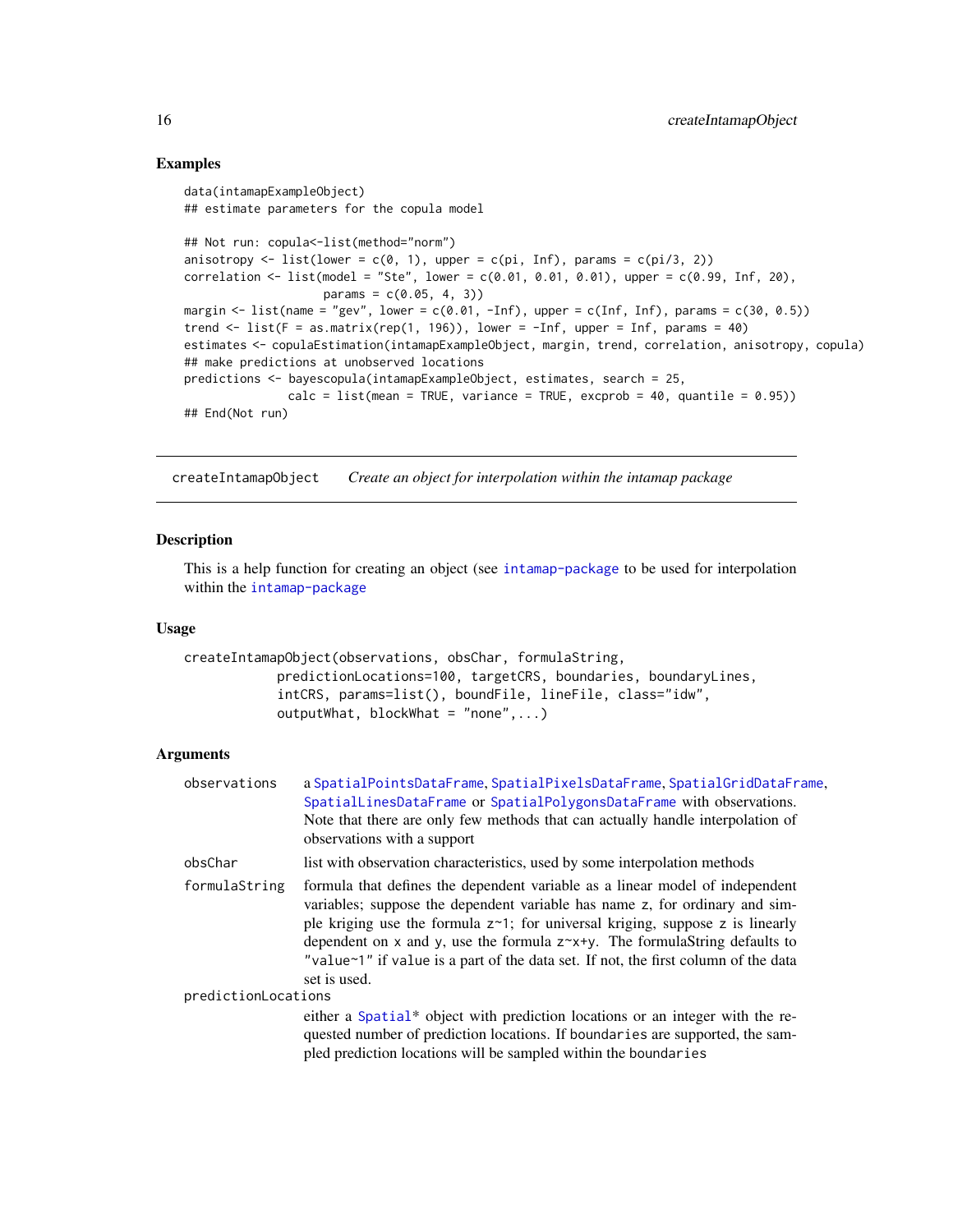### Examples

```
data(intamapExampleObject)
## estimate parameters for the copula model

## Not run: copula<-list(method="norm")
anisotropy <- list(lower = c(0, 1), upper = c(pi, Inf), params = c(pi/3, 2))
correlation <- list(model = "Ste", lower = c(0.01, 0.01, 0.01), upper = c(0.99, Inf, 20),
                    params = c(0.05, 4, 3))
margin <- list(name = "gev", lower = c(0.01, -Inf), upper = c(Inf, Inf), params = c(30, 0.5))
trend <- list(F = as.matrix(rep(1, 196)), lower = -Inf, upper = Inf, params = 40)
estimates <- copulaEstimation(intamapExampleObject, margin, trend, correlation, anisotropy, copula)
## make predictions at unobserved locations
predictions <- bayescopula(intamapExampleObject, estimates, search = 25,
               calc = list(mean = TRUE, variance = TRUE, excprob = 40, quantile = 0.95))
## End(Not run)
```

---

## createIntamapObject *Create an object for interpolation within the intamap package*

### Description

This is a help function for creating an object (see intamap-package to be used for interpolation within the intamap-package

### Usage

```
createIntamapObject(observations, obsChar, formulaString,
            predictionLocations=100, targetCRS, boundaries, boundaryLines,
            intCRS, params=list(), boundFile, lineFile, class="idw",
            outputWhat, blockWhat = "none",...)
```

### Arguments

**observations** a SpatialPointsDataFrame, SpatialPixelsDataFrame, SpatialGridDataFrame, SpatialLinesDataFrame or SpatialPolygonsDataFrame with observations. Note that there are only few methods that can actually handle interpolation of observations with a support

**obsChar** list with observation characteristics, used by some interpolation methods

**formulaString** formula that defines the dependent variable as a linear model of independent variables; suppose the dependent variable has name z, for ordinary and simple kriging use the formula z~1; for universal kriging, suppose z is linearly dependent on x and y, use the formula z~x+y. The formulaString defaults to "value~1" if value is a part of the data set. If not, the first column of the data set is used.

**predictionLocations** either a Spatial* object with prediction locations or an integer with the requested number of prediction locations. If boundaries are supported, the sampled prediction locations will be sampled within the boundaries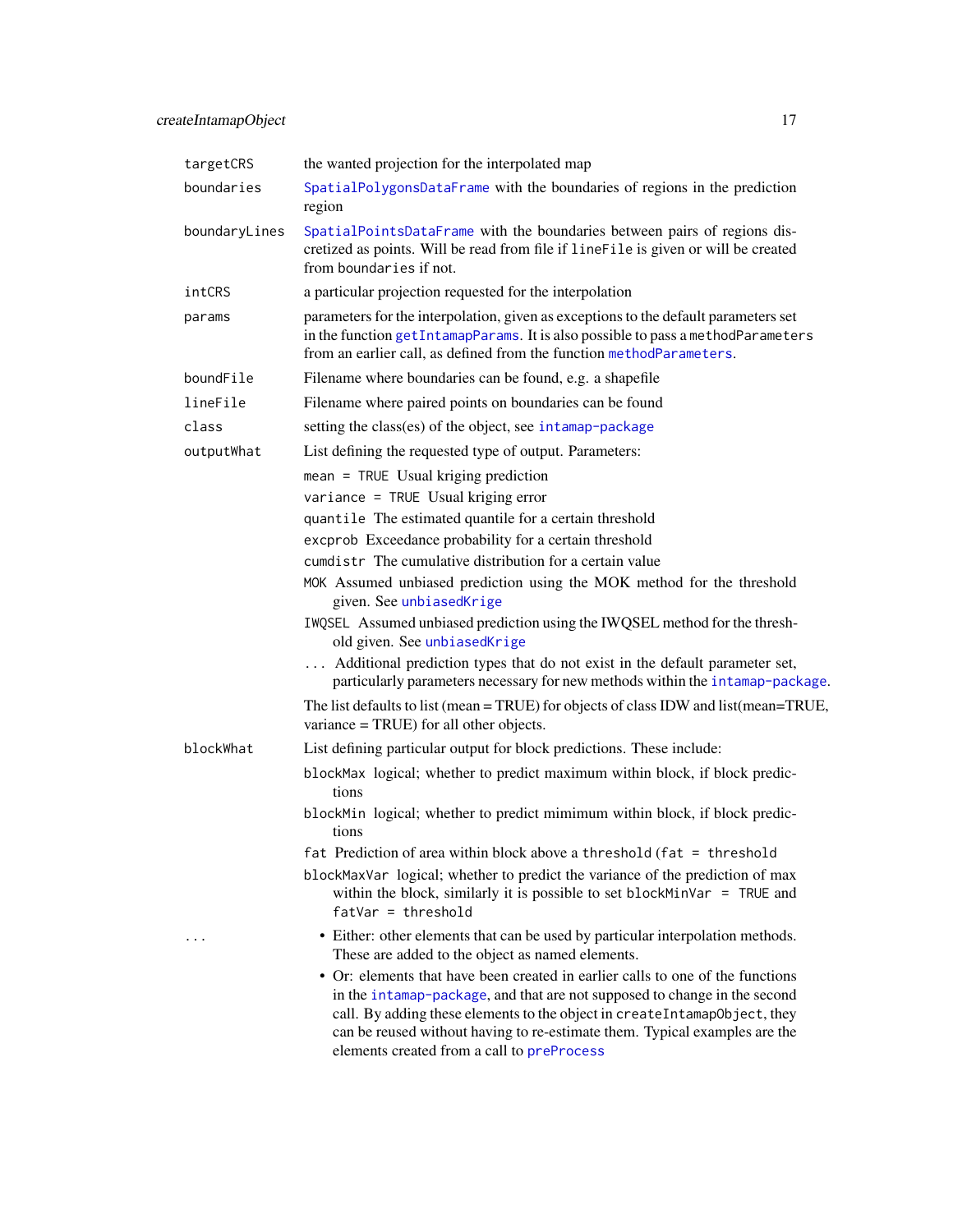| | |
|---|---|
| `targetCRS` | the wanted projection for the interpolated map |
| `boundaries` | `SpatialPolygonsDataFrame` with the boundaries of regions in the prediction region |
| `boundaryLines` | `SpatialPointsDataFrame` with the boundaries between pairs of regions discretized as points. Will be read from file if `lineFile` is given or will be created from `boundaries` if not. |
| `intCRS` | a particular projection requested for the interpolation |
| `params` | parameters for the interpolation, given as exceptions to the default parameters set in the function `getIntamapParams`. It is also possible to pass a `methodParameters` from an earlier call, as defined from the function `methodParameters`. |
| `boundFile` | Filename where boundaries can be found, e.g. a shapefile |
| `lineFile` | Filename where paired points on boundaries can be found |
| `class` | setting the class(es) of the object, see `intamap-package` |
| `outputWhat` | List defining the requested type of output. Parameters: |

`outputWhat`:

- `mean = TRUE` Usual kriging prediction
- `variance = TRUE` Usual kriging error
- `quantile` The estimated quantile for a certain threshold
- `excprob` Exceedance probability for a certain threshold
- `cumdistr` The cumulative distribution for a certain value
- `MOK` Assumed unbiased prediction using the MOK method for the threshold given. See `unbiasedKrige`
- `IWQSEL` Assumed unbiased prediction using the IWQSEL method for the threshold given. See `unbiasedKrige`
- `...` Additional prediction types that do not exist in the default parameter set, particularly parameters necessary for new methods within the `intamap-package`.

The list defaults to list (mean = TRUE) for objects of class IDW and list(mean=TRUE, variance = TRUE) for all other objects.

`blockWhat`: List defining particular output for block predictions. These include:

- `blockMax` logical; whether to predict maximum within block, if block predictions
- `blockMin` logical; whether to predict mimimum within block, if block predictions
- `fat` Prediction of area within block above a `threshold` (`fat = threshold`
- `blockMaxVar` logical; whether to predict the variance of the prediction of max within the block, similarly it is possible to set `blockMinVar = TRUE` and `fatVar = threshold`

`...`:

- Either: other elements that can be used by particular interpolation methods. These are added to the object as named elements.
- Or: elements that have been created in earlier calls to one of the functions in the `intamap-package`, and that are not supposed to change in the second call. By adding these elements to the object in `createIntamapObject`, they can be reused without having to re-estimate them. Typical examples are the elements created from a call to `preProcess`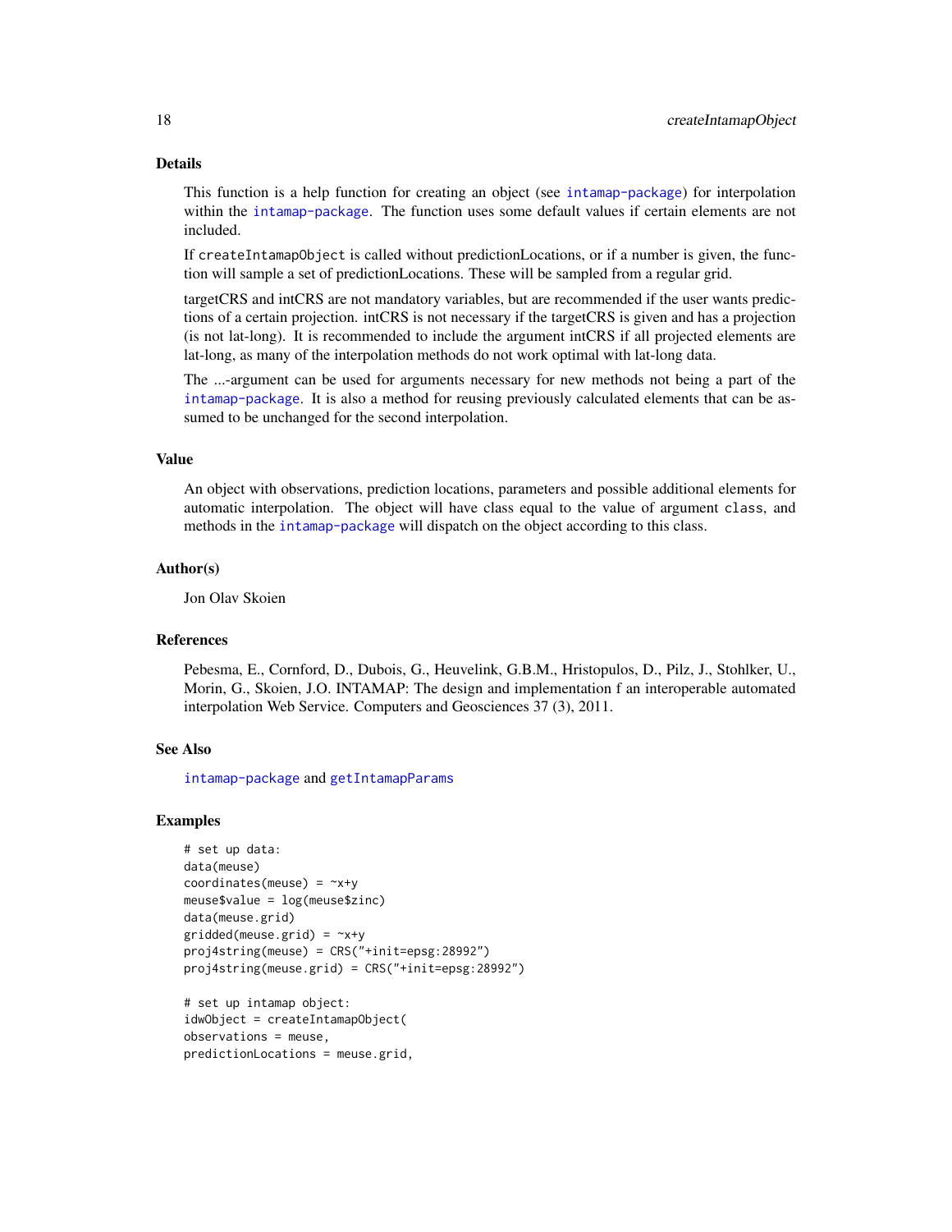## Details

This function is a help function for creating an object (see intamap-package) for interpolation within the intamap-package. The function uses some default values if certain elements are not included.

If `createIntamapObject` is called without predictionLocations, or if a number is given, the function will sample a set of predictionLocations. These will be sampled from a regular grid.

targetCRS and intCRS are not mandatory variables, but are recommended if the user wants predictions of a certain projection. intCRS is not necessary if the targetCRS is given and has a projection (is not lat-long). It is recommended to include the argument intCRS if all projected elements are lat-long, as many of the interpolation methods do not work optimal with lat-long data.

The ...-argument can be used for arguments necessary for new methods not being a part of the intamap-package. It is also a method for reusing previously calculated elements that can be assumed to be unchanged for the second interpolation.

## Value

An object with observations, prediction locations, parameters and possible additional elements for automatic interpolation. The object will have class equal to the value of argument `class`, and methods in the intamap-package will dispatch on the object according to this class.

## Author(s)

Jon Olav Skoien

## References

Pebesma, E., Cornford, D., Dubois, G., Heuvelink, G.B.M., Hristopulos, D., Pilz, J., Stohlker, U., Morin, G., Skoien, J.O. INTAMAP: The design and implementation f an interoperable automated interpolation Web Service. Computers and Geosciences 37 (3), 2011.

## See Also

intamap-package and getIntamapParams

## Examples

```
# set up data:
data(meuse)
coordinates(meuse) = ~x+y
meuse$value = log(meuse$zinc)
data(meuse.grid)
gridded(meuse.grid) = ~x+y
proj4string(meuse) = CRS("+init=epsg:28992")
proj4string(meuse.grid) = CRS("+init=epsg:28992")

# set up intamap object:
idwObject = createIntamapObject(
observations = meuse,
predictionLocations = meuse.grid,
```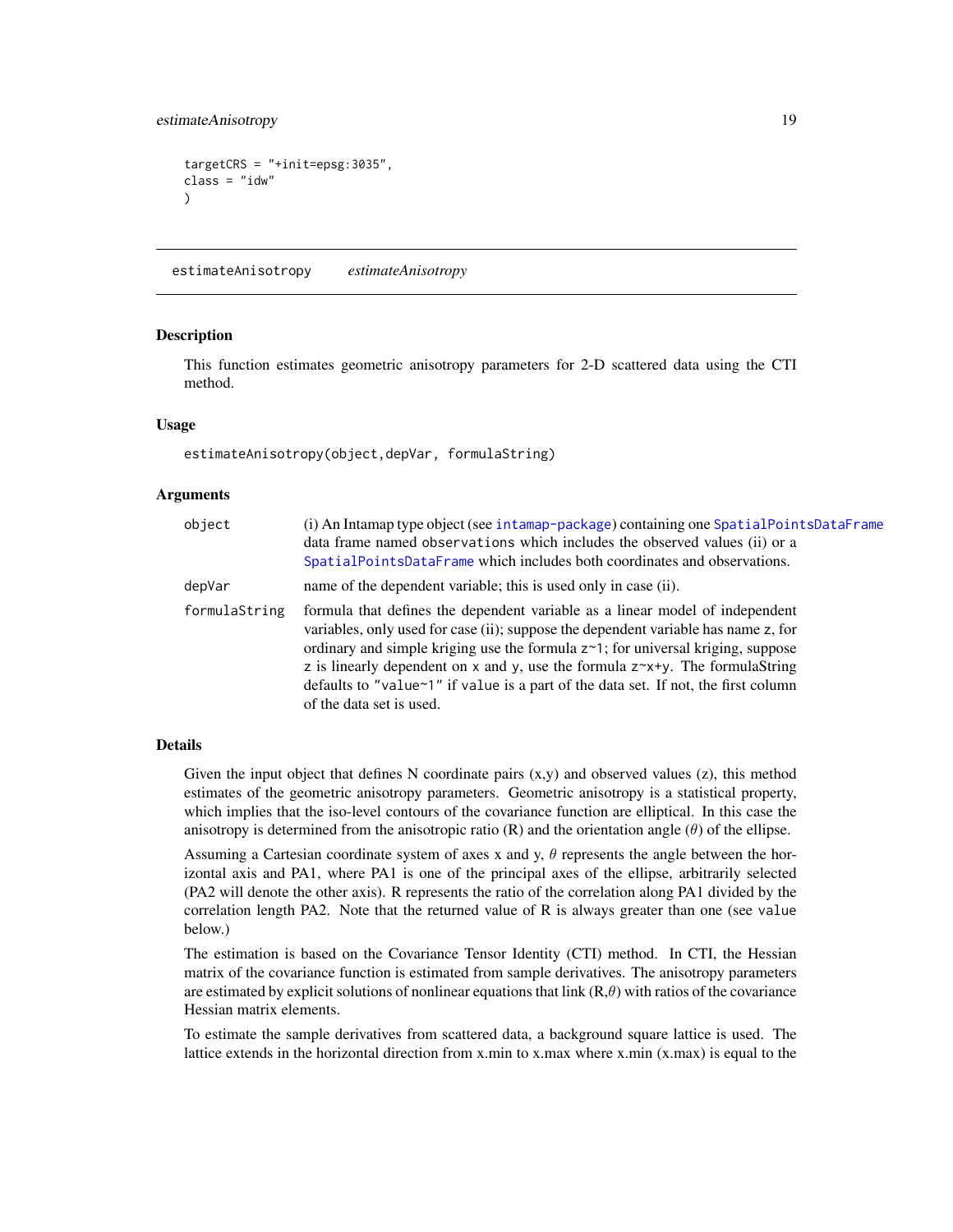```
targetCRS = "+init=epsg:3035",
class = "idw"
)
```

---

## estimateAnisotropy *estimateAnisotropy*

### Description

This function estimates geometric anisotropy parameters for 2-D scattered data using the CTI method.

### Usage

```
estimateAnisotropy(object,depVar, formulaString)
```

### Arguments

| | |
|---|---|
| `object` | (i) An Intamap type object (see `intamap-package`) containing one `SpatialPointsDataFrame` data frame named `observations` which includes the observed values (ii) or a `SpatialPointsDataFrame` which includes both coordinates and observations. |
| `depVar` | name of the dependent variable; this is used only in case (ii). |
| `formulaString` | formula that defines the dependent variable as a linear model of independent variables, only used for case (ii); suppose the dependent variable has name `z`, for ordinary and simple kriging use the formula `z~1`; for universal kriging, suppose `z` is linearly dependent on `x` and `y`, use the formula `z~x+y`. The formulaString defaults to `"value~1"` if `value` is a part of the data set. If not, the first column of the data set is used. |

### Details

Given the input object that defines N coordinate pairs (x,y) and observed values (z), this method estimates of the geometric anisotropy parameters. Geometric anisotropy is a statistical property, which implies that the iso-level contours of the covariance function are elliptical. In this case the anisotropy is determined from the anisotropic ratio (R) and the orientation angle ($\theta$) of the ellipse.

Assuming a Cartesian coordinate system of axes x and y, $\theta$ represents the angle between the horizontal axis and PA1, where PA1 is one of the principal axes of the ellipse, arbitrarily selected (PA2 will denote the other axis). R represents the ratio of the correlation along PA1 divided by the correlation length PA2. Note that the returned value of R is always greater than one (see `value` below.)

The estimation is based on the Covariance Tensor Identity (CTI) method. In CTI, the Hessian matrix of the covariance function is estimated from sample derivatives. The anisotropy parameters are estimated by explicit solutions of nonlinear equations that link (R,$\theta$) with ratios of the covariance Hessian matrix elements.

To estimate the sample derivatives from scattered data, a background square lattice is used. The lattice extends in the horizontal direction from x.min to x.max where x.min (x.max) is equal to the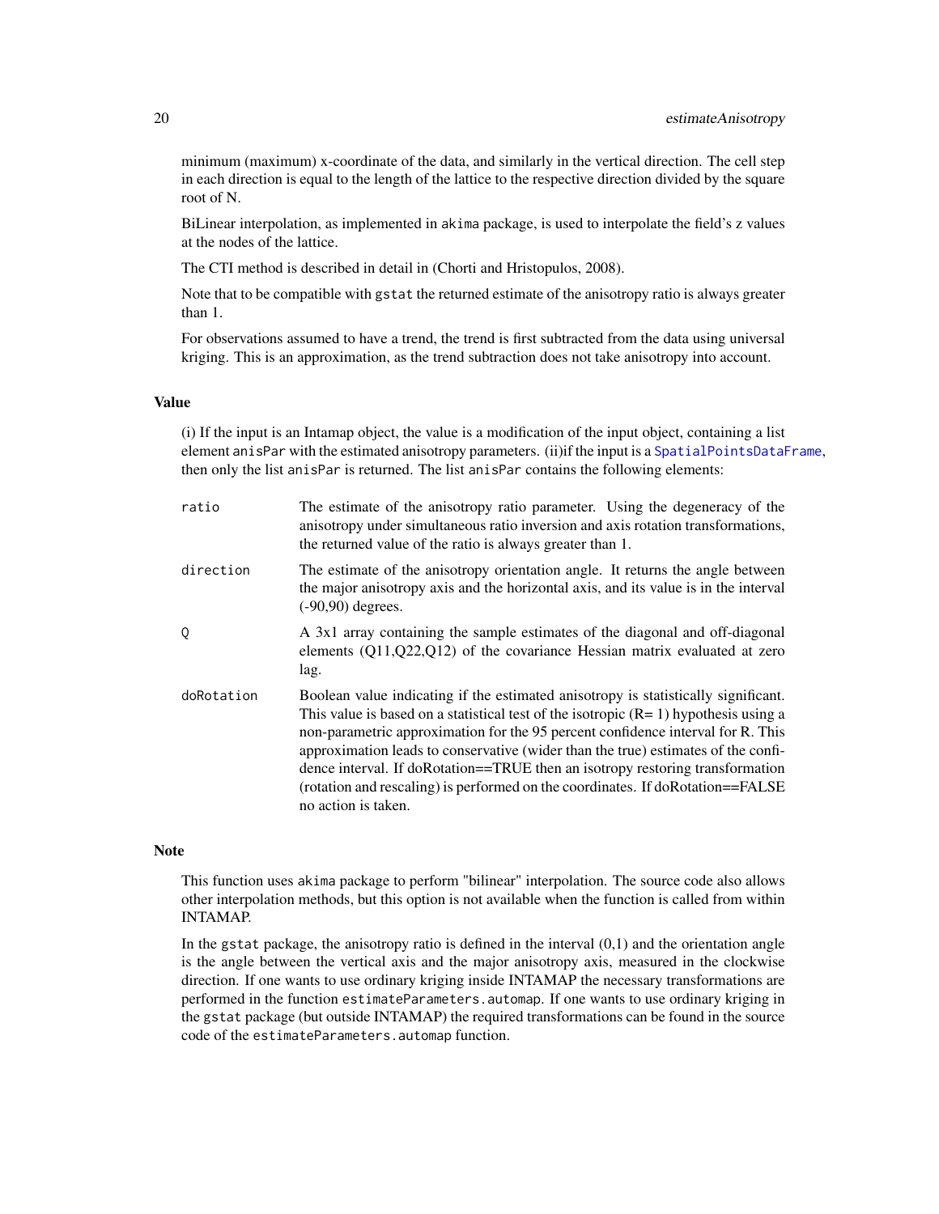minimum (maximum) x-coordinate of the data, and similarly in the vertical direction. The cell step in each direction is equal to the length of the lattice to the respective direction divided by the square root of N.

BiLinear interpolation, as implemented in `akima` package, is used to interpolate the field's z values at the nodes of the lattice.

The CTI method is described in detail in (Chorti and Hristopulos, 2008).

Note that to be compatible with `gstat` the returned estimate of the anisotropy ratio is always greater than 1.

For observations assumed to have a trend, the trend is first subtracted from the data using universal kriging. This is an approximation, as the trend subtraction does not take anisotropy into account.

## Value

(i) If the input is an Intamap object, the value is a modification of the input object, containing a list element `anisPar` with the estimated anisotropy parameters. (ii)if the input is a `SpatialPointsDataFrame`, then only the list `anisPar` is returned. The list `anisPar` contains the following elements:

| | |
|---|---|
| `ratio` | The estimate of the anisotropy ratio parameter. Using the degeneracy of the anisotropy under simultaneous ratio inversion and axis rotation transformations, the returned value of the ratio is always greater than 1. |
| `direction` | The estimate of the anisotropy orientation angle. It returns the angle between the major anisotropy axis and the horizontal axis, and its value is in the interval (-90,90) degrees. |
| `Q` | A 3x1 array containing the sample estimates of the diagonal and off-diagonal elements (Q11,Q22,Q12) of the covariance Hessian matrix evaluated at zero lag. |
| `doRotation` | Boolean value indicating if the estimated anisotropy is statistically significant. This value is based on a statistical test of the isotropic (R= 1) hypothesis using a non-parametric approximation for the 95 percent confidence interval for R. This approximation leads to conservative (wider than the true) estimates of the confidence interval. If doRotation==TRUE then an isotropy restoring transformation (rotation and rescaling) is performed on the coordinates. If doRotation==FALSE no action is taken. |

## Note

This function uses `akima` package to perform "bilinear" interpolation. The source code also allows other interpolation methods, but this option is not available when the function is called from within INTAMAP.

In the `gstat` package, the anisotropy ratio is defined in the interval (0,1) and the orientation angle is the angle between the vertical axis and the major anisotropy axis, measured in the clockwise direction. If one wants to use ordinary kriging inside INTAMAP the necessary transformations are performed in the function `estimateParameters.automap`. If one wants to use ordinary kriging in the `gstat` package (but outside INTAMAP) the required transformations can be found in the source code of the `estimateParameters.automap` function.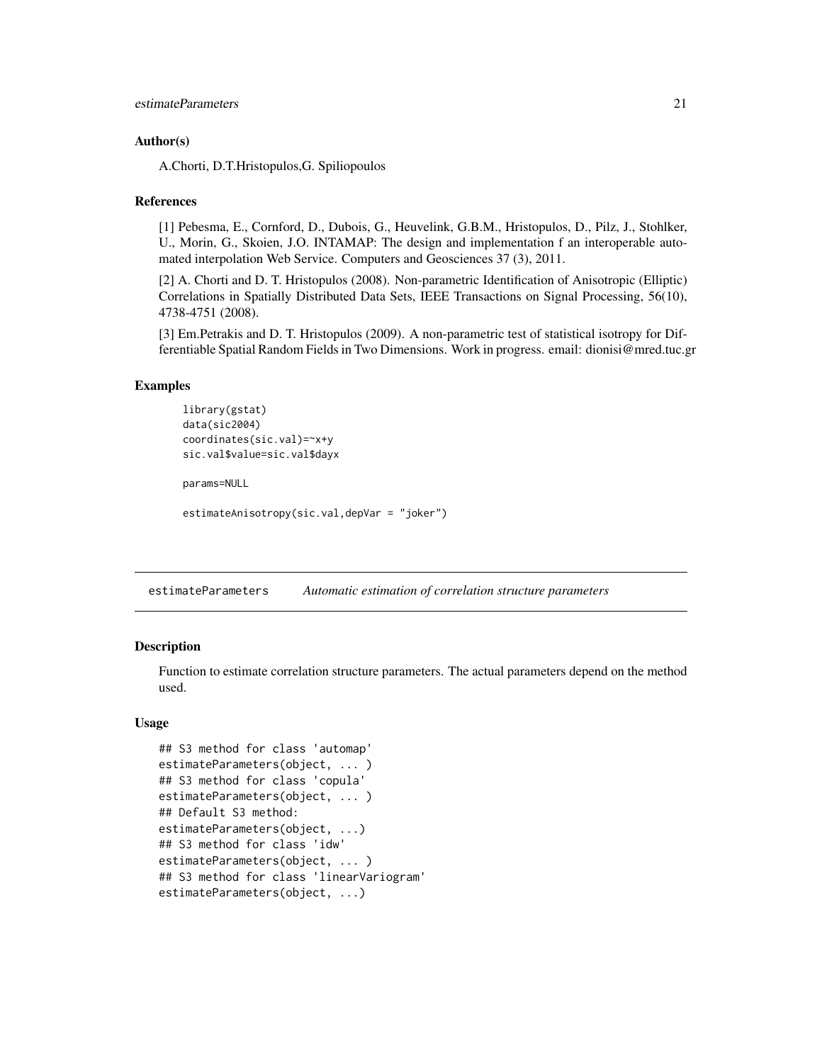## Author(s)

A.Chorti, D.T.Hristopulos,G. Spiliopoulos

## References

[1] Pebesma, E., Cornford, D., Dubois, G., Heuvelink, G.B.M., Hristopulos, D., Pilz, J., Stohlker, U., Morin, G., Skoien, J.O. INTAMAP: The design and implementation f an interoperable automated interpolation Web Service. Computers and Geosciences 37 (3), 2011.

[2] A. Chorti and D. T. Hristopulos (2008). Non-parametric Identification of Anisotropic (Elliptic) Correlations in Spatially Distributed Data Sets, IEEE Transactions on Signal Processing, 56(10), 4738-4751 (2008).

[3] Em.Petrakis and D. T. Hristopulos (2009). A non-parametric test of statistical isotropy for Differentiable Spatial Random Fields in Two Dimensions. Work in progress. email: dionisi@mred.tuc.gr

## Examples

```
library(gstat)
data(sic2004)
coordinates(sic.val)=~x+y
sic.val$value=sic.val$dayx

params=NULL

estimateAnisotropy(sic.val,depVar = "joker")
```

---

# estimateParameters *Automatic estimation of correlation structure parameters*

## Description

Function to estimate correlation structure parameters. The actual parameters depend on the method used.

## Usage

```
## S3 method for class 'automap'
estimateParameters(object, ... )
## S3 method for class 'copula'
estimateParameters(object, ... )
## Default S3 method:
estimateParameters(object, ...)
## S3 method for class 'idw'
estimateParameters(object, ... )
## S3 method for class 'linearVariogram'
estimateParameters(object, ...)
```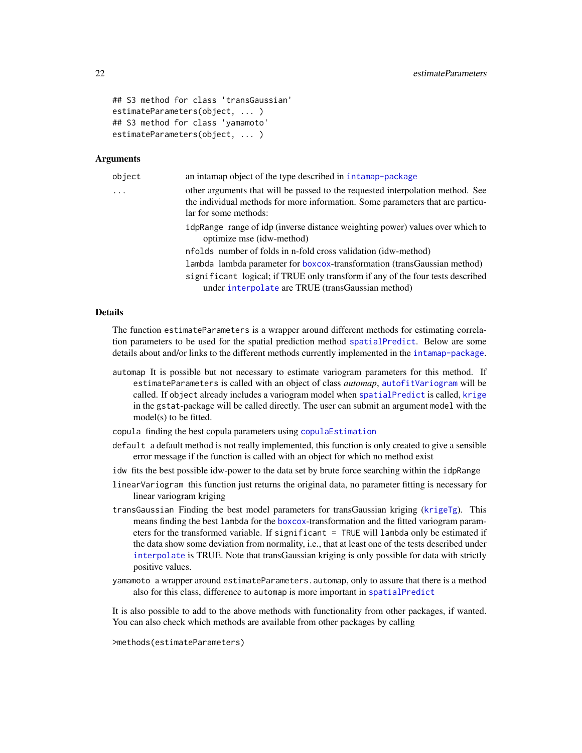```
## S3 method for class 'transGaussian'
estimateParameters(object, ... )
## S3 method for class 'yamamoto'
estimateParameters(object, ... )
```

### Arguments

| | |
|---|---|
| object | an intamap object of the type described in intamap-package |
| ... | other arguments that will be passed to the requested interpolation method. See the individual methods for more information. Some parameters that are particular for some methods: |

- `idpRange` range of idp (inverse distance weighting power) values over which to optimize mse (idw-method)
- `nfolds` number of folds in n-fold cross validation (idw-method)
- `lambda` lambda parameter for boxcox-transformation (transGaussian method)
- `significant` logical; if TRUE only transform if any of the four tests described under interpolate are TRUE (transGaussian method)

### Details

The function `estimateParameters` is a wrapper around different methods for estimating correlation parameters to be used for the spatial prediction method `spatialPredict`. Below are some details about and/or links to the different methods currently implemented in the intamap-package.

- `automap` It is possible but not necessary to estimate variogram parameters for this method. If `estimateParameters` is called with an object of class *automap*, `autofitVariogram` will be called. If `object` already includes a variogram model when `spatialPredict` is called, `krige` in the `gstat`-package will be called directly. The user can submit an argument `model` with the model(s) to be fitted.
- `copula` finding the best copula parameters using `copulaEstimation`
- `default` a default method is not really implemented, this function is only created to give a sensible error message if the function is called with an object for which no method exist
- `idw` fits the best possible idw-power to the data set by brute force searching within the `idpRange`
- `linearVariogram` this function just returns the original data, no parameter fitting is necessary for linear variogram kriging
- `transGaussian` Finding the best model parameters for transGaussian kriging (`krigeTg`). This means finding the best `lambda` for the boxcox-transformation and the fitted variogram parameters for the transformed variable. If `significant = TRUE` will `lambda` only be estimated if the data show some deviation from normality, i.e., that at least one of the tests described under `interpolate` is TRUE. Note that transGaussian kriging is only possible for data with strictly positive values.
- `yamamoto` a wrapper around `estimateParameters.automap`, only to assure that there is a method also for this class, difference to `automap` is more important in `spatialPredict`

It is also possible to add to the above methods with functionality from other packages, if wanted. You can also check which methods are available from other packages by calling

```
>methods(estimateParameters)
```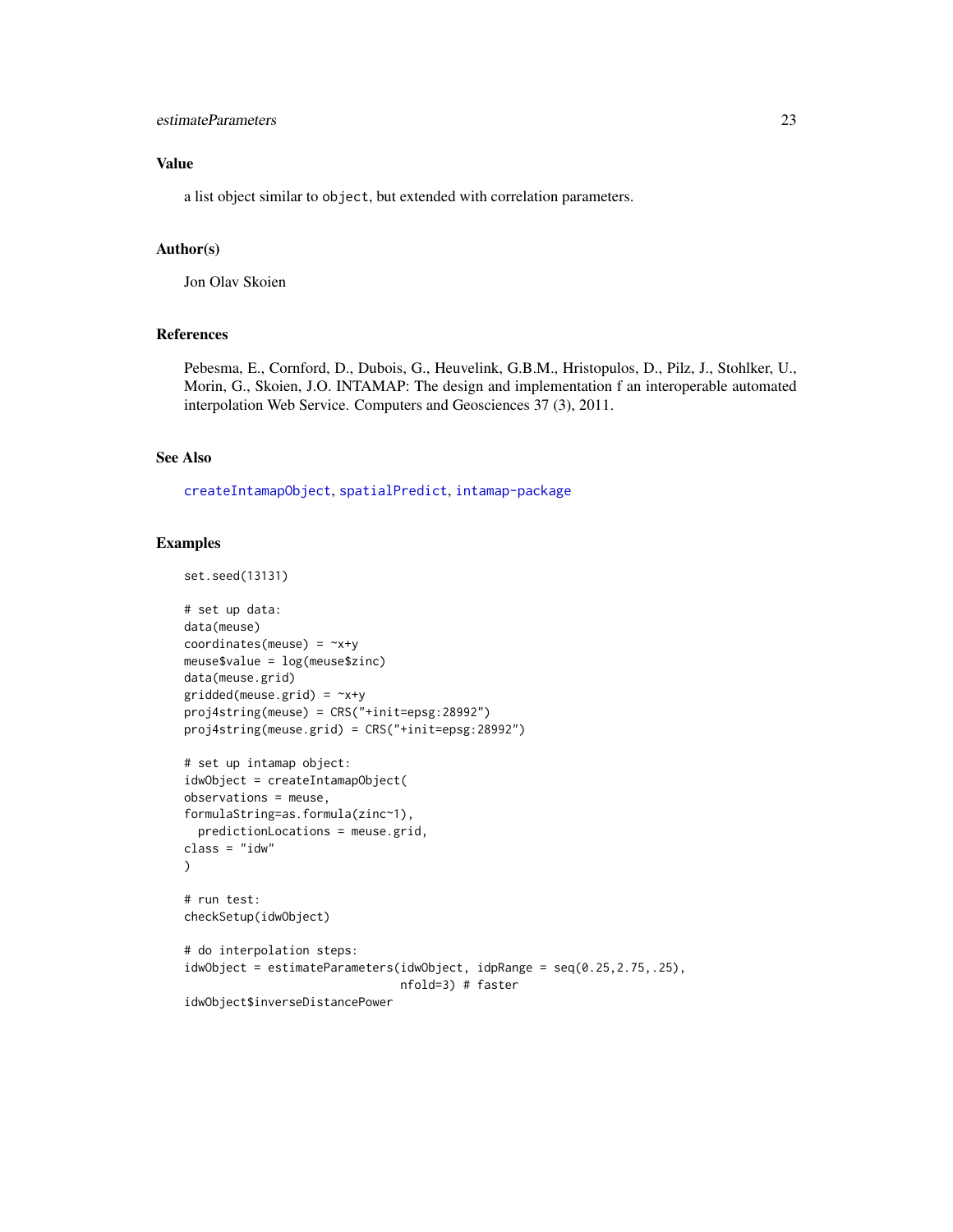## Value

a list object similar to `object`, but extended with correlation parameters.

## Author(s)

Jon Olav Skoien

## References

Pebesma, E., Cornford, D., Dubois, G., Heuvelink, G.B.M., Hristopulos, D., Pilz, J., Stohlker, U., Morin, G., Skoien, J.O. INTAMAP: The design and implementation f an interoperable automated interpolation Web Service. Computers and Geosciences 37 (3), 2011.

## See Also

`createIntamapObject`, `spatialPredict`, `intamap-package`

## Examples

```
set.seed(13131)

# set up data:
data(meuse)
coordinates(meuse) = ~x+y
meuse$value = log(meuse$zinc)
data(meuse.grid)
gridded(meuse.grid) = ~x+y
proj4string(meuse) = CRS("+init=epsg:28992")
proj4string(meuse.grid) = CRS("+init=epsg:28992")

# set up intamap object:
idwObject = createIntamapObject(
observations = meuse,
formulaString=as.formula(zinc~1),
  predictionLocations = meuse.grid,
class = "idw"
)

# run test:
checkSetup(idwObject)

# do interpolation steps:
idwObject = estimateParameters(idwObject, idpRange = seq(0.25,2.75,.25),
                               nfold=3) # faster
idwObject$inverseDistancePower
```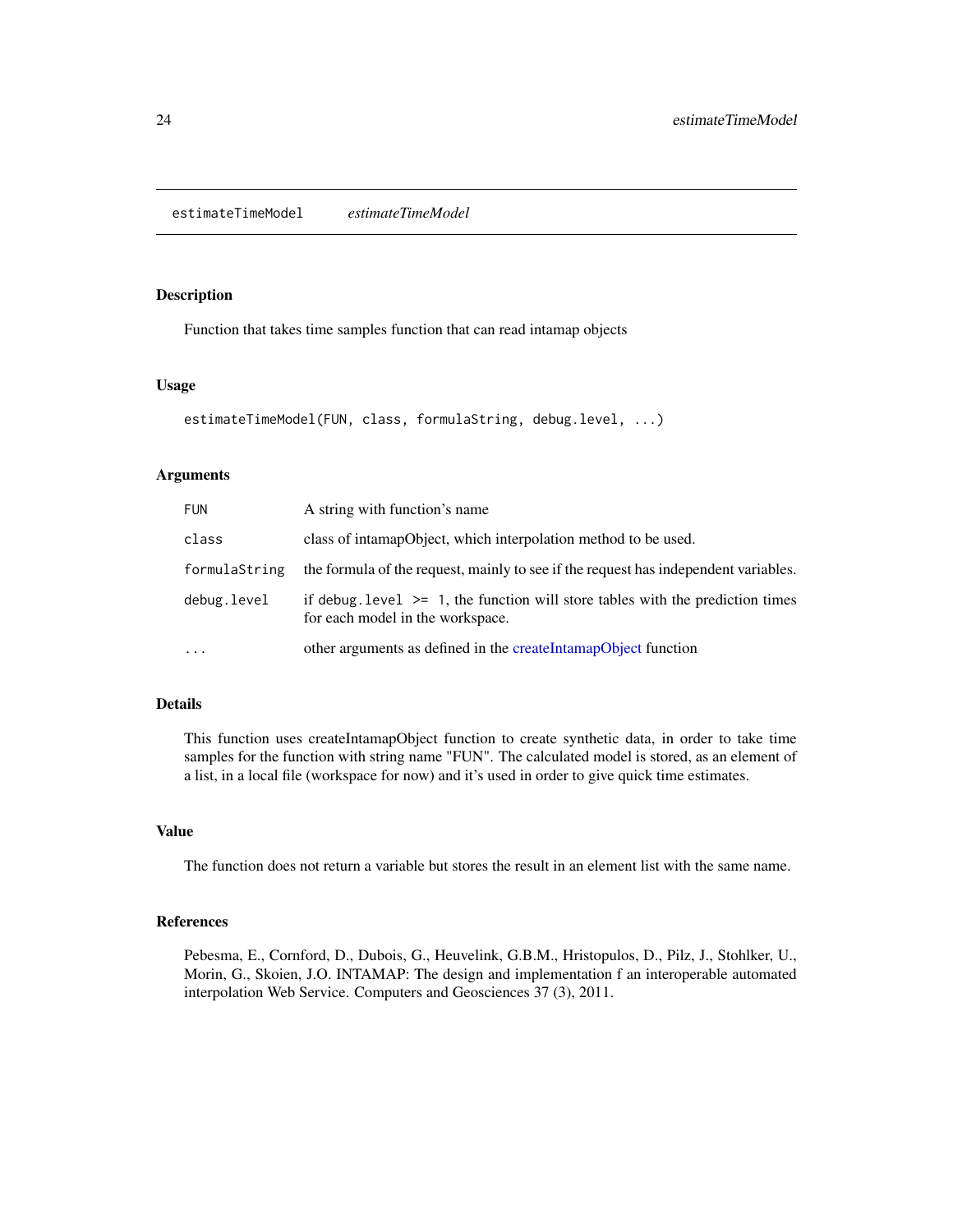# estimateTimeModel *estimateTimeModel*

## Description

Function that takes time samples function that can read intamap objects

## Usage

```
estimateTimeModel(FUN, class, formulaString, debug.level, ...)
```

## Arguments

| | |
|---|---|
| FUN | A string with function's name |
| class | class of intamapObject, which interpolation method to be used. |
| formulaString | the formula of the request, mainly to see if the request has independent variables. |
| debug.level | if `debug.level >= 1`, the function will store tables with the prediction times for each model in the workspace. |
| ... | other arguments as defined in the createIntamapObject function |

## Details

This function uses createIntamapObject function to create synthetic data, in order to take time samples for the function with string name "FUN". The calculated model is stored, as an element of a list, in a local file (workspace for now) and it's used in order to give quick time estimates.

## Value

The function does not return a variable but stores the result in an element list with the same name.

## References

Pebesma, E., Cornford, D., Dubois, G., Heuvelink, G.B.M., Hristopulos, D., Pilz, J., Stohlker, U., Morin, G., Skoien, J.O. INTAMAP: The design and implementation f an interoperable automated interpolation Web Service. Computers and Geosciences 37 (3), 2011.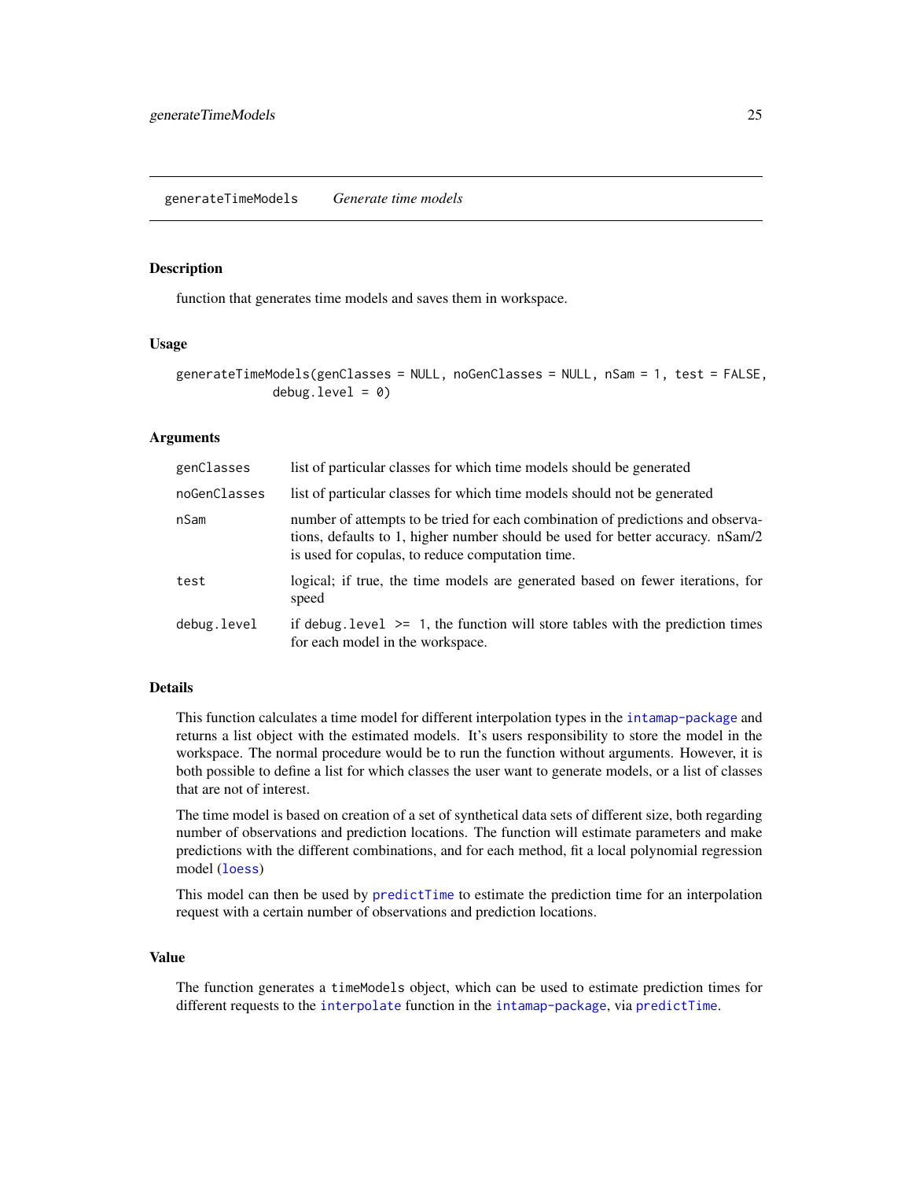## generateTimeModels — *Generate time models*

### Description

function that generates time models and saves them in workspace.

### Usage

```
generateTimeModels(genClasses = NULL, noGenClasses = NULL, nSam = 1, test = FALSE,
           debug.level = 0)
```

### Arguments

| | |
|---|---|
| `genClasses` | list of particular classes for which time models should be generated |
| `noGenClasses` | list of particular classes for which time models should not be generated |
| `nSam` | number of attempts to be tried for each combination of predictions and observations, defaults to 1, higher number should be used for better accuracy. nSam/2 is used for copulas, to reduce computation time. |
| `test` | logical; if true, the time models are generated based on fewer iterations, for speed |
| `debug.level` | if `debug.level >= 1`, the function will store tables with the prediction times for each model in the workspace. |

### Details

This function calculates a time model for different interpolation types in the `intamap-package` and returns a list object with the estimated models. It's users responsibility to store the model in the workspace. The normal procedure would be to run the function without arguments. However, it is both possible to define a list for which classes the user want to generate models, or a list of classes that are not of interest.

The time model is based on creation of a set of synthetical data sets of different size, both regarding number of observations and prediction locations. The function will estimate parameters and make predictions with the different combinations, and for each method, fit a local polynomial regression model (`loess`)

This model can then be used by `predictTime` to estimate the prediction time for an interpolation request with a certain number of observations and prediction locations.

### Value

The function generates a `timeModels` object, which can be used to estimate prediction times for different requests to the `interpolate` function in the `intamap-package`, via `predictTime`.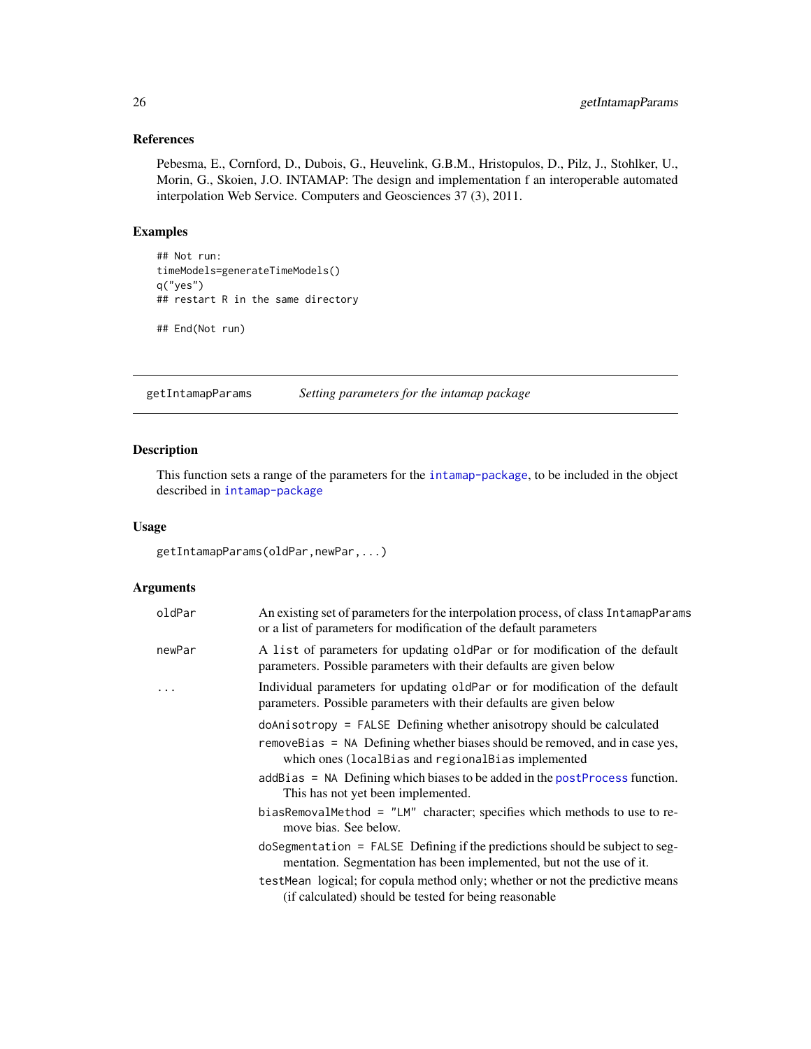### References

Pebesma, E., Cornford, D., Dubois, G., Heuvelink, G.B.M., Hristopulos, D., Pilz, J., Stohlker, U., Morin, G., Skoien, J.O. INTAMAP: The design and implementation f an interoperable automated interpolation Web Service. Computers and Geosciences 37 (3), 2011.

### Examples

```
## Not run:
timeModels=generateTimeModels()
q("yes")
## restart R in the same directory

## End(Not run)
```

---

## getIntamapParams *Setting parameters for the intamap package*

---

### Description

This function sets a range of the parameters for the intamap-package, to be included in the object described in intamap-package

### Usage

```
getIntamapParams(oldPar,newPar,...)
```

### Arguments

| | |
|---|---|
| oldPar | An existing set of parameters for the interpolation process, of class `IntamapParams` or a list of parameters for modification of the default parameters |
| newPar | A `list` of parameters for updating `oldPar` or for modification of the default parameters. Possible parameters with their defaults are given below |
| ... | Individual parameters for updating `oldPar` or for modification of the default parameters. Possible parameters with their defaults are given below |

- `doAnisotropy = FALSE` Defining whether anisotropy should be calculated
- `removeBias = NA` Defining whether biases should be removed, and in case yes, which ones (`localBias` and `regionalBias` implemented
- `addBias = NA` Defining which biases to be added in the postProcess function. This has not yet been implemented.
- `biasRemovalMethod = "LM"` character; specifies which methods to use to remove bias. See below.
- `doSegmentation = FALSE` Defining if the predictions should be subject to segmentation. Segmentation has been implemented, but not the use of it.
- `testMean` logical; for copula method only; whether or not the predictive means (if calculated) should be tested for being reasonable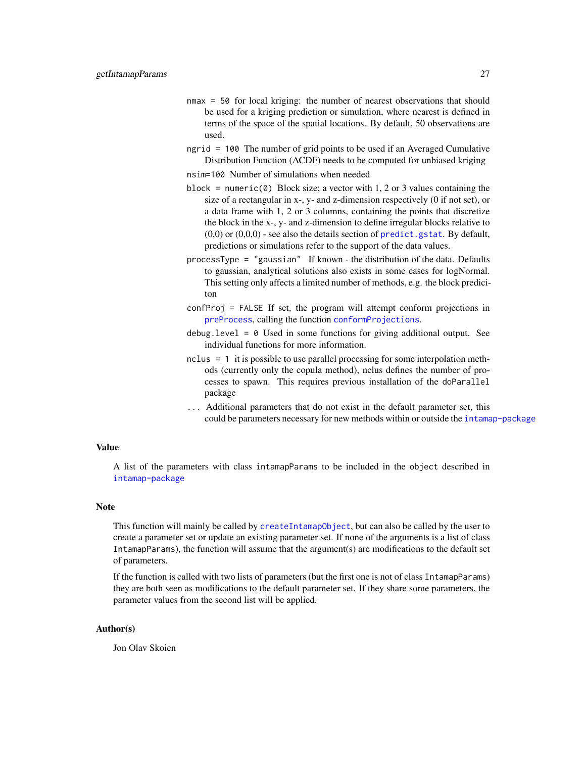`nmax = 50` for local kriging: the number of nearest observations that should be used for a kriging prediction or simulation, where nearest is defined in terms of the space of the spatial locations. By default, 50 observations are used.

`ngrid = 100` The number of grid points to be used if an Averaged Cumulative Distribution Function (ACDF) needs to be computed for unbiased kriging

`nsim=100` Number of simulations when needed

`block = numeric(0)` Block size; a vector with 1, 2 or 3 values containing the size of a rectangular in x-, y- and z-dimension respectively (0 if not set), or a data frame with 1, 2 or 3 columns, containing the points that discretize the block in the x-, y- and z-dimension to define irregular blocks relative to (0,0) or (0,0,0) - see also the details section of `predict.gstat`. By default, predictions or simulations refer to the support of the data values.

`processType = "gaussian"` If known - the distribution of the data. Defaults to gaussian, analytical solutions also exists in some cases for logNormal. This setting only affects a limited number of methods, e.g. the block prediciton

`confProj = FALSE` If set, the program will attempt conform projections in `preProcess`, calling the function `conformProjections`.

`debug.level = 0` Used in some functions for giving additional output. See individual functions for more information.

`nclus = 1` it is possible to use parallel processing for some interpolation methods (currently only the copula method), nclus defines the number of processes to spawn. This requires previous installation of the `doParallel` package

`...` Additional parameters that do not exist in the default parameter set, this could be parameters necessary for new methods within or outside the `intamap-package`

## Value

A list of the parameters with class `intamapParams` to be included in the `object` described in `intamap-package`

## Note

This function will mainly be called by `createIntamapObject`, but can also be called by the user to create a parameter set or update an existing parameter set. If none of the arguments is a list of class `IntamapParams`), the function will assume that the argument(s) are modifications to the default set of parameters.

If the function is called with two lists of parameters (but the first one is not of class `IntamapParams`) they are both seen as modifications to the default parameter set. If they share some parameters, the parameter values from the second list will be applied.

## Author(s)

Jon Olav Skoien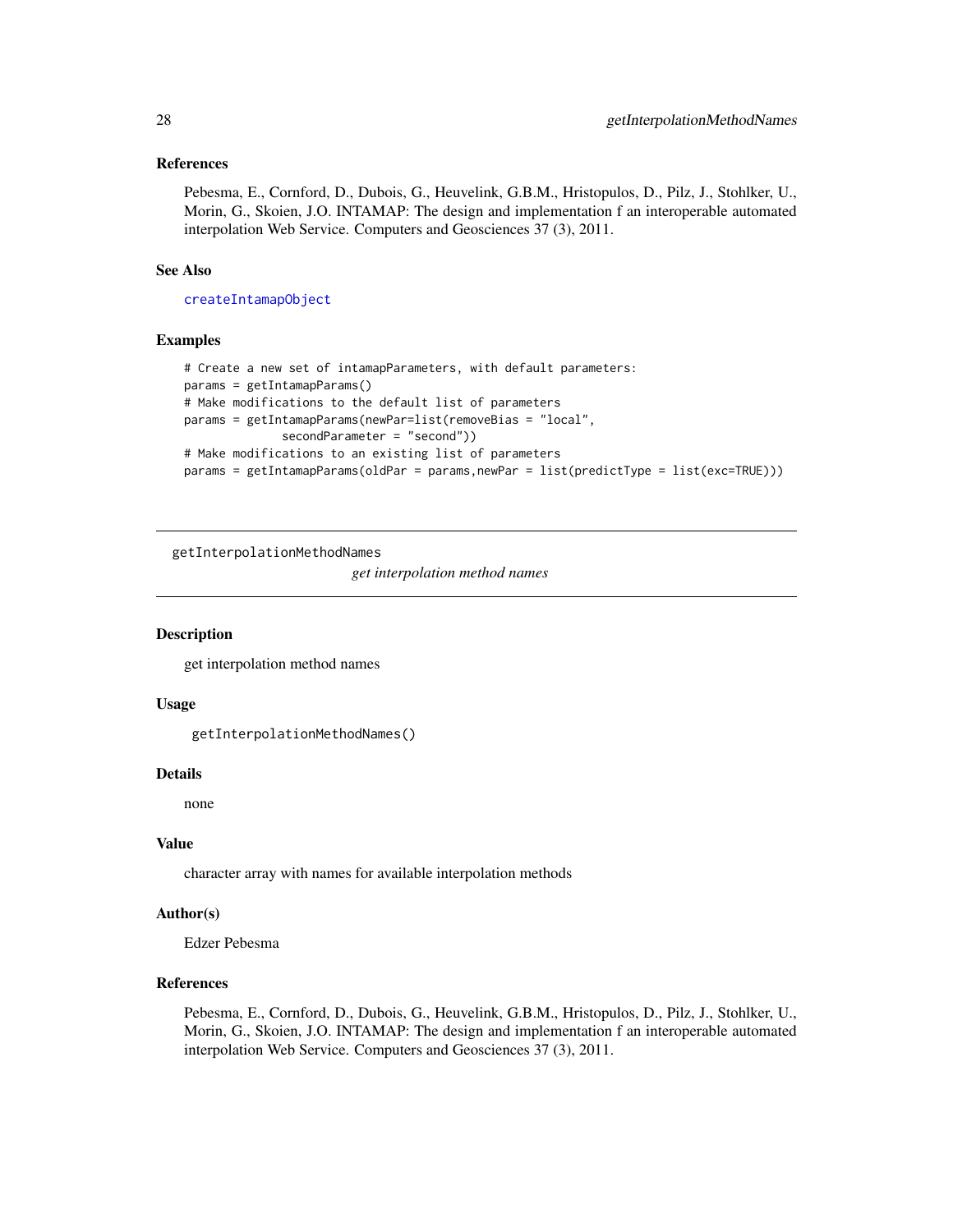### References

Pebesma, E., Cornford, D., Dubois, G., Heuvelink, G.B.M., Hristopulos, D., Pilz, J., Stohlker, U., Morin, G., Skoien, J.O. INTAMAP: The design and implementation f an interoperable automated interpolation Web Service. Computers and Geosciences 37 (3), 2011.

### See Also

createIntamapObject

### Examples

```
# Create a new set of intamapParameters, with default parameters:
params = getIntamapParams()
# Make modifications to the default list of parameters
params = getIntamapParams(newPar=list(removeBias = "local",
            secondParameter = "second"))
# Make modifications to an existing list of parameters
params = getIntamapParams(oldPar = params,newPar = list(predictType = list(exc=TRUE)))
```

---

## getInterpolationMethodNames

*get interpolation method names*

### Description

get interpolation method names

### Usage

```
getInterpolationMethodNames()
```

### Details

none

### Value

character array with names for available interpolation methods

### Author(s)

Edzer Pebesma

### References

Pebesma, E., Cornford, D., Dubois, G., Heuvelink, G.B.M., Hristopulos, D., Pilz, J., Stohlker, U., Morin, G., Skoien, J.O. INTAMAP: The design and implementation f an interoperable automated interpolation Web Service. Computers and Geosciences 37 (3), 2011.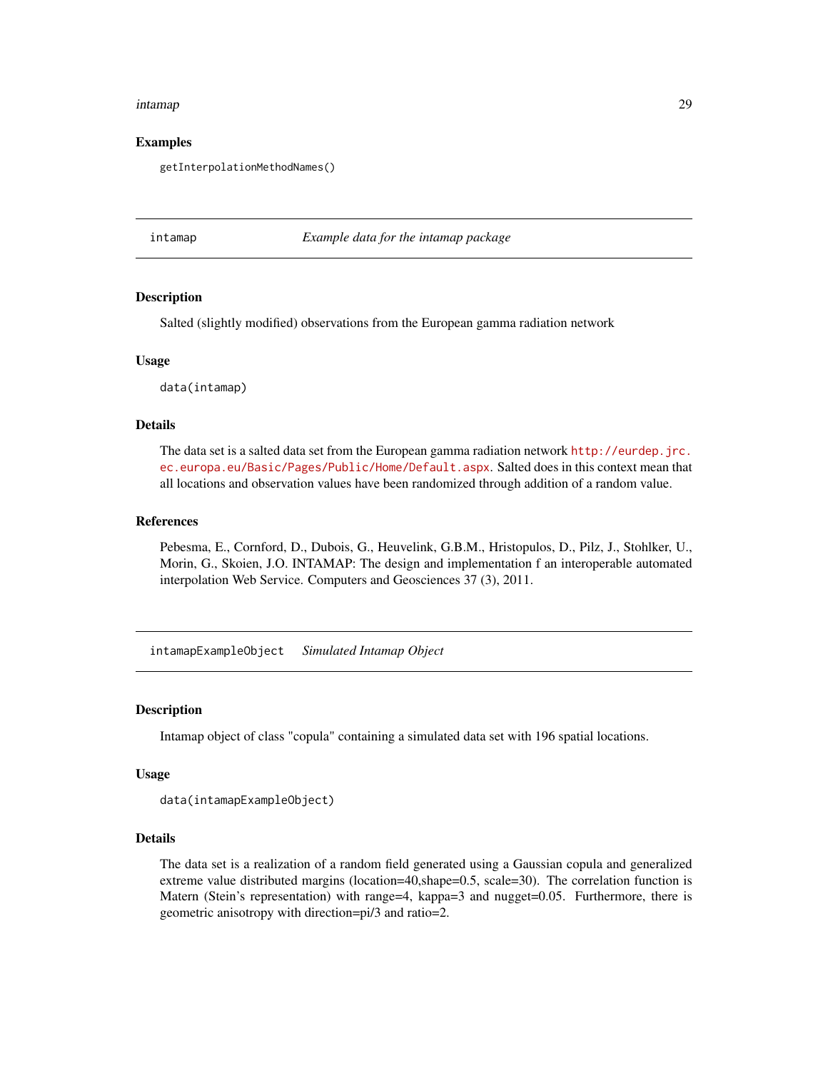### Examples

```
getInterpolationMethodNames()
```

---

## intamap — *Example data for the intamap package*

### Description

Salted (slightly modified) observations from the European gamma radiation network

### Usage

```
data(intamap)
```

### Details

The data set is a salted data set from the European gamma radiation network http://eurdep.jrc.ec.europa.eu/Basic/Pages/Public/Home/Default.aspx. Salted does in this context mean that all locations and observation values have been randomized through addition of a random value.

### References

Pebesma, E., Cornford, D., Dubois, G., Heuvelink, G.B.M., Hristopulos, D., Pilz, J., Stohlker, U., Morin, G., Skoien, J.O. INTAMAP: The design and implementation f an interoperable automated interpolation Web Service. Computers and Geosciences 37 (3), 2011.

---

## intamapExampleObject — *Simulated Intamap Object*

### Description

Intamap object of class "copula" containing a simulated data set with 196 spatial locations.

### Usage

```
data(intamapExampleObject)
```

### Details

The data set is a realization of a random field generated using a Gaussian copula and generalized extreme value distributed margins (location=40,shape=0.5, scale=30). The correlation function is Matern (Stein's representation) with range=4, kappa=3 and nugget=0.05. Furthermore, there is geometric anisotropy with direction=pi/3 and ratio=2.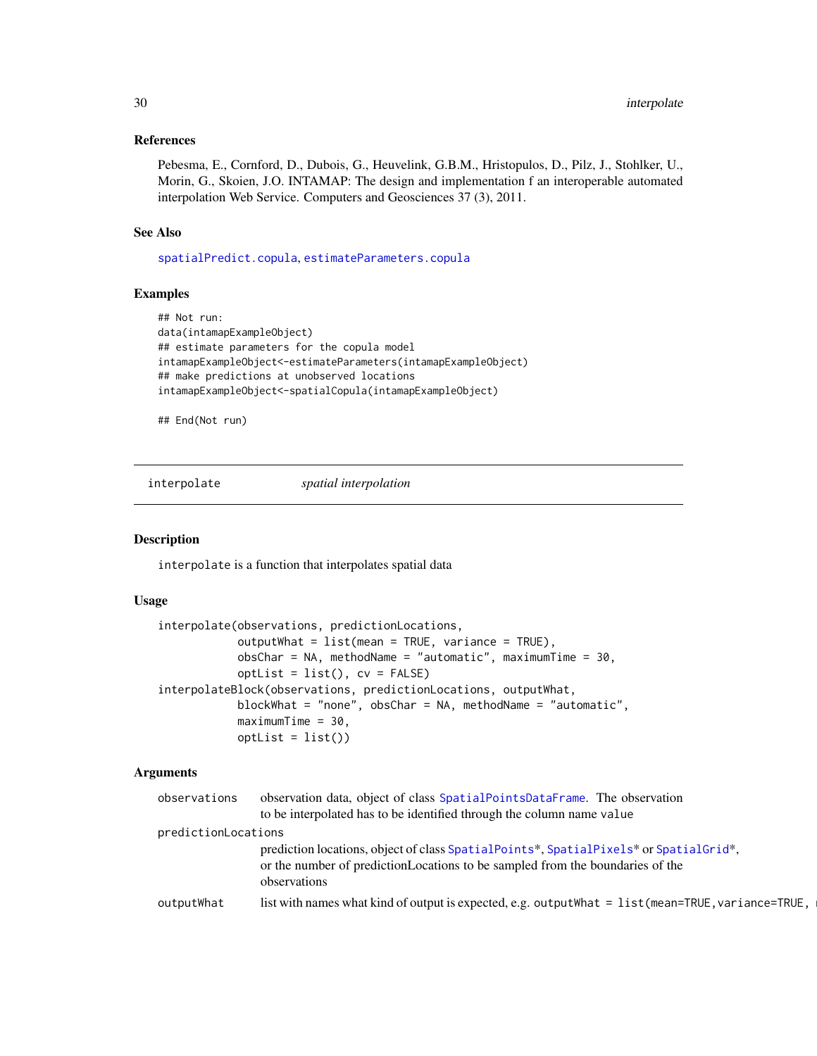## References

Pebesma, E., Cornford, D., Dubois, G., Heuvelink, G.B.M., Hristopulos, D., Pilz, J., Stohlker, U., Morin, G., Skoien, J.O. INTAMAP: The design and implementation f an interoperable automated interpolation Web Service. Computers and Geosciences 37 (3), 2011.

## See Also

spatialPredict.copula, estimateParameters.copula

## Examples

```
## Not run:
data(intamapExampleObject)
## estimate parameters for the copula model
intamapExampleObject<-estimateParameters(intamapExampleObject)
## make predictions at unobserved locations
intamapExampleObject<-spatialCopula(intamapExampleObject)

## End(Not run)
```

---

# interpolate *spatial interpolation*

## Description

interpolate is a function that interpolates spatial data

## Usage

```
interpolate(observations, predictionLocations,
            outputWhat = list(mean = TRUE, variance = TRUE),
            obsChar = NA, methodName = "automatic", maximumTime = 30,
            optList = list(), cv = FALSE)
interpolateBlock(observations, predictionLocations, outputWhat,
            blockWhat = "none", obsChar = NA, methodName = "automatic",
            maximumTime = 30,
            optList = list())
```

## Arguments

observations
: observation data, object of class SpatialPointsDataFrame. The observation to be interpolated has to be identified through the column name value

predictionLocations
: prediction locations, object of class SpatialPoints*, SpatialPixels* or SpatialGrid*, or the number of predictionLocations to be sampled from the boundaries of the observations

outputWhat
: list with names what kind of output is expected, e.g. outputWhat = list(mean=TRUE,variance=TRUE,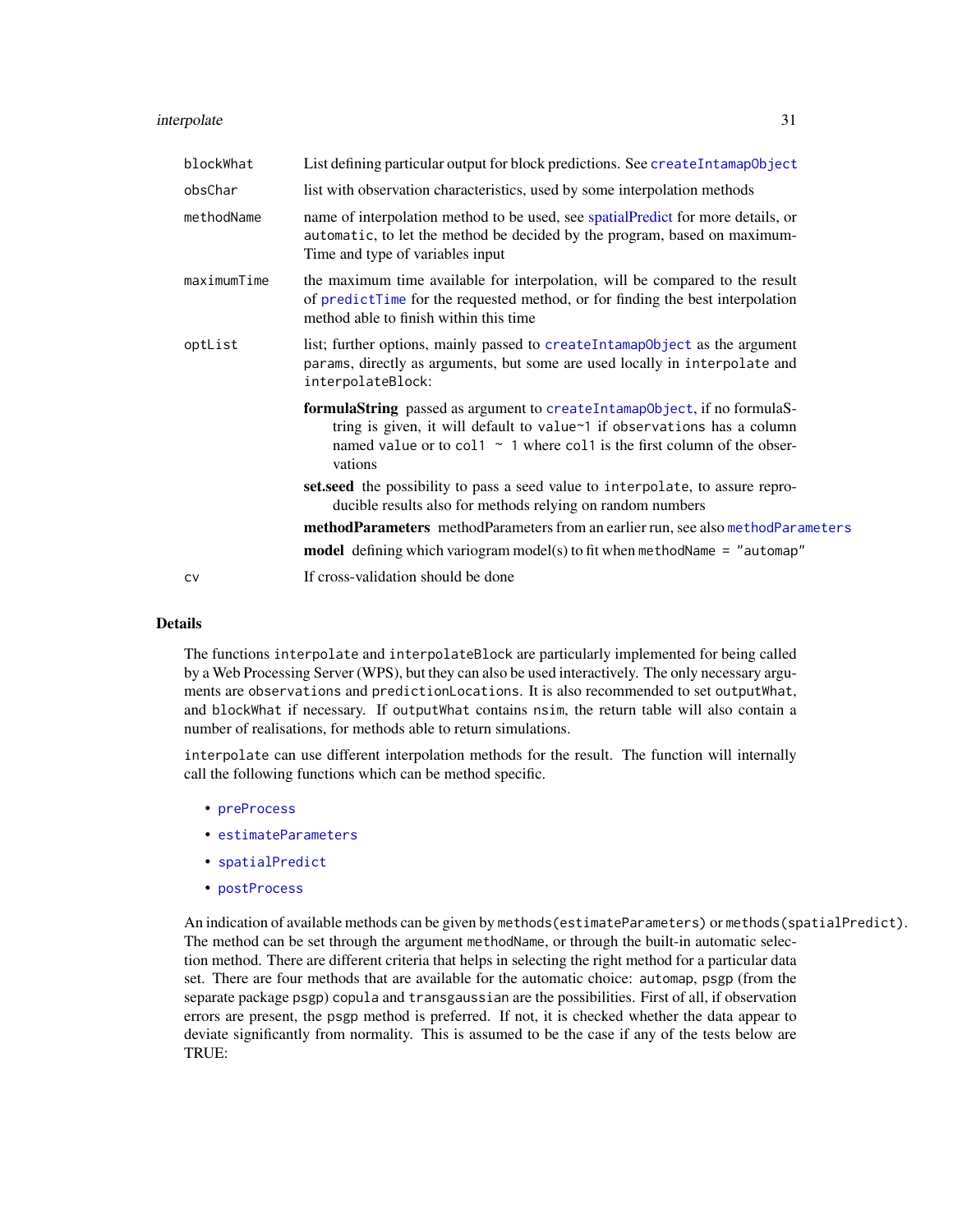| | |
|---|---|
| `blockWhat` | List defining particular output for block predictions. See `createIntamapObject` |
| `obsChar` | list with observation characteristics, used by some interpolation methods |
| `methodName` | name of interpolation method to be used, see spatialPredict for more details, or `automatic`, to let the method be decided by the program, based on maximumTime and type of variables input |
| `maximumTime` | the maximum time available for interpolation, will be compared to the result of `predictTime` for the requested method, or for finding the best interpolation method able to finish within this time |
| `optList` | list; further options, mainly passed to `createIntamapObject` as the argument `params`, directly as arguments, but some are used locally in `interpolate` and `interpolateBlock`: |

- **formulaString** passed as argument to `createIntamapObject`, if no formulaString is given, it will default to `value~1` if `observations` has a column named `value` or to `col1 ~ 1` where `col1` is the first column of the observations
- **set.seed** the possibility to pass a seed value to `interpolate`, to assure reproducible results also for methods relying on random numbers
- **methodParameters** methodParameters from an earlier run, see also `methodParameters`
- **model** defining which variogram model(s) to fit when `methodName = "automap"`

| | |
|---|---|
| `cv` | If cross-validation should be done |

## Details

The functions `interpolate` and `interpolateBlock` are particularly implemented for being called by a Web Processing Server (WPS), but they can also be used interactively. The only necessary arguments are `observations` and `predictionLocations`. It is also recommended to set `outputWhat`, and `blockWhat` if necessary. If `outputWhat` contains `nsim`, the return table will also contain a number of realisations, for methods able to return simulations.

`interpolate` can use different interpolation methods for the result. The function will internally call the following functions which can be method specific.

- `preProcess`
- `estimateParameters`
- `spatialPredict`
- `postProcess`

An indication of available methods can be given by `methods(estimateParameters)` or `methods(spatialPredict)`. The method can be set through the argument `methodName`, or through the built-in automatic selection method. There are different criteria that helps in selecting the right method for a particular data set. There are four methods that are available for the automatic choice: `automap`, `psgp` (from the separate package `psgp`) `copula` and `transgaussian` are the possibilities. First of all, if observation errors are present, the `psgp` method is preferred. If not, it is checked whether the data appear to deviate significantly from normality. This is assumed to be the case if any of the tests below are TRUE: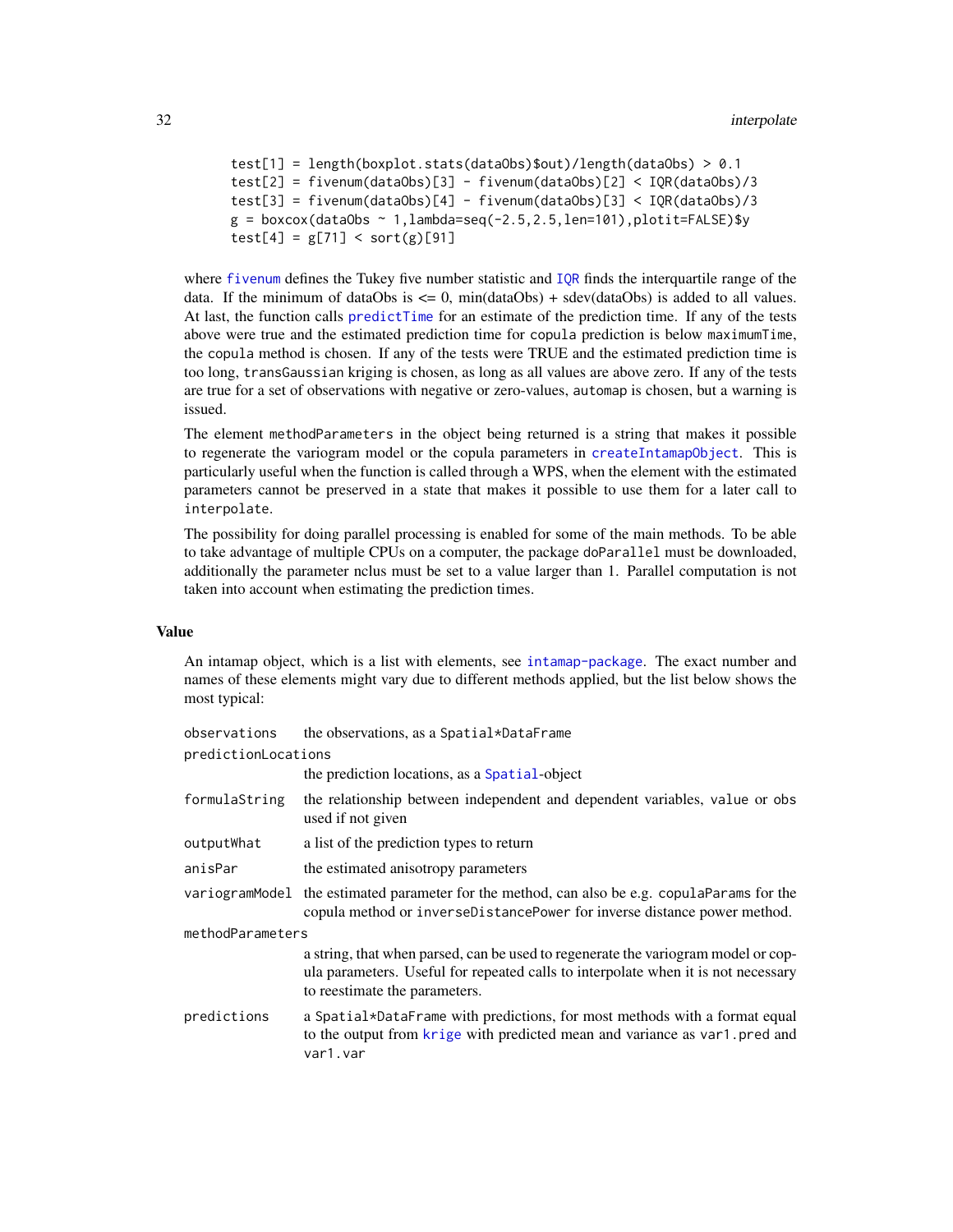```
test[1] = length(boxplot.stats(dataObs)$out)/length(dataObs) > 0.1
test[2] = fivenum(dataObs)[3] - fivenum(dataObs)[2] < IQR(dataObs)/3
test[3] = fivenum(dataObs)[4] - fivenum(dataObs)[3] < IQR(dataObs)/3
g = boxcox(dataObs ~ 1,lambda=seq(-2.5,2.5,len=101),plotit=FALSE)$y
test[4] = g[71] < sort(g)[91]
```

where `fivenum` defines the Tukey five number statistic and `IQR` finds the interquartile range of the data. If the minimum of dataObs is <= 0, min(dataObs) + sdev(dataObs) is added to all values. At last, the function calls `predictTime` for an estimate of the prediction time. If any of the tests above were true and the estimated prediction time for `copula` prediction is below `maximumTime`, the `copula` method is chosen. If any of the tests were TRUE and the estimated prediction time is too long, `transGaussian` kriging is chosen, as long as all values are above zero. If any of the tests are true for a set of observations with negative or zero-values, `automap` is chosen, but a warning is issued.

The element `methodParameters` in the object being returned is a string that makes it possible to regenerate the variogram model or the copula parameters in `createIntamapObject`. This is particularly useful when the function is called through a WPS, when the element with the estimated parameters cannot be preserved in a state that makes it possible to use them for a later call to `interpolate`.

The possibility for doing parallel processing is enabled for some of the main methods. To be able to take advantage of multiple CPUs on a computer, the package `doParallel` must be downloaded, additionally the parameter nclus must be set to a value larger than 1. Parallel computation is not taken into account when estimating the prediction times.

## Value

An intamap object, which is a list with elements, see `intamap-package`. The exact number and names of these elements might vary due to different methods applied, but the list below shows the most typical:

- `observations` — the observations, as a `Spatial*DataFrame`
- `predictionLocations` — the prediction locations, as a `Spatial`-object
- `formulaString` — the relationship between independent and dependent variables, `value` or `obs` used if not given
- `outputWhat` — a list of the prediction types to return
- `anisPar` — the estimated anisotropy parameters
- `variogramModel` — the estimated parameter for the method, can also be e.g. `copulaParams` for the copula method or `inverseDistancePower` for inverse distance power method.
- `methodParameters` — a string, that when parsed, can be used to regenerate the variogram model or copula parameters. Useful for repeated calls to interpolate when it is not necessary to reestimate the parameters.
- `predictions` — a `Spatial*DataFrame` with predictions, for most methods with a format equal to the output from `krige` with predicted mean and variance as `var1.pred` and `var1.var`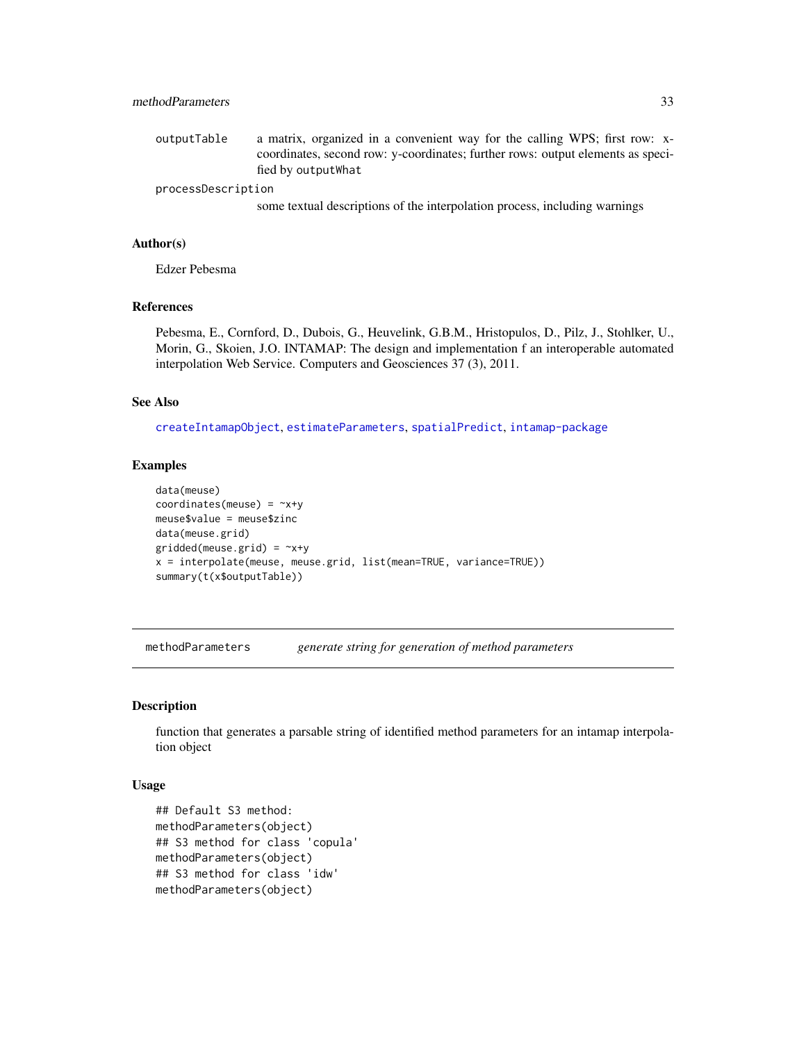| | |
|---|---|
| `outputTable` | a matrix, organized in a convenient way for the calling WPS; first row: x-coordinates, second row: y-coordinates; further rows: output elements as specified by `outputWhat` |
| `processDescription` | some textual descriptions of the interpolation process, including warnings |

### Author(s)

Edzer Pebesma

### References

Pebesma, E., Cornford, D., Dubois, G., Heuvelink, G.B.M., Hristopulos, D., Pilz, J., Stohlker, U., Morin, G., Skoien, J.O. INTAMAP: The design and implementation f an interoperable automated interpolation Web Service. Computers and Geosciences 37 (3), 2011.

### See Also

createIntamapObject, estimateParameters, spatialPredict, intamap-package

### Examples

```
data(meuse)
coordinates(meuse) = ~x+y
meuse$value = meuse$zinc
data(meuse.grid)
gridded(meuse.grid) = ~x+y
x = interpolate(meuse, meuse.grid, list(mean=TRUE, variance=TRUE))
summary(t(x$outputTable))
```

---

## methodParameters    *generate string for generation of method parameters*

---

### Description

function that generates a parsable string of identified method parameters for an intamap interpolation object

### Usage

```
## Default S3 method:
methodParameters(object)
## S3 method for class 'copula'
methodParameters(object)
## S3 method for class 'idw'
methodParameters(object)
```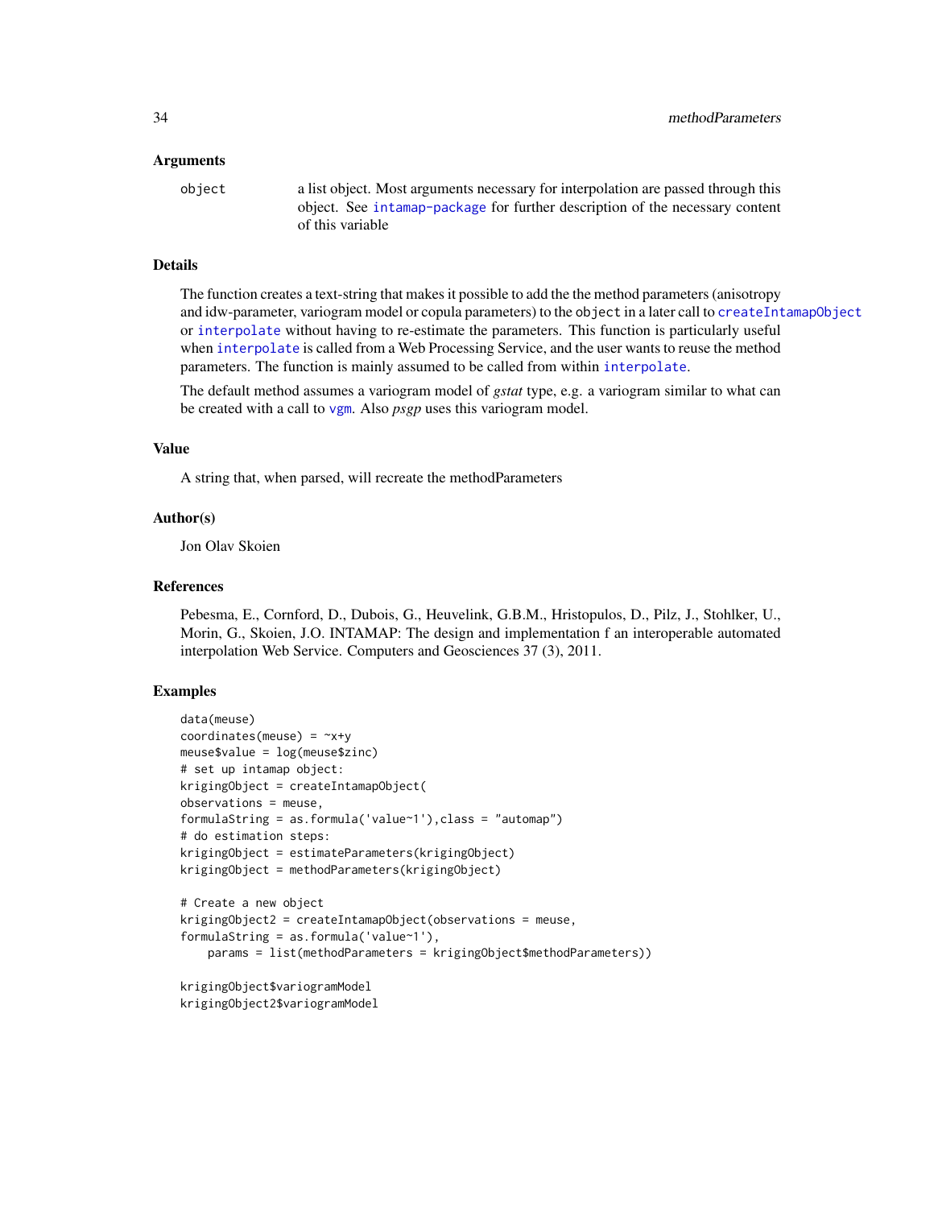## Arguments

`object` a list object. Most arguments necessary for interpolation are passed through this object. See `intamap-package` for further description of the necessary content of this variable

## Details

The function creates a text-string that makes it possible to add the the method parameters (anisotropy and idw-parameter, variogram model or copula parameters) to the `object` in a later call to `createIntamapObject` or `interpolate` without having to re-estimate the parameters. This function is particularly useful when `interpolate` is called from a Web Processing Service, and the user wants to reuse the method parameters. The function is mainly assumed to be called from within `interpolate`.

The default method assumes a variogram model of *gstat* type, e.g. a variogram similar to what can be created with a call to `vgm`. Also *psgp* uses this variogram model.

## Value

A string that, when parsed, will recreate the methodParameters

## Author(s)

Jon Olav Skoien

## References

Pebesma, E., Cornford, D., Dubois, G., Heuvelink, G.B.M., Hristopulos, D., Pilz, J., Stohlker, U., Morin, G., Skoien, J.O. INTAMAP: The design and implementation f an interoperable automated interpolation Web Service. Computers and Geosciences 37 (3), 2011.

## Examples

```
data(meuse)
coordinates(meuse) = ~x+y
meuse$value = log(meuse$zinc)
# set up intamap object:
krigingObject = createIntamapObject(
observations = meuse,
formulaString = as.formula('value~1'),class = "automap")
# do estimation steps:
krigingObject = estimateParameters(krigingObject)
krigingObject = methodParameters(krigingObject)

# Create a new object
krigingObject2 = createIntamapObject(observations = meuse,
formulaString = as.formula('value~1'),
    params = list(methodParameters = krigingObject$methodParameters))

krigingObject$variogramModel
krigingObject2$variogramModel
```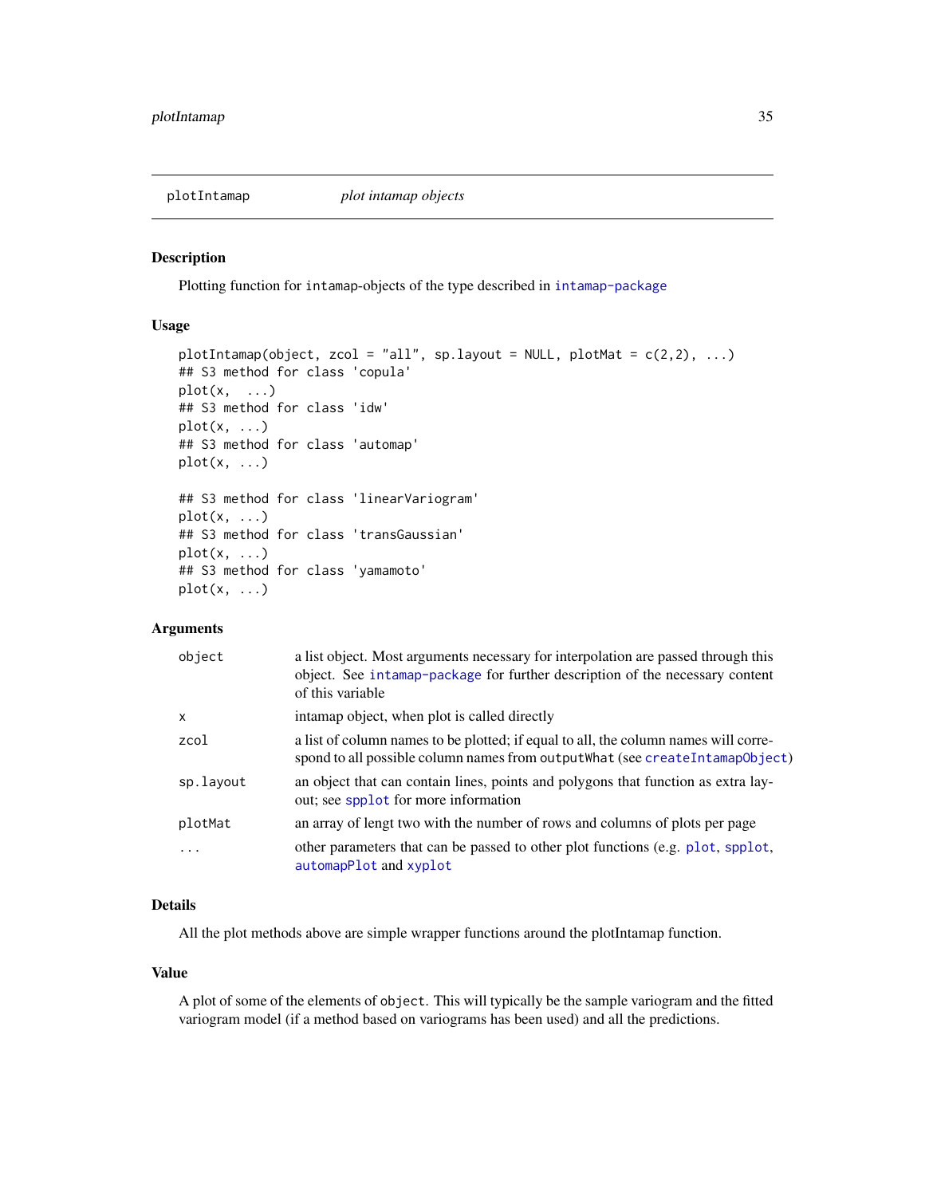## plotIntamap *plot intamap objects*

### Description

Plotting function for `intamap`-objects of the type described in intamap-package

### Usage

```
plotIntamap(object, zcol = "all", sp.layout = NULL, plotMat = c(2,2), ...)
## S3 method for class 'copula'
plot(x,  ...)
## S3 method for class 'idw'
plot(x, ...)
## S3 method for class 'automap'
plot(x, ...)

## S3 method for class 'linearVariogram'
plot(x, ...)
## S3 method for class 'transGaussian'
plot(x, ...)
## S3 method for class 'yamamoto'
plot(x, ...)
```

### Arguments

| | |
|---|---|
| `object` | a list object. Most arguments necessary for interpolation are passed through this object. See intamap-package for further description of the necessary content of this variable |
| `x` | intamap object, when plot is called directly |
| `zcol` | a list of column names to be plotted; if equal to all, the column names will correspond to all possible column names from `outputWhat` (see createIntamapObject) |
| `sp.layout` | an object that can contain lines, points and polygons that function as extra layout; see spplot for more information |
| `plotMat` | an array of lengt two with the number of rows and columns of plots per page |
| `...` | other parameters that can be passed to other plot functions (e.g. plot, spplot, automapPlot and xyplot |

### Details

All the plot methods above are simple wrapper functions around the plotIntamap function.

### Value

A plot of some of the elements of `object`. This will typically be the sample variogram and the fitted variogram model (if a method based on variograms has been used) and all the predictions.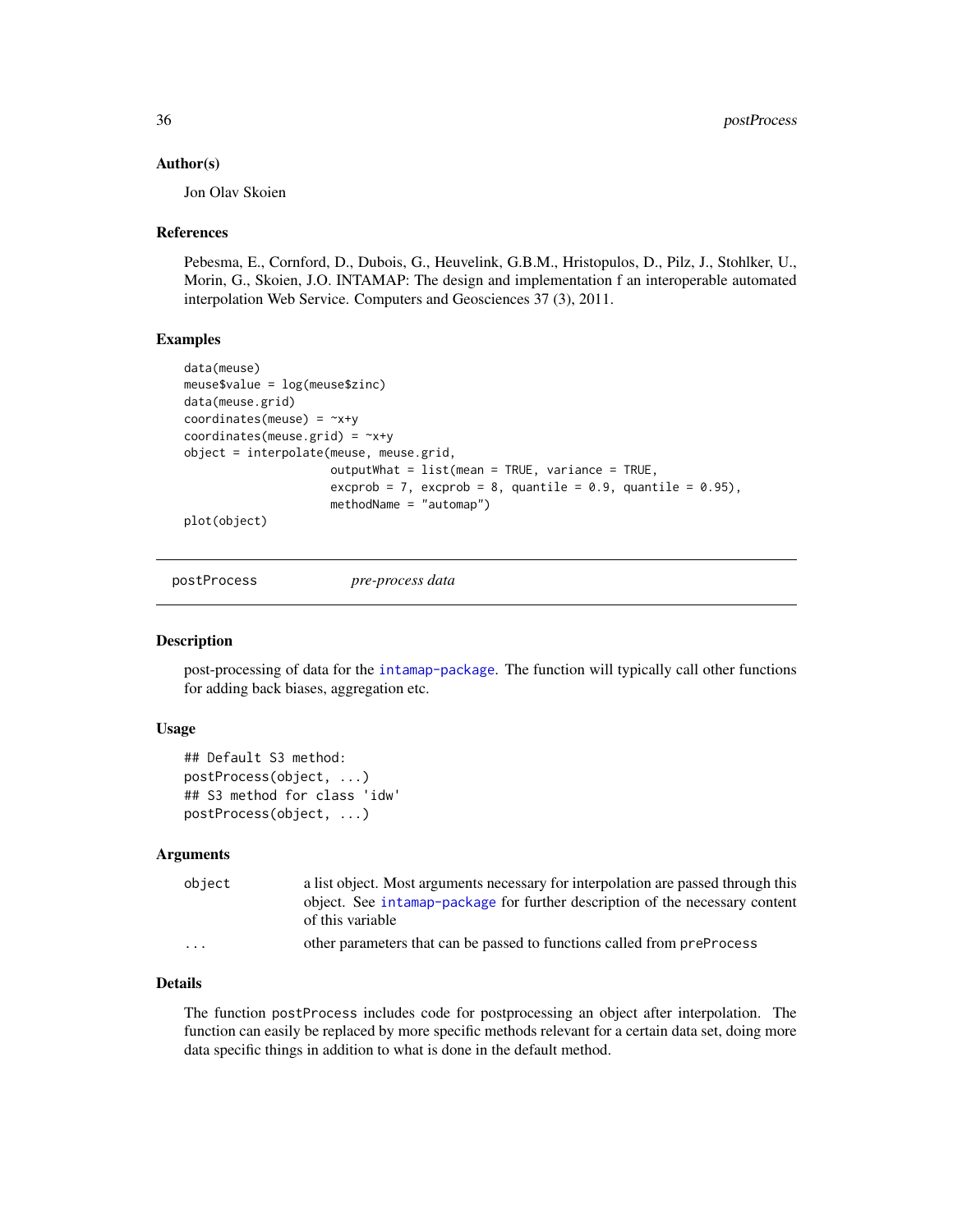### Author(s)

Jon Olav Skoien

### References

Pebesma, E., Cornford, D., Dubois, G., Heuvelink, G.B.M., Hristopulos, D., Pilz, J., Stohlker, U., Morin, G., Skoien, J.O. INTAMAP: The design and implementation f an interoperable automated interpolation Web Service. Computers and Geosciences 37 (3), 2011.

### Examples

```
data(meuse)
meuse$value = log(meuse$zinc)
data(meuse.grid)
coordinates(meuse) = ~x+y
coordinates(meuse.grid) = ~x+y
object = interpolate(meuse, meuse.grid,
                     outputWhat = list(mean = TRUE, variance = TRUE,
                     excprob = 7, excprob = 8, quantile = 0.9, quantile = 0.95),
                     methodName = "automap")
plot(object)
```

---

## postProcess *pre-process data*

### Description

post-processing of data for the intamap-package. The function will typically call other functions for adding back biases, aggregation etc.

### Usage

```
## Default S3 method:
postProcess(object, ...)
## S3 method for class 'idw'
postProcess(object, ...)
```

### Arguments

| | |
|---|---|
| `object` | a list object. Most arguments necessary for interpolation are passed through this object. See intamap-package for further description of the necessary content of this variable |
| `...` | other parameters that can be passed to functions called from `preProcess` |

### Details

The function `postProcess` includes code for postprocessing an object after interpolation. The function can easily be replaced by more specific methods relevant for a certain data set, doing more data specific things in addition to what is done in the default method.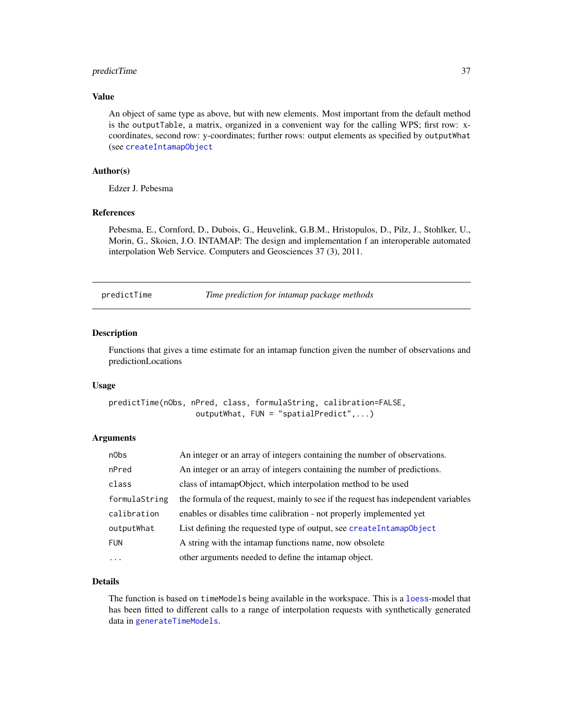### Value

An object of same type as above, but with new elements. Most important from the default method is the `outputTable`, a matrix, organized in a convenient way for the calling WPS; first row: x-coordinates, second row: y-coordinates; further rows: output elements as specified by `outputWhat` (see `createIntamapObject`

### Author(s)

Edzer J. Pebesma

### References

Pebesma, E., Cornford, D., Dubois, G., Heuvelink, G.B.M., Hristopulos, D., Pilz, J., Stohlker, U., Morin, G., Skoien, J.O. INTAMAP: The design and implementation f an interoperable automated interpolation Web Service. Computers and Geosciences 37 (3), 2011.

---

## predictTime — *Time prediction for intamap package methods*

### Description

Functions that gives a time estimate for an intamap function given the number of observations and predictionLocations

### Usage

```
predictTime(nObs, nPred, class, formulaString, calibration=FALSE,
                  outputWhat, FUN = "spatialPredict",...)
```

### Arguments

| | |
|---|---|
| `nObs` | An integer or an array of integers containing the number of observations. |
| `nPred` | An integer or an array of integers containing the number of predictions. |
| `class` | class of intamapObject, which interpolation method to be used |
| `formulaString` | the formula of the request, mainly to see if the request has independent variables |
| `calibration` | enables or disables time calibration - not properly implemented yet |
| `outputWhat` | List defining the requested type of output, see `createIntamapObject` |
| `FUN` | A string with the intamap functions name, now obsolete |
| `...` | other arguments needed to define the intamap object. |

### Details

The function is based on `timeModels` being available in the workspace. This is a `loess`-model that has been fitted to different calls to a range of interpolation requests with synthetically generated data in `generateTimeModels`.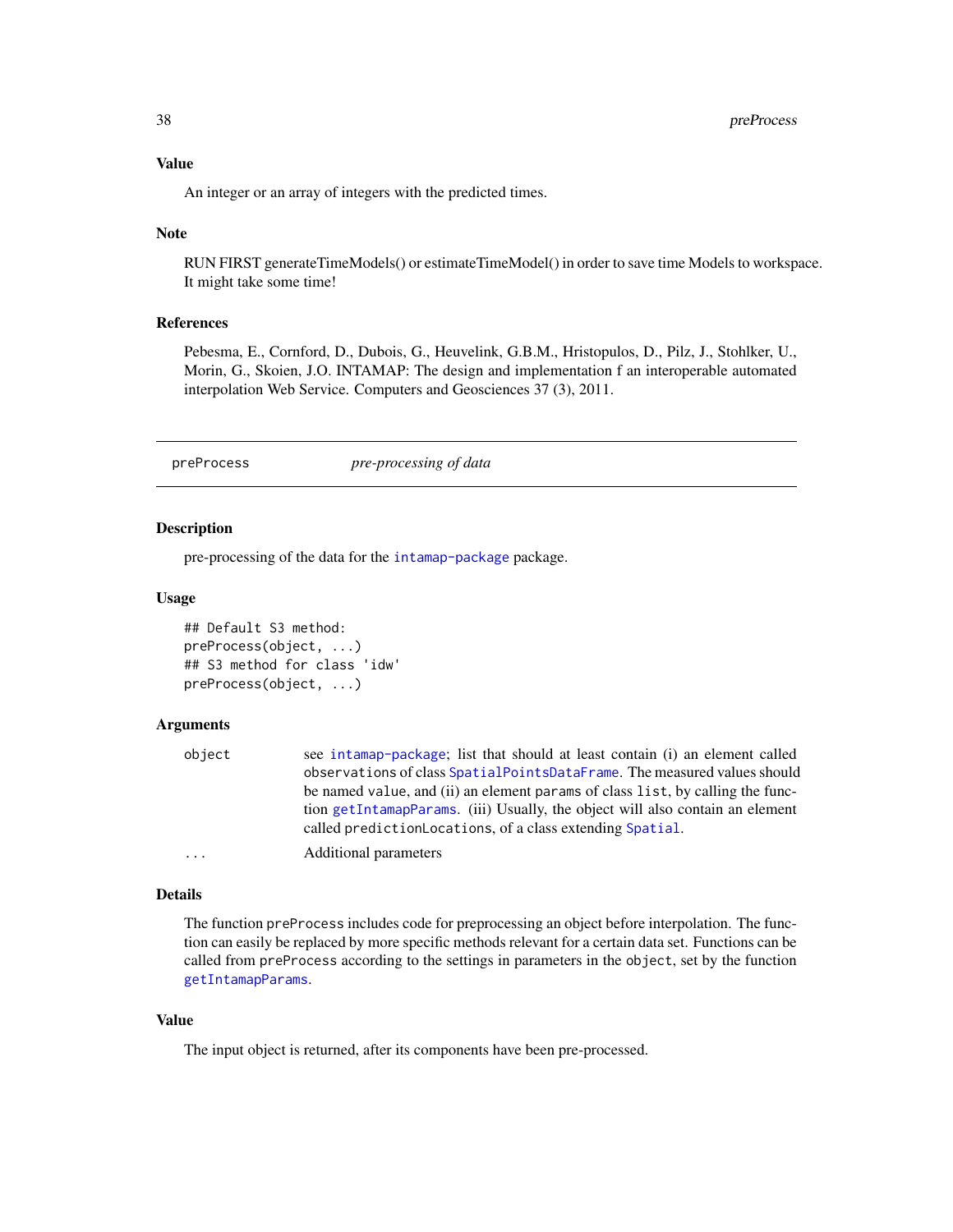### Value

An integer or an array of integers with the predicted times.

### Note

RUN FIRST generateTimeModels() or estimateTimeModel() in order to save time Models to workspace. It might take some time!

### References

Pebesma, E., Cornford, D., Dubois, G., Heuvelink, G.B.M., Hristopulos, D., Pilz, J., Stohlker, U., Morin, G., Skoien, J.O. INTAMAP: The design and implementation f an interoperable automated interpolation Web Service. Computers and Geosciences 37 (3), 2011.

---

## preProcess    *pre-processing of data*

---

### Description

pre-processing of the data for the intamap-package package.

### Usage

```
## Default S3 method:
preProcess(object, ...)
## S3 method for class 'idw'
preProcess(object, ...)
```

### Arguments

| | |
|---|---|
| `object` | see intamap-package; list that should at least contain (i) an element called `observations` of class SpatialPointsDataFrame. The measured values should be named `value`, and (ii) an element `params` of class `list`, by calling the function getIntamapParams. (iii) Usually, the object will also contain an element called `predictionLocations`, of a class extending Spatial. |
| `...` | Additional parameters |

### Details

The function `preProcess` includes code for preprocessing an object before interpolation. The function can easily be replaced by more specific methods relevant for a certain data set. Functions can be called from `preProcess` according to the settings in parameters in the `object`, set by the function getIntamapParams.

### Value

The input object is returned, after its components have been pre-processed.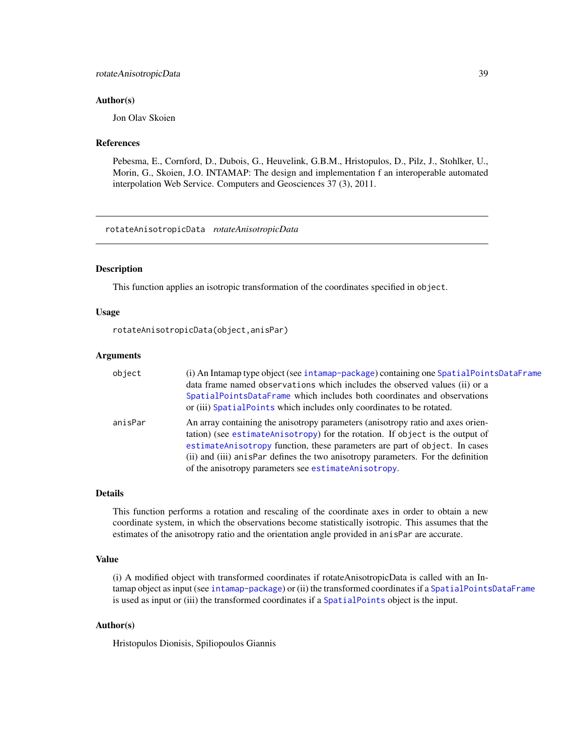### Author(s)

Jon Olav Skoien

### References

Pebesma, E., Cornford, D., Dubois, G., Heuvelink, G.B.M., Hristopulos, D., Pilz, J., Stohlker, U., Morin, G., Skoien, J.O. INTAMAP: The design and implementation f an interoperable automated interpolation Web Service. Computers and Geosciences 37 (3), 2011.

---

## rotateAnisotropicData *rotateAnisotropicData*

### Description

This function applies an isotropic transformation of the coordinates specified in `object`.

### Usage

```
rotateAnisotropicData(object,anisPar)
```

### Arguments

| | |
|---|---|
| `object` | (i) An Intamap type object (see `intamap-package`) containing one `SpatialPointsDataFrame` data frame named `observations` which includes the observed values (ii) or a `SpatialPointsDataFrame` which includes both coordinates and observations or (iii) `SpatialPoints` which includes only coordinates to be rotated. |
| `anisPar` | An array containing the anisotropy parameters (anisotropy ratio and axes orientation) (see `estimateAnisotropy`) for the rotation. If `object` is the output of `estimateAnisotropy` function, these parameters are part of `object`. In cases (ii) and (iii) `anisPar` defines the two anisotropy parameters. For the definition of the anisotropy parameters see `estimateAnisotropy`. |

### Details

This function performs a rotation and rescaling of the coordinate axes in order to obtain a new coordinate system, in which the observations become statistically isotropic. This assumes that the estimates of the anisotropy ratio and the orientation angle provided in `anisPar` are accurate.

### Value

(i) A modified object with transformed coordinates if rotateAnisotropicData is called with an Intamap object as input (see `intamap-package`) or (ii) the transformed coordinates if a `SpatialPointsDataFrame` is used as input or (iii) the transformed coordinates if a `SpatialPoints` object is the input.

### Author(s)

Hristopulos Dionisis, Spiliopoulos Giannis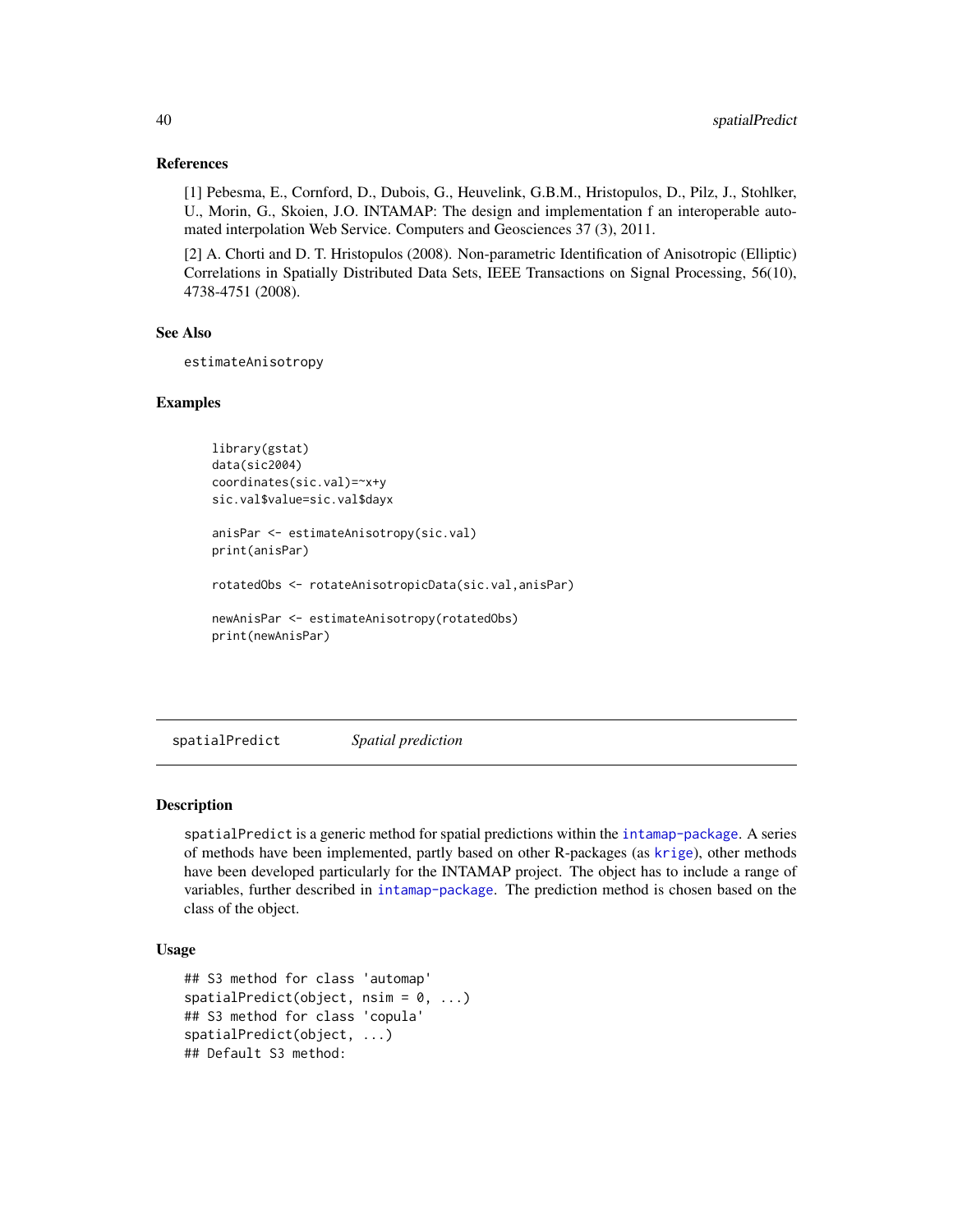## References

[1] Pebesma, E., Cornford, D., Dubois, G., Heuvelink, G.B.M., Hristopulos, D., Pilz, J., Stohlker, U., Morin, G., Skoien, J.O. INTAMAP: The design and implementation f an interoperable automated interpolation Web Service. Computers and Geosciences 37 (3), 2011.

[2] A. Chorti and D. T. Hristopulos (2008). Non-parametric Identification of Anisotropic (Elliptic) Correlations in Spatially Distributed Data Sets, IEEE Transactions on Signal Processing, 56(10), 4738-4751 (2008).

## See Also

estimateAnisotropy

## Examples

```
library(gstat)
data(sic2004)
coordinates(sic.val)=~x+y
sic.val$value=sic.val$dayx

anisPar <- estimateAnisotropy(sic.val)
print(anisPar)

rotatedObs <- rotateAnisotropicData(sic.val,anisPar)

newAnisPar <- estimateAnisotropy(rotatedObs)
print(newAnisPar)
```

---

# spatialPredict *Spatial prediction*

## Description

spatialPredict is a generic method for spatial predictions within the intamap-package. A series of methods have been implemented, partly based on other R-packages (as krige), other methods have been developed particularly for the INTAMAP project. The object has to include a range of variables, further described in intamap-package. The prediction method is chosen based on the class of the object.

## Usage

```
## S3 method for class 'automap'
spatialPredict(object, nsim = 0, ...)
## S3 method for class 'copula'
spatialPredict(object, ...)
## Default S3 method:
```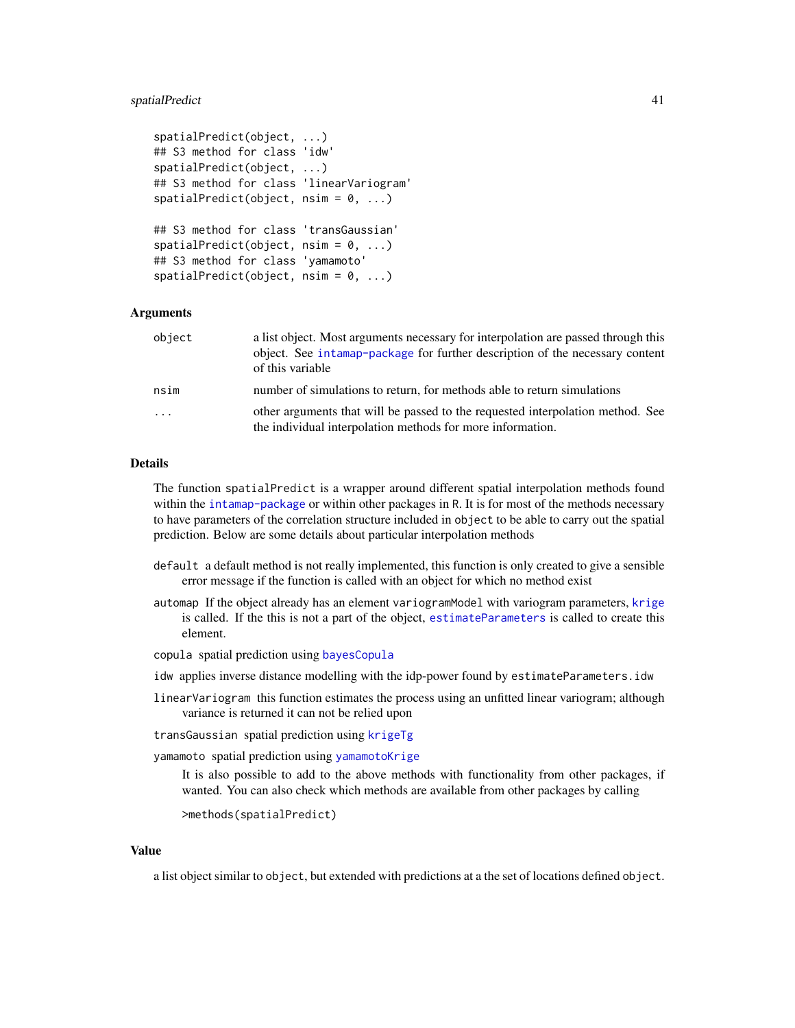```
spatialPredict(object, ...)
## S3 method for class 'idw'
spatialPredict(object, ...)
## S3 method for class 'linearVariogram'
spatialPredict(object, nsim = 0, ...)

## S3 method for class 'transGaussian'
spatialPredict(object, nsim = 0, ...)
## S3 method for class 'yamamoto'
spatialPredict(object, nsim = 0, ...)
```

### Arguments

| | |
|---|---|
| object | a list object. Most arguments necessary for interpolation are passed through this object. See intamap-package for further description of the necessary content of this variable |
| nsim | number of simulations to return, for methods able to return simulations |
| ... | other arguments that will be passed to the requested interpolation method. See the individual interpolation methods for more information. |

### Details

The function `spatialPredict` is a wrapper around different spatial interpolation methods found within the intamap-package or within other packages in R. It is for most of the methods necessary to have parameters of the correlation structure included in `object` to be able to carry out the spatial prediction. Below are some details about particular interpolation methods

`default` a default method is not really implemented, this function is only created to give a sensible error message if the function is called with an object for which no method exist

`automap` If the object already has an element `variogramModel` with variogram parameters, krige is called. If the this is not a part of the object, estimateParameters is called to create this element.

`copula` spatial prediction using bayesCopula

`idw` applies inverse distance modelling with the idp-power found by `estimateParameters.idw`

`linearVariogram` this function estimates the process using an unfitted linear variogram; although variance is returned it can not be relied upon

`transGaussian` spatial prediction using krigeTg

`yamamoto` spatial prediction using yamamotoKrige

It is also possible to add to the above methods with functionality from other packages, if wanted. You can also check which methods are available from other packages by calling

```
>methods(spatialPredict)
```

### Value

a list object similar to `object`, but extended with predictions at a the set of locations defined `object`.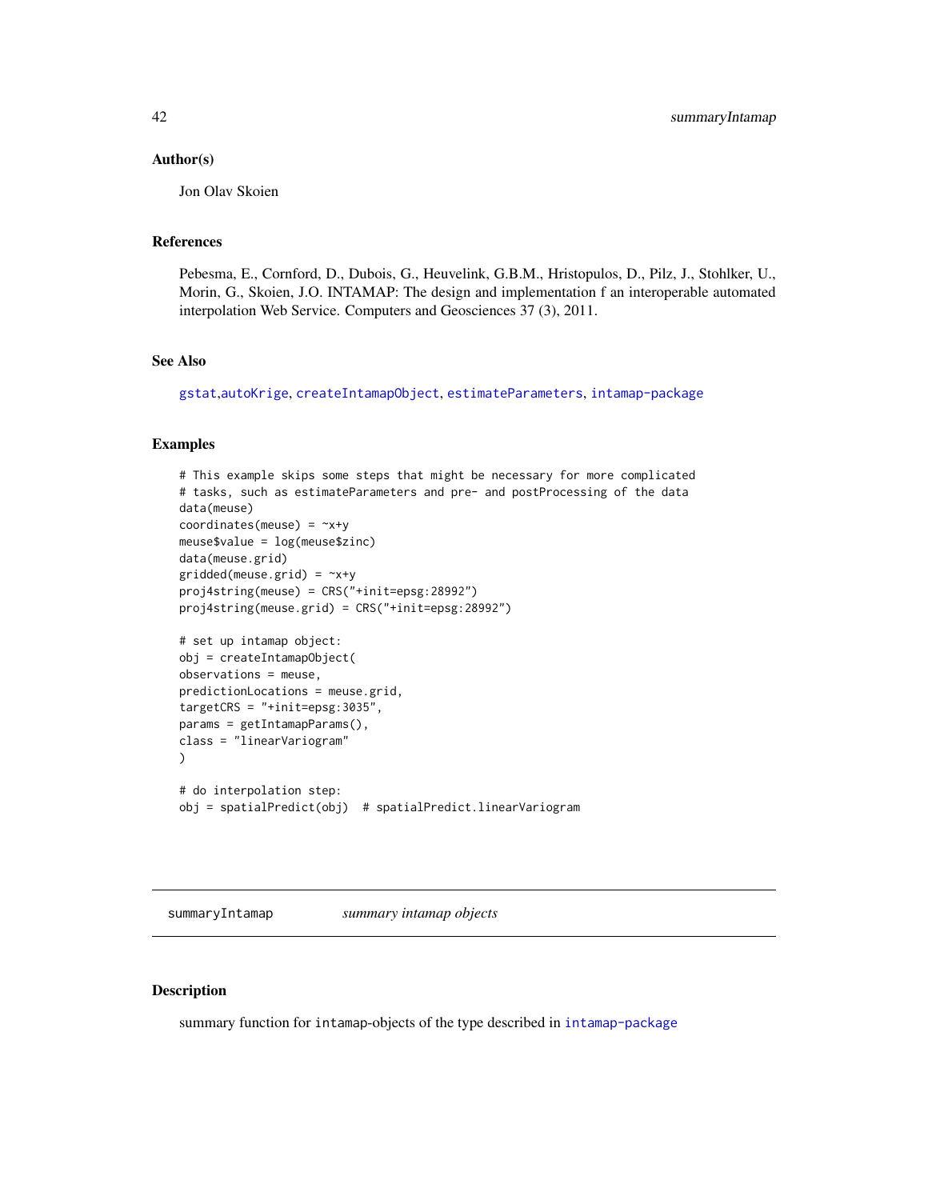## Author(s)

Jon Olav Skoien

## References

Pebesma, E., Cornford, D., Dubois, G., Heuvelink, G.B.M., Hristopulos, D., Pilz, J., Stohlker, U., Morin, G., Skoien, J.O. INTAMAP: The design and implementation f an interoperable automated interpolation Web Service. Computers and Geosciences 37 (3), 2011.

## See Also

gstat,autoKrige, createIntamapObject, estimateParameters, intamap-package

## Examples

```
# This example skips some steps that might be necessary for more complicated
# tasks, such as estimateParameters and pre- and postProcessing of the data
data(meuse)
coordinates(meuse) = ~x+y
meuse$value = log(meuse$zinc)
data(meuse.grid)
gridded(meuse.grid) = ~x+y
proj4string(meuse) = CRS("+init=epsg:28992")
proj4string(meuse.grid) = CRS("+init=epsg:28992")

# set up intamap object:
obj = createIntamapObject(
observations = meuse,
predictionLocations = meuse.grid,
targetCRS = "+init=epsg:3035",
params = getIntamapParams(),
class = "linearVariogram"
)

# do interpolation step:
obj = spatialPredict(obj)  # spatialPredict.linearVariogram
```

---

# summaryIntamap *summary intamap objects*

## Description

summary function for intamap-objects of the type described in intamap-package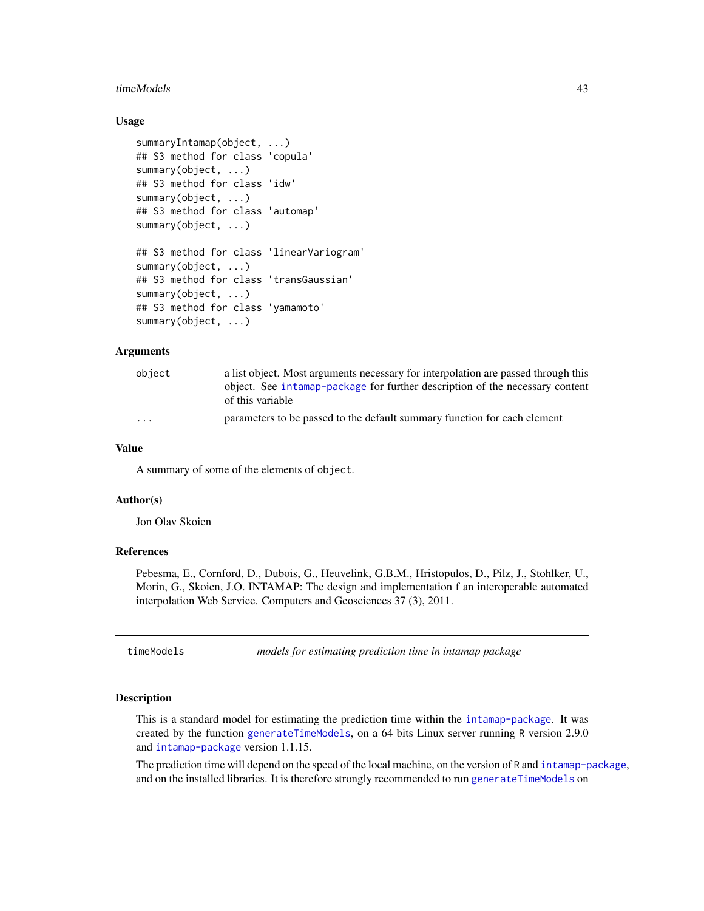### Usage

```
summaryIntamap(object, ...)
## S3 method for class 'copula'
summary(object, ...)
## S3 method for class 'idw'
summary(object, ...)
## S3 method for class 'automap'
summary(object, ...)

## S3 method for class 'linearVariogram'
summary(object, ...)
## S3 method for class 'transGaussian'
summary(object, ...)
## S3 method for class 'yamamoto'
summary(object, ...)
```

### Arguments

| | |
|---|---|
| `object` | a list object. Most arguments necessary for interpolation are passed through this object. See `intamap-package` for further description of the necessary content of this variable |
| `...` | parameters to be passed to the default summary function for each element |

### Value

A summary of some of the elements of `object`.

### Author(s)

Jon Olav Skoien

### References

Pebesma, E., Cornford, D., Dubois, G., Heuvelink, G.B.M., Hristopulos, D., Pilz, J., Stohlker, U., Morin, G., Skoien, J.O. INTAMAP: The design and implementation f an interoperable automated interpolation Web Service. Computers and Geosciences 37 (3), 2011.

---

## timeModels — *models for estimating prediction time in intamap package*

---

### Description

This is a standard model for estimating the prediction time within the `intamap-package`. It was created by the function `generateTimeModels`, on a 64 bits Linux server running R version 2.9.0 and `intamap-package` version 1.1.15.

The prediction time will depend on the speed of the local machine, on the version of R and `intamap-package`, and on the installed libraries. It is therefore strongly recommended to run `generateTimeModels` on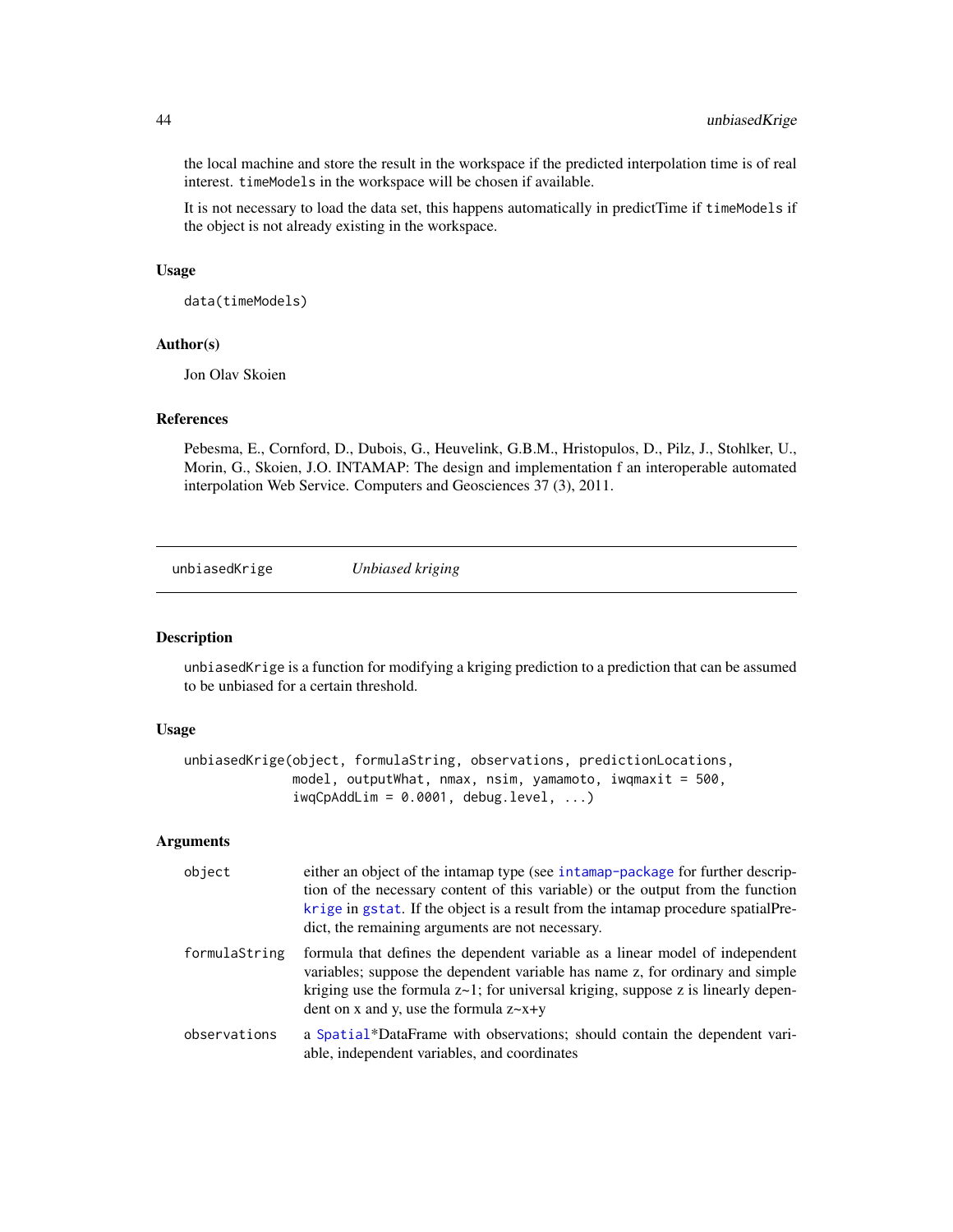the local machine and store the result in the workspace if the predicted interpolation time is of real interest. `timeModels` in the workspace will be chosen if available.

It is not necessary to load the data set, this happens automatically in predictTime if `timeModels` if the object is not already existing in the workspace.

### Usage

```
data(timeModels)
```

### Author(s)

Jon Olav Skoien

### References

Pebesma, E., Cornford, D., Dubois, G., Heuvelink, G.B.M., Hristopulos, D., Pilz, J., Stohlker, U., Morin, G., Skoien, J.O. INTAMAP: The design and implementation f an interoperable automated interpolation Web Service. Computers and Geosciences 37 (3), 2011.

---

## unbiasedKrige &nbsp;&nbsp;&nbsp;&nbsp; *Unbiased kriging*

---

### Description

`unbiasedKrige` is a function for modifying a kriging prediction to a prediction that can be assumed to be unbiased for a certain threshold.

### Usage

```
unbiasedKrige(object, formulaString, observations, predictionLocations,
              model, outputWhat, nmax, nsim, yamamoto, iwqmaxit = 500,
              iwqCpAddLim = 0.0001, debug.level, ...)
```

### Arguments

| | |
|---|---|
| `object` | either an object of the intamap type (see `intamap-package` for further description of the necessary content of this variable) or the output from the function `krige` in `gstat`. If the object is a result from the intamap procedure spatialPredict, the remaining arguments are not necessary. |
| `formulaString` | formula that defines the dependent variable as a linear model of independent variables; suppose the dependent variable has name z, for ordinary and simple kriging use the formula z~1; for universal kriging, suppose z is linearly dependent on x and y, use the formula z~x+y |
| `observations` | a `Spatial`*DataFrame with observations; should contain the dependent variable, independent variables, and coordinates |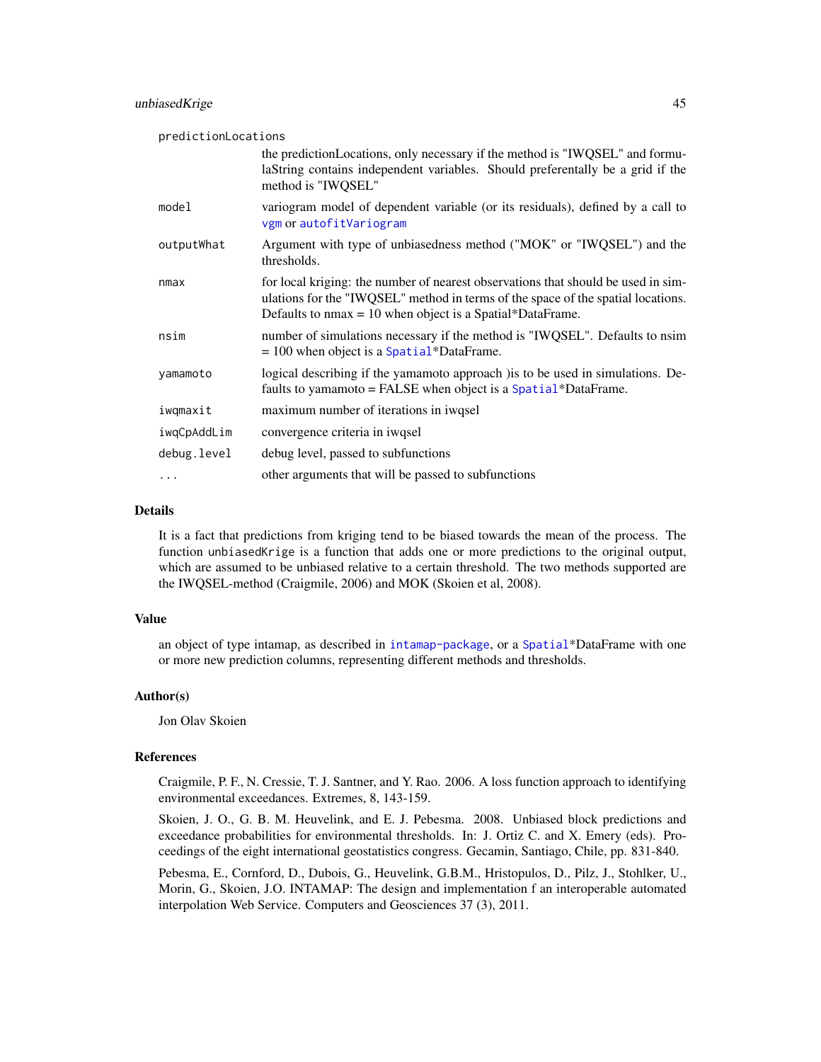| | |
|---|---|
| predictionLocations | the predictionLocations, only necessary if the method is "IWQSEL" and formulaString contains independent variables. Should preferentally be a grid if the method is "IWQSEL" |
| model | variogram model of dependent variable (or its residuals), defined by a call to vgm or autofitVariogram |
| outputWhat | Argument with type of unbiasedness method ("MOK" or "IWQSEL") and the thresholds. |
| nmax | for local kriging: the number of nearest observations that should be used in simulations for the "IWQSEL" method in terms of the space of the spatial locations. Defaults to nmax = 10 when object is a Spatial*DataFrame. |
| nsim | number of simulations necessary if the method is "IWQSEL". Defaults to nsim = 100 when object is a Spatial*DataFrame. |
| yamamoto | logical describing if the yamamoto approach )is to be used in simulations. Defaults to yamamoto = FALSE when object is a Spatial*DataFrame. |
| iwqmaxit | maximum number of iterations in iwqsel |
| iwqCpAddLim | convergence criteria in iwqsel |
| debug.level | debug level, passed to subfunctions |
| ... | other arguments that will be passed to subfunctions |

## Details

It is a fact that predictions from kriging tend to be biased towards the mean of the process. The function unbiasedKrige is a function that adds one or more predictions to the original output, which are assumed to be unbiased relative to a certain threshold. The two methods supported are the IWQSEL-method (Craigmile, 2006) and MOK (Skoien et al, 2008).

## Value

an object of type intamap, as described in intamap-package, or a Spatial*DataFrame with one or more new prediction columns, representing different methods and thresholds.

## Author(s)

Jon Olav Skoien

## References

Craigmile, P. F., N. Cressie, T. J. Santner, and Y. Rao. 2006. A loss function approach to identifying environmental exceedances. Extremes, 8, 143-159.

Skoien, J. O., G. B. M. Heuvelink, and E. J. Pebesma. 2008. Unbiased block predictions and exceedance probabilities for environmental thresholds. In: J. Ortiz C. and X. Emery (eds). Proceedings of the eight international geostatistics congress. Gecamin, Santiago, Chile, pp. 831-840.

Pebesma, E., Cornford, D., Dubois, G., Heuvelink, G.B.M., Hristopulos, D., Pilz, J., Stohlker, U., Morin, G., Skoien, J.O. INTAMAP: The design and implementation f an interoperable automated interpolation Web Service. Computers and Geosciences 37 (3), 2011.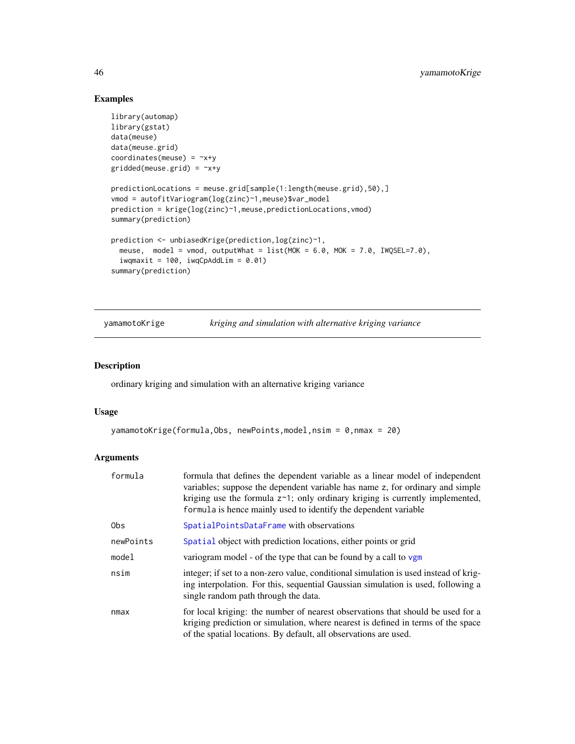## Examples

```
library(automap)
library(gstat)
data(meuse)
data(meuse.grid)
coordinates(meuse) = ~x+y
gridded(meuse.grid) = ~x+y

predictionLocations = meuse.grid[sample(1:length(meuse.grid),50),]
vmod = autofitVariogram(log(zinc)~1,meuse)$var_model
prediction = krige(log(zinc)~1,meuse,predictionLocations,vmod)
summary(prediction)

prediction <- unbiasedKrige(prediction,log(zinc)~1,
  meuse,  model = vmod, outputWhat = list(MOK = 6.0, MOK = 7.0, IWQSEL=7.0),
  iwqmaxit = 100, iwqCpAddLim = 0.01)
summary(prediction)
```

---

# yamamotoKrige — *kriging and simulation with alternative kriging variance*

## Description

ordinary kriging and simulation with an alternative kriging variance

## Usage

```
yamamotoKrige(formula,Obs, newPoints,model,nsim = 0,nmax = 20)
```

## Arguments

| | |
|---|---|
| formula | formula that defines the dependent variable as a linear model of independent variables; suppose the dependent variable has name z, for ordinary and simple kriging use the formula z~1; only ordinary kriging is currently implemented, formula is hence mainly used to identify the dependent variable |
| Obs | SpatialPointsDataFrame with observations |
| newPoints | Spatial object with prediction locations, either points or grid |
| model | variogram model - of the type that can be found by a call to vgm |
| nsim | integer; if set to a non-zero value, conditional simulation is used instead of kriging interpolation. For this, sequential Gaussian simulation is used, following a single random path through the data. |
| nmax | for local kriging: the number of nearest observations that should be used for a kriging prediction or simulation, where nearest is defined in terms of the space of the spatial locations. By default, all observations are used. |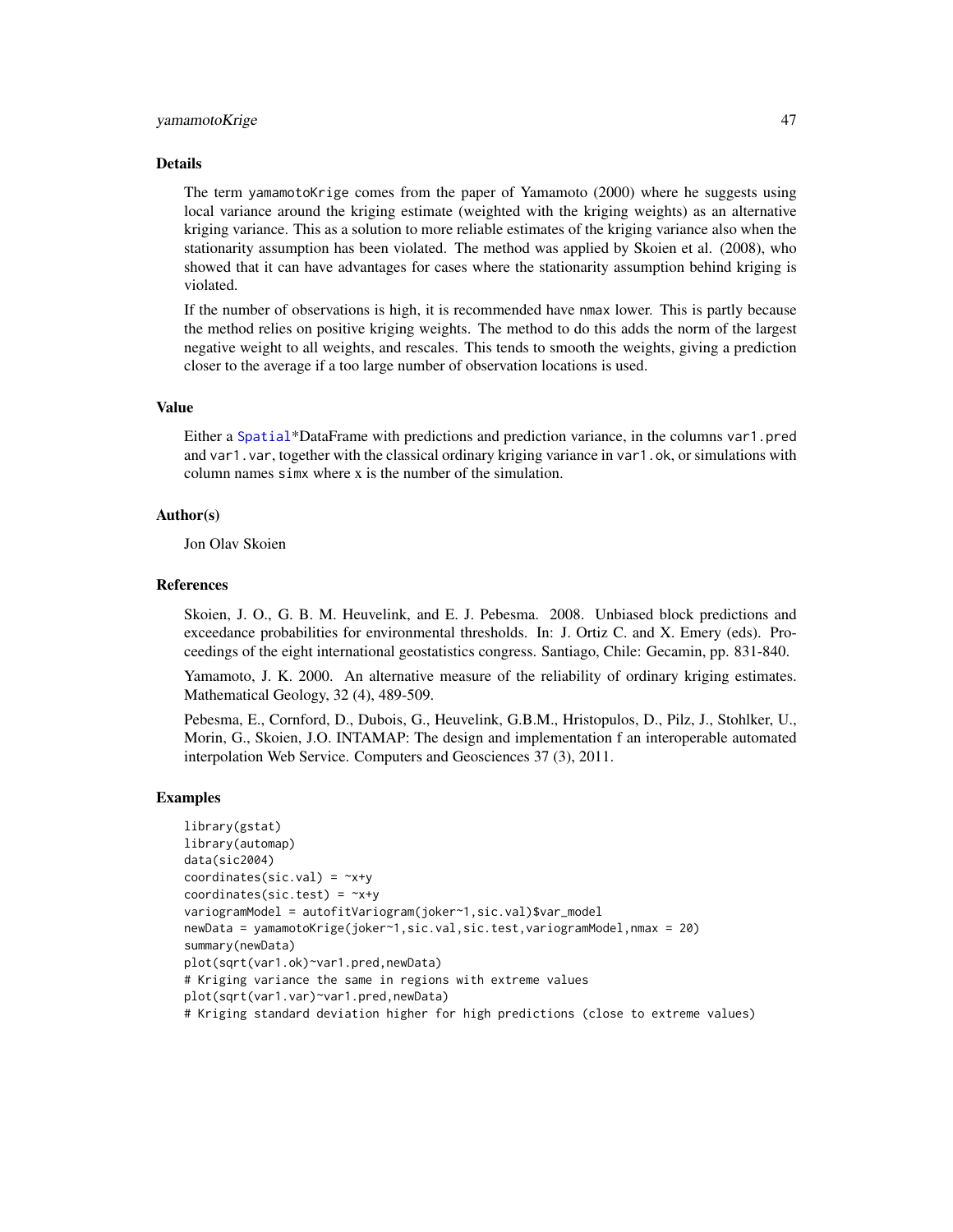## Details

The term yamamotoKrige comes from the paper of Yamamoto (2000) where he suggests using local variance around the kriging estimate (weighted with the kriging weights) as an alternative kriging variance. This as a solution to more reliable estimates of the kriging variance also when the stationarity assumption has been violated. The method was applied by Skoien et al. (2008), who showed that it can have advantages for cases where the stationarity assumption behind kriging is violated.

If the number of observations is high, it is recommended have nmax lower. This is partly because the method relies on positive kriging weights. The method to do this adds the norm of the largest negative weight to all weights, and rescales. This tends to smooth the weights, giving a prediction closer to the average if a too large number of observation locations is used.

## Value

Either a Spatial*DataFrame with predictions and prediction variance, in the columns var1.pred and var1.var, together with the classical ordinary kriging variance in var1.ok, or simulations with column names simx where x is the number of the simulation.

## Author(s)

Jon Olav Skoien

## References

Skoien, J. O., G. B. M. Heuvelink, and E. J. Pebesma. 2008. Unbiased block predictions and exceedance probabilities for environmental thresholds. In: J. Ortiz C. and X. Emery (eds). Proceedings of the eight international geostatistics congress. Santiago, Chile: Gecamin, pp. 831-840.

Yamamoto, J. K. 2000. An alternative measure of the reliability of ordinary kriging estimates. Mathematical Geology, 32 (4), 489-509.

Pebesma, E., Cornford, D., Dubois, G., Heuvelink, G.B.M., Hristopulos, D., Pilz, J., Stohlker, U., Morin, G., Skoien, J.O. INTAMAP: The design and implementation f an interoperable automated interpolation Web Service. Computers and Geosciences 37 (3), 2011.

## Examples

```
library(gstat)
library(automap)
data(sic2004)
coordinates(sic.val) = ~x+y
coordinates(sic.test) = ~x+y
variogramModel = autofitVariogram(joker~1,sic.val)$var_model
newData = yamamotoKrige(joker~1,sic.val,sic.test,variogramModel,nmax = 20)
summary(newData)
plot(sqrt(var1.ok)~var1.pred,newData)
# Kriging variance the same in regions with extreme values
plot(sqrt(var1.var)~var1.pred,newData)
# Kriging standard deviation higher for high predictions (close to extreme values)
```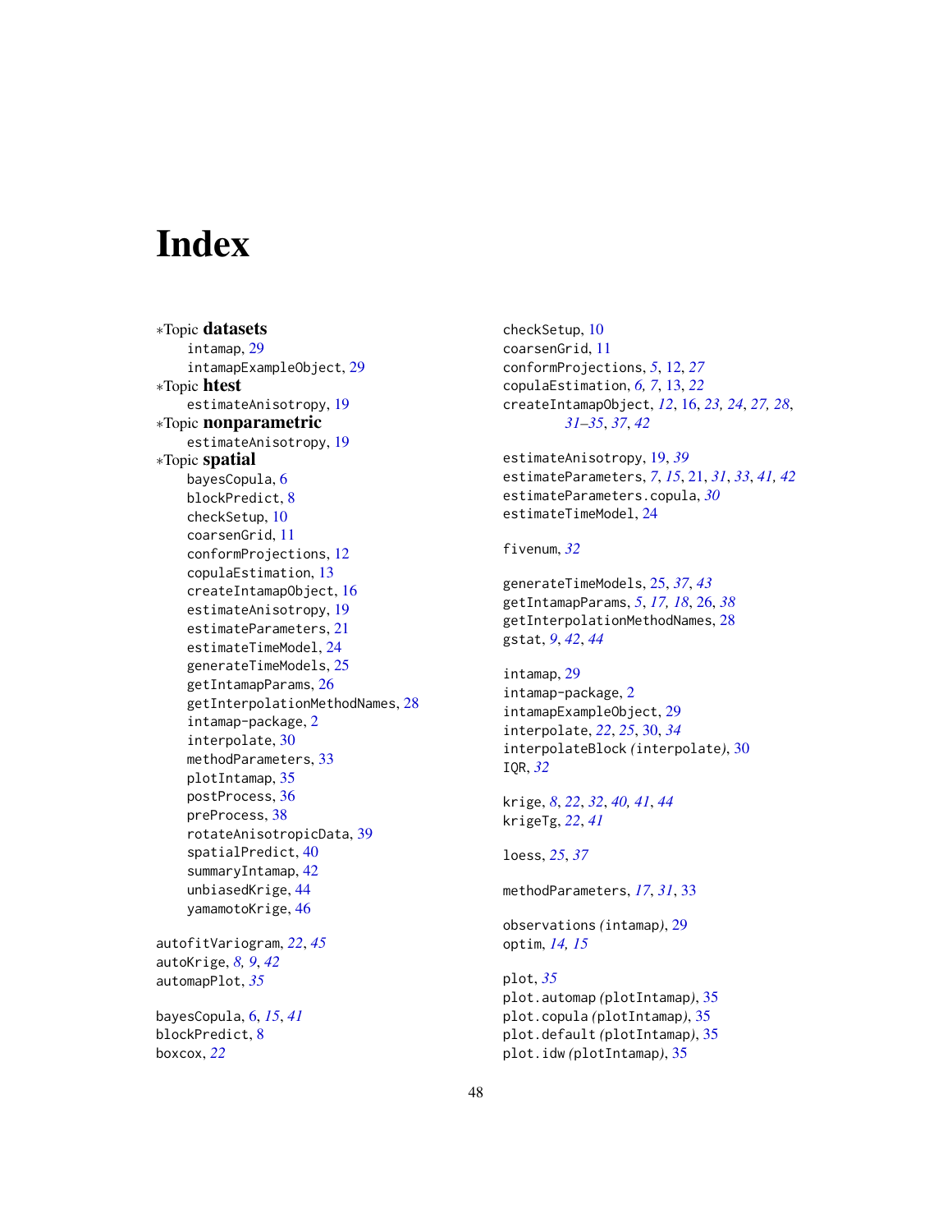# Index

∗Topic **datasets**
- intamap, 29
- intamapExampleObject, 29

∗Topic **htest**
- estimateAnisotropy, 19

∗Topic **nonparametric**
- estimateAnisotropy, 19

∗Topic **spatial**
- bayesCopula, 6
- blockPredict, 8
- checkSetup, 10
- coarsenGrid, 11
- conformProjections, 12
- copulaEstimation, 13
- createIntamapObject, 16
- estimateAnisotropy, 19
- estimateParameters, 21
- estimateTimeModel, 24
- generateTimeModels, 25
- getIntamapParams, 26
- getInterpolationMethodNames, 28
- intamap-package, 2
- interpolate, 30
- methodParameters, 33
- plotIntamap, 35
- postProcess, 36
- preProcess, 38
- rotateAnisotropicData, 39
- spatialPredict, 40
- summaryIntamap, 42
- unbiasedKrige, 44
- yamamotoKrige, 46

autofitVariogram, *22*, *45*
autoKrige, *8, 9*, *42*
automapPlot, *35*

bayesCopula, 6, *15*, *41*
blockPredict, 8
boxcox, *22*

checkSetup, 10
coarsenGrid, 11
conformProjections, *5*, 12, *27*
copulaEstimation, *6, 7*, 13, *22*
createIntamapObject, *12*, 16, *23, 24*, *27, 28*, *31–35*, *37*, *42*

estimateAnisotropy, 19, *39*
estimateParameters, *7*, *15*, 21, *31*, *33*, *41, 42*
estimateParameters.copula, *30*
estimateTimeModel, 24

fivenum, *32*

generateTimeModels, 25, *37*, *43*
getIntamapParams, *5*, *17, 18*, 26, *38*
getInterpolationMethodNames, 28
gstat, *9*, *42*, *44*

intamap, 29
intamap-package, 2
intamapExampleObject, 29
interpolate, *22*, *25*, 30, *34*
interpolateBlock *(*interpolate*)*, 30
IQR, *32*

krige, *8*, *22*, *32*, *40, 41*, *44*
krigeTg, *22*, *41*

loess, *25*, *37*

methodParameters, *17*, *31*, 33

observations *(*intamap*)*, 29
optim, *14, 15*

plot, *35*
plot.automap *(*plotIntamap*)*, 35
plot.copula *(*plotIntamap*)*, 35
plot.default *(*plotIntamap*)*, 35
plot.idw *(*plotIntamap*)*, 35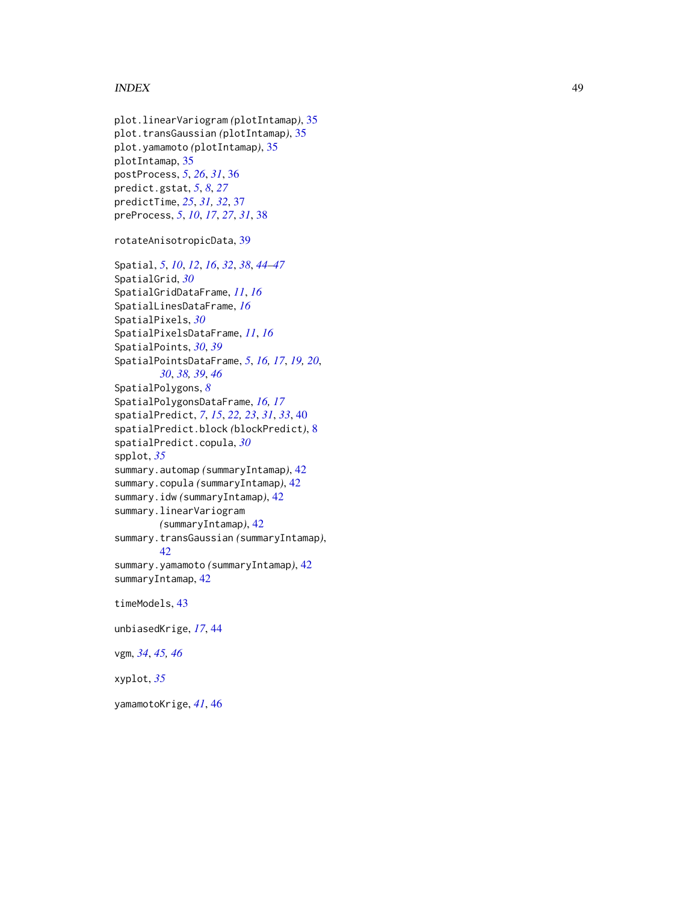plot.linearVariogram *(*plotIntamap*)*, 35
plot.transGaussian *(*plotIntamap*)*, 35
plot.yamamoto *(*plotIntamap*)*, 35
plotIntamap, 35
postProcess, *5*, *26*, *31*, 36
predict.gstat, *5*, *8*, *27*
predictTime, *25*, *31, 32*, 37
preProcess, *5*, *10*, *17*, *27*, *31*, 38

rotateAnisotropicData, 39

Spatial, *5*, *10*, *12*, *16*, *32*, *38*, *44–47*
SpatialGrid, *30*
SpatialGridDataFrame, *11*, *16*
SpatialLinesDataFrame, *16*
SpatialPixels, *30*
SpatialPixelsDataFrame, *11*, *16*
SpatialPoints, *30*, *39*
SpatialPointsDataFrame, *5*, *16, 17*, *19, 20*, *30*, *38, 39*, *46*
SpatialPolygons, *8*
SpatialPolygonsDataFrame, *16, 17*
spatialPredict, *7*, *15*, *22, 23*, *31*, *33*, 40
spatialPredict.block *(*blockPredict*)*, 8
spatialPredict.copula, *30*
spplot, *35*
summary.automap *(*summaryIntamap*)*, 42
summary.copula *(*summaryIntamap*)*, 42
summary.idw *(*summaryIntamap*)*, 42
summary.linearVariogram *(*summaryIntamap*)*, 42
summary.transGaussian *(*summaryIntamap*)*, 42
summary.yamamoto *(*summaryIntamap*)*, 42
summaryIntamap, 42

timeModels, 43

unbiasedKrige, *17*, 44

vgm, *34*, *45, 46*

xyplot, *35*

yamamotoKrige, *41*, 46